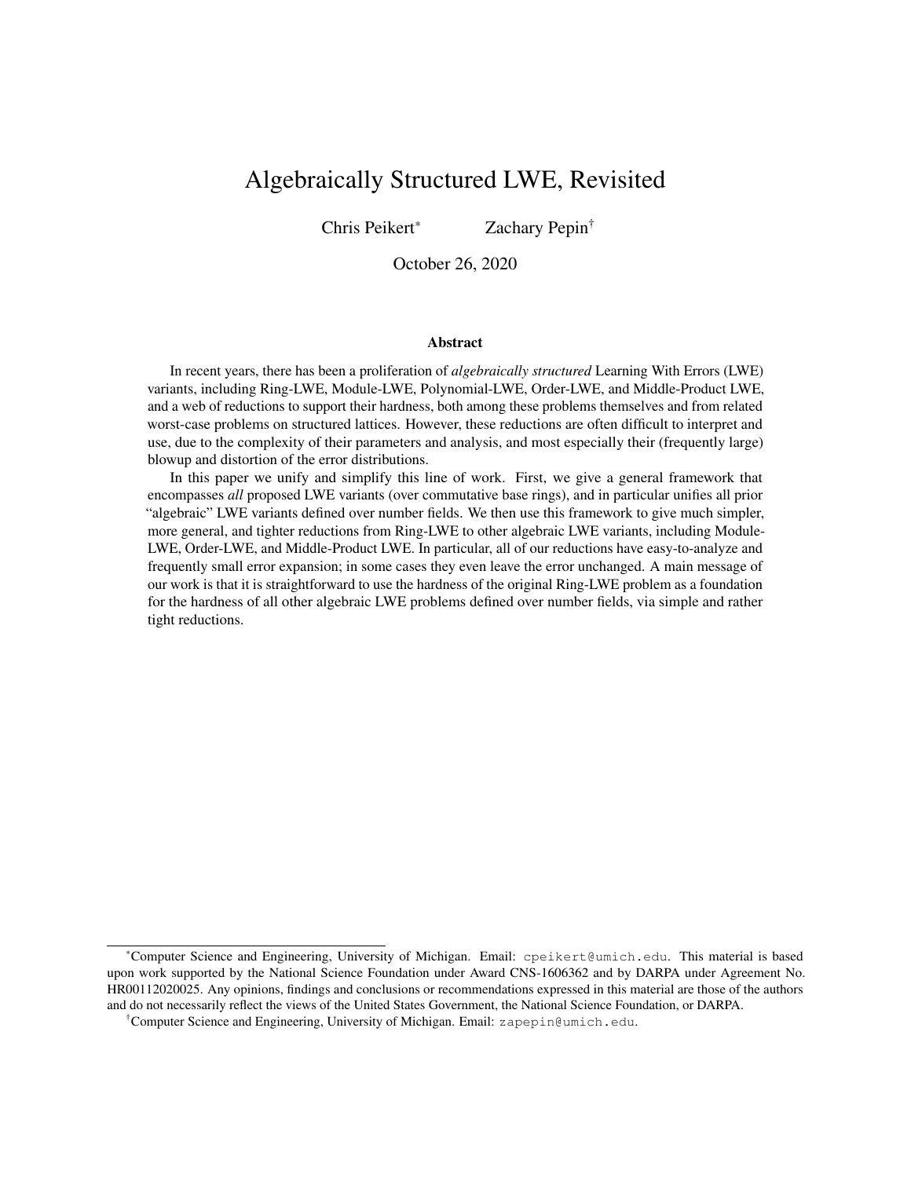# Algebraically Structured LWE, Revisited

Chris Peikert[*] Zachary Pepin[†]

October 26, 2020

## Abstract

In recent years, there has been a proliferation of *algebraically structured* Learning With Errors (LWE) variants, including Ring-LWE, Module-LWE, Polynomial-LWE, Order-LWE, and Middle-Product LWE, and a web of reductions to support their hardness, both among these problems themselves and from related worst-case problems on structured lattices. However, these reductions are often difficult to interpret and use, due to the complexity of their parameters and analysis, and most especially their (frequently large) blowup and distortion of the error distributions.

In this paper we unify and simplify this line of work. First, we give a general framework that encompasses *all* proposed LWE variants (over commutative base rings), and in particular unifies all prior "algebraic" LWE variants defined over number fields. We then use this framework to give much simpler, more general, and tighter reductions from Ring-LWE to other algebraic LWE variants, including Module-LWE, Order-LWE, and Middle-Product LWE. In particular, all of our reductions have easy-to-analyze and frequently small error expansion; in some cases they even leave the error unchanged. A main message of our work is that it is straightforward to use the hardness of the original Ring-LWE problem as a foundation for the hardness of all other algebraic LWE problems defined over number fields, via simple and rather tight reductions.

---

[*] Computer Science and Engineering, University of Michigan. Email: cpeikert@umich.edu. This material is based upon work supported by the National Science Foundation under Award CNS-1606362 and by DARPA under Agreement No. HR00112020025. Any opinions, findings and conclusions or recommendations expressed in this material are those of the authors and do not necessarily reflect the views of the United States Government, the National Science Foundation, or DARPA.

[†] Computer Science and Engineering, University of Michigan. Email: zapepin@umich.edu.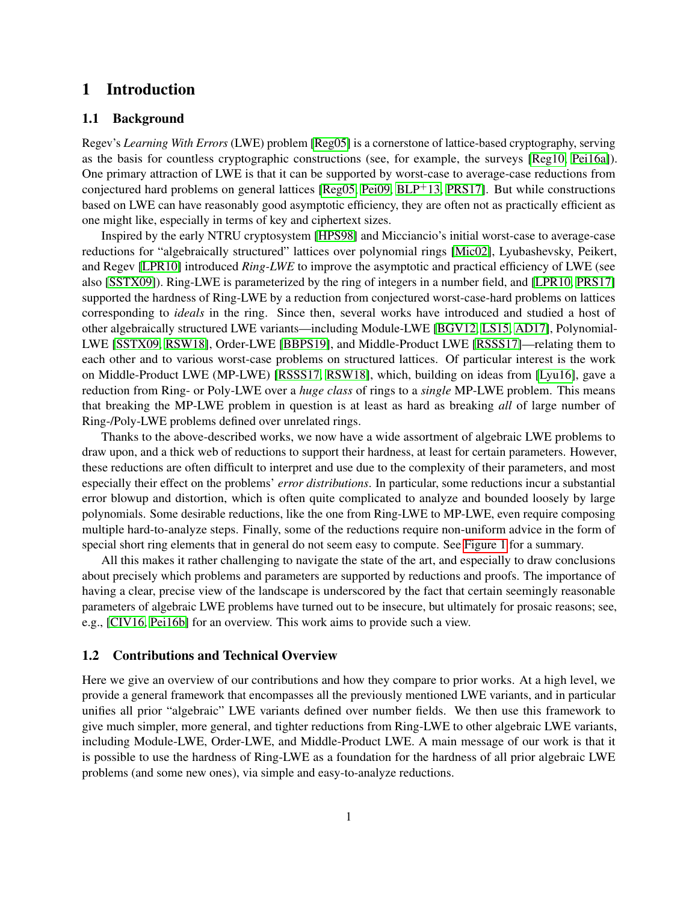# 1 Introduction

## 1.1 Background

Regev's *Learning With Errors* (LWE) problem [Reg05] is a cornerstone of lattice-based cryptography, serving as the basis for countless cryptographic constructions (see, for example, the surveys [Reg10, Pei16a]). One primary attraction of LWE is that it can be supported by worst-case to average-case reductions from conjectured hard problems on general lattices [Reg05, Pei09, BLP+13, PRS17]. But while constructions based on LWE can have reasonably good asymptotic efficiency, they are often not as practically efficient as one might like, especially in terms of key and ciphertext sizes.

Inspired by the early NTRU cryptosystem [HPS98] and Micciancio's initial worst-case to average-case reductions for "algebraically structured" lattices over polynomial rings [Mic02], Lyubashevsky, Peikert, and Regev [LPR10] introduced *Ring-LWE* to improve the asymptotic and practical efficiency of LWE (see also [SSTX09]). Ring-LWE is parameterized by the ring of integers in a number field, and [LPR10, PRS17] supported the hardness of Ring-LWE by a reduction from conjectured worst-case-hard problems on lattices corresponding to *ideals* in the ring. Since then, several works have introduced and studied a host of other algebraically structured LWE variants—including Module-LWE [BGV12, LS15, AD17], Polynomial-LWE [SSTX09, RSW18], Order-LWE [BBPS19], and Middle-Product LWE [RSSS17]—relating them to each other and to various worst-case problems on structured lattices. Of particular interest is the work on Middle-Product LWE (MP-LWE) [RSSS17, RSW18], which, building on ideas from [Lyu16], gave a reduction from Ring- or Poly-LWE over a *huge class* of rings to a *single* MP-LWE problem. This means that breaking the MP-LWE problem in question is at least as hard as breaking *all* of large number of Ring-/Poly-LWE problems defined over unrelated rings.

Thanks to the above-described works, we now have a wide assortment of algebraic LWE problems to draw upon, and a thick web of reductions to support their hardness, at least for certain parameters. However, these reductions are often difficult to interpret and use due to the complexity of their parameters, and most especially their effect on the problems' *error distributions*. In particular, some reductions incur a substantial error blowup and distortion, which is often quite complicated to analyze and bounded loosely by large polynomials. Some desirable reductions, like the one from Ring-LWE to MP-LWE, even require composing multiple hard-to-analyze steps. Finally, some of the reductions require non-uniform advice in the form of special short ring elements that in general do not seem easy to compute. See Figure 1 for a summary.

All this makes it rather challenging to navigate the state of the art, and especially to draw conclusions about precisely which problems and parameters are supported by reductions and proofs. The importance of having a clear, precise view of the landscape is underscored by the fact that certain seemingly reasonable parameters of algebraic LWE problems have turned out to be insecure, but ultimately for prosaic reasons; see, e.g., [CIV16, Pei16b] for an overview. This work aims to provide such a view.

## 1.2 Contributions and Technical Overview

Here we give an overview of our contributions and how they compare to prior works. At a high level, we provide a general framework that encompasses all the previously mentioned LWE variants, and in particular unifies all prior "algebraic" LWE variants defined over number fields. We then use this framework to give much simpler, more general, and tighter reductions from Ring-LWE to other algebraic LWE variants, including Module-LWE, Order-LWE, and Middle-Product LWE. A main message of our work is that it is possible to use the hardness of Ring-LWE as a foundation for the hardness of all prior algebraic LWE problems (and some new ones), via simple and easy-to-analyze reductions.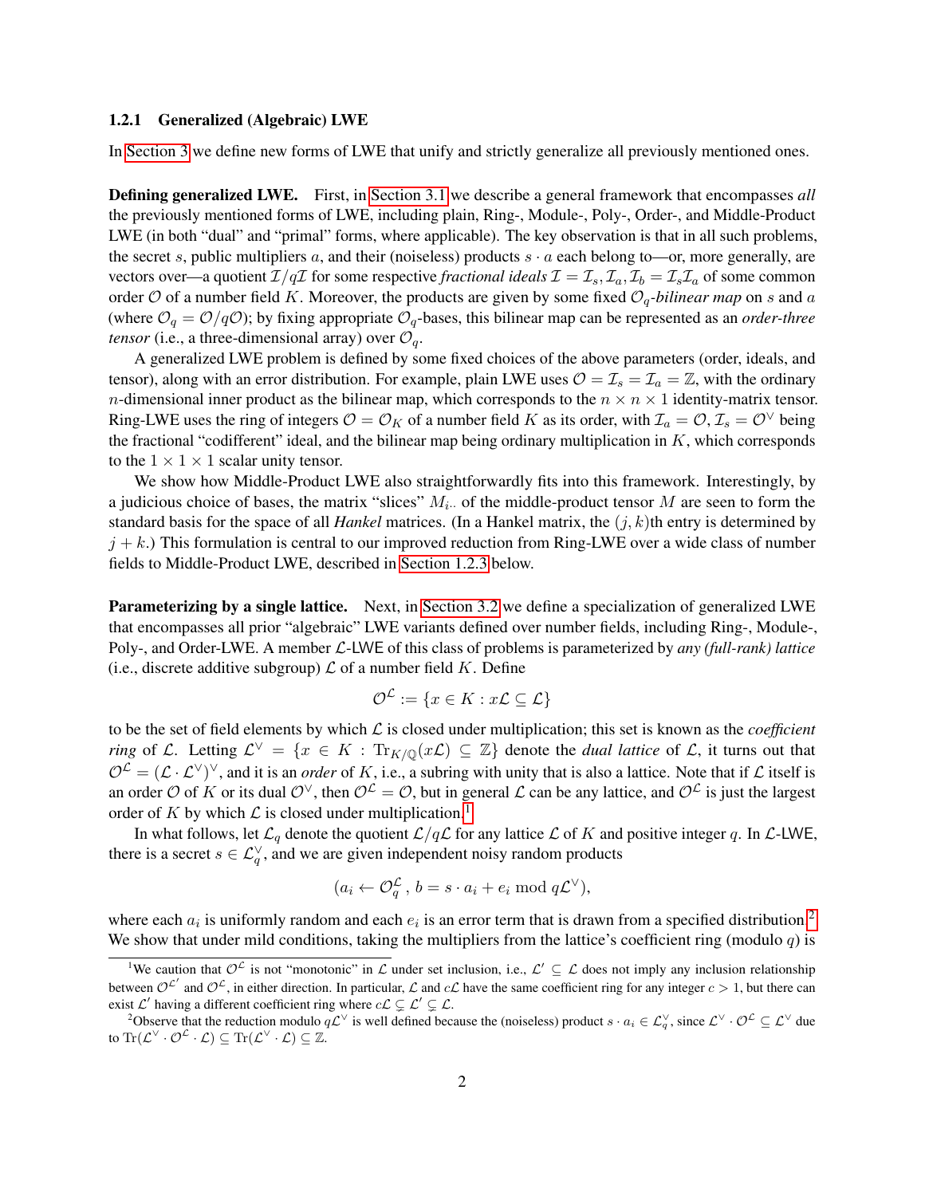### 1.2.1 Generalized (Algebraic) LWE

In Section 3 we define new forms of LWE that unify and strictly generalize all previously mentioned ones.

**Defining generalized LWE.** First, in Section 3.1 we describe a general framework that encompasses *all* the previously mentioned forms of LWE, including plain, Ring-, Module-, Poly-, Order-, and Middle-Product LWE (in both "dual" and "primal" forms, where applicable). The key observation is that in all such problems, the secret $s$, public multipliers $a$, and their (noiseless) products $s \cdot a$ each belong to—or, more generally, are vectors over—a quotient $\mathcal{I}/q\mathcal{I}$ for some respective *fractional ideals* $\mathcal{I} = \mathcal{I}_s, \mathcal{I}_a, \mathcal{I}_b = \mathcal{I}_s\mathcal{I}_a$ of some common order $\mathcal{O}$ of a number field $K$. Moreover, the products are given by some fixed $\mathcal{O}_q$-*bilinear map* on $s$ and $a$ (where $\mathcal{O}_q = \mathcal{O}/q\mathcal{O}$); by fixing appropriate $\mathcal{O}_q$-bases, this bilinear map can be represented as an *order-three tensor* (i.e., a three-dimensional array) over $\mathcal{O}_q$.

A generalized LWE problem is defined by some fixed choices of the above parameters (order, ideals, and tensor), along with an error distribution. For example, plain LWE uses $\mathcal{O} = \mathcal{I}_s = \mathcal{I}_a = \mathbb{Z}$, with the ordinary $n$-dimensional inner product as the bilinear map, which corresponds to the $n \times n \times 1$ identity-matrix tensor. Ring-LWE uses the ring of integers $\mathcal{O} = \mathcal{O}_K$ of a number field $K$ as its order, with $\mathcal{I}_a = \mathcal{O}, \mathcal{I}_s = \mathcal{O}^\vee$ being the fractional "codifferent" ideal, and the bilinear map being ordinary multiplication in $K$, which corresponds to the $1 \times 1 \times 1$ scalar unity tensor.

We show how Middle-Product LWE also straightforwardly fits into this framework. Interestingly, by a judicious choice of bases, the matrix "slices" $M_{i\cdot\cdot}$ of the middle-product tensor $M$ are seen to form the standard basis for the space of all *Hankel* matrices. (In a Hankel matrix, the $(j, k)$th entry is determined by $j + k$.) This formulation is central to our improved reduction from Ring-LWE over a wide class of number fields to Middle-Product LWE, described in Section 1.2.3 below.

**Parameterizing by a single lattice.** Next, in Section 3.2 we define a specialization of generalized LWE that encompasses all prior "algebraic" LWE variants defined over number fields, including Ring-, Module-, Poly-, and Order-LWE. A member $\mathcal{L}$-LWE of this class of problems is parameterized by *any (full-rank) lattice* (i.e., discrete additive subgroup) $\mathcal{L}$ of a number field $K$. Define

$$\mathcal{O}^{\mathcal{L}} := \{x \in K : x\mathcal{L} \subseteq \mathcal{L}\}$$

to be the set of field elements by which $\mathcal{L}$ is closed under multiplication; this set is known as the *coefficient ring* of $\mathcal{L}$. Letting $\mathcal{L}^\vee = \{x \in K : \mathrm{Tr}_{K/\mathbb{Q}}(x\mathcal{L}) \subseteq \mathbb{Z}\}$ denote the *dual lattice* of $\mathcal{L}$, it turns out that $\mathcal{O}^{\mathcal{L}} = (\mathcal{L} \cdot \mathcal{L}^\vee)^\vee$, and it is an *order* of $K$, i.e., a subring with unity that is also a lattice. Note that if $\mathcal{L}$ itself is an order $\mathcal{O}$ of $K$ or its dual $\mathcal{O}^\vee$, then $\mathcal{O}^{\mathcal{L}} = \mathcal{O}$, but in general $\mathcal{L}$ can be any lattice, and $\mathcal{O}^{\mathcal{L}}$ is just the largest order of $K$ by which $\mathcal{L}$ is closed under multiplication.[1]

In what follows, let $\mathcal{L}_q$ denote the quotient $\mathcal{L}/q\mathcal{L}$ for any lattice $\mathcal{L}$ of $K$ and positive integer $q$. In $\mathcal{L}$-LWE, there is a secret $s \in \mathcal{L}_q^\vee$, and we are given independent noisy random products

$$(a_i \leftarrow \mathcal{O}_q^{\mathcal{L}}\,,\, b = s \cdot a_i + e_i \bmod q\mathcal{L}^\vee),$$

where each $a_i$ is uniformly random and each $e_i$ is an error term that is drawn from a specified distribution.[2] We show that under mild conditions, taking the multipliers from the lattice's coefficient ring (modulo $q$) is

---

[1] We caution that $\mathcal{O}^{\mathcal{L}}$ is not "monotonic" in $\mathcal{L}$ under set inclusion, i.e., $\mathcal{L}' \subseteq \mathcal{L}$ does not imply any inclusion relationship between $\mathcal{O}^{\mathcal{L}'}$ and $\mathcal{O}^{\mathcal{L}}$, in either direction. In particular, $\mathcal{L}$ and $c\mathcal{L}$ have the same coefficient ring for any integer $c > 1$, but there can exist $\mathcal{L}'$ having a different coefficient ring where $c\mathcal{L} \subsetneq \mathcal{L}' \subsetneq \mathcal{L}$.

[2] Observe that the reduction modulo $q\mathcal{L}^\vee$ is well defined because the (noiseless) product $s \cdot a_i \in \mathcal{L}_q^\vee$, since $\mathcal{L}^\vee \cdot \mathcal{O}^{\mathcal{L}} \subseteq \mathcal{L}^\vee$ due to $\mathrm{Tr}(\mathcal{L}^\vee \cdot \mathcal{O}^{\mathcal{L}} \cdot \mathcal{L}) \subseteq \mathrm{Tr}(\mathcal{L}^\vee \cdot \mathcal{L}) \subseteq \mathbb{Z}$.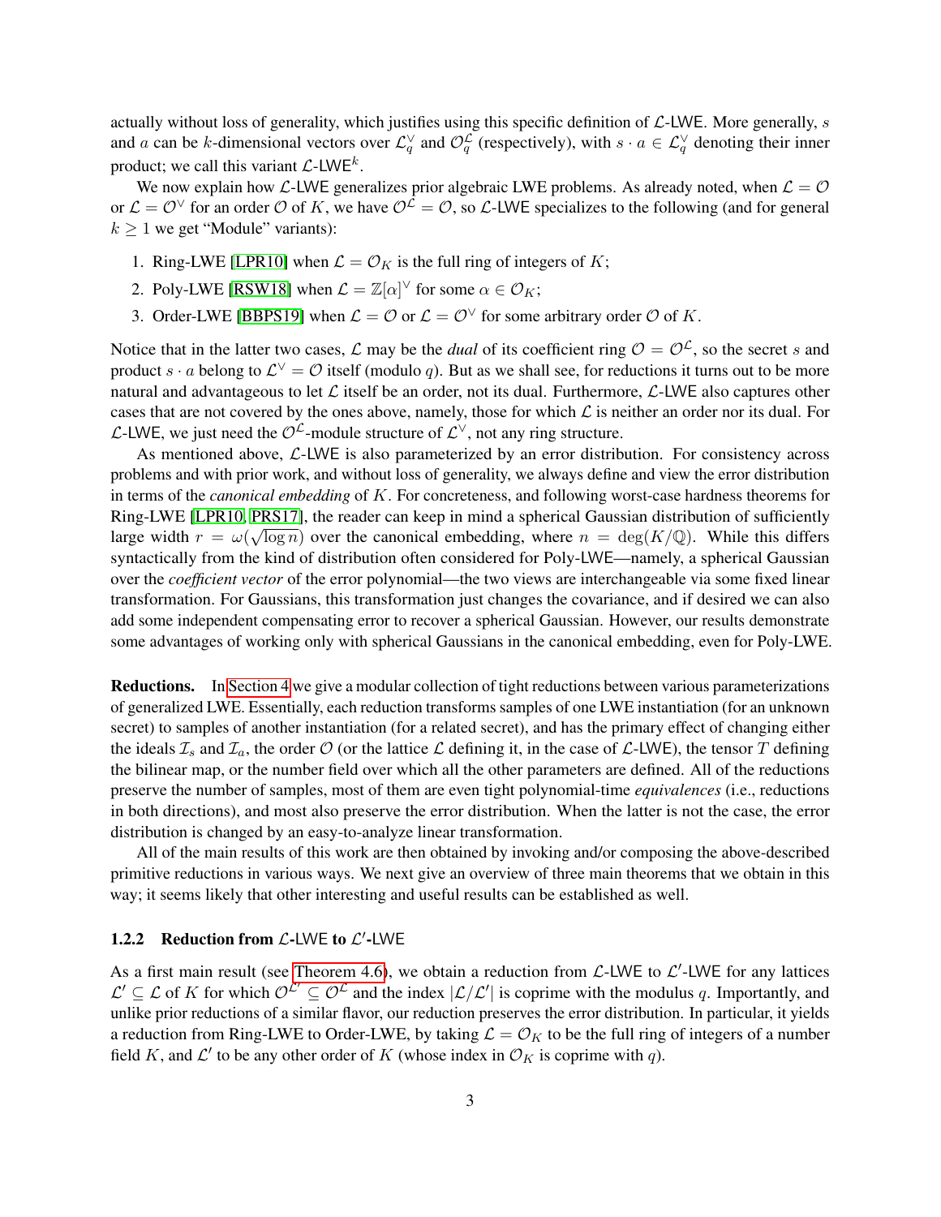actually without loss of generality, which justifies using this specific definition of $\mathcal{L}$-LWE. More generally, $s$ and $a$ can be $k$-dimensional vectors over $\mathcal{L}_q^\vee$ and $\mathcal{O}_q^{\mathcal{L}}$ (respectively), with $s \cdot a \in \mathcal{L}_q^\vee$ denoting their inner product; we call this variant $\mathcal{L}$-LWE$^k$.

We now explain how $\mathcal{L}$-LWE generalizes prior algebraic LWE problems. As already noted, when $\mathcal{L} = \mathcal{O}$ or $\mathcal{L} = \mathcal{O}^\vee$ for an order $\mathcal{O}$ of $K$, we have $\mathcal{O}^{\mathcal{L}} = \mathcal{O}$, so $\mathcal{L}$-LWE specializes to the following (and for general $k \geq 1$ we get "Module" variants):

1. Ring-LWE [LPR10] when $\mathcal{L} = \mathcal{O}_K$ is the full ring of integers of $K$;
2. Poly-LWE [RSW18] when $\mathcal{L} = \mathbb{Z}[\alpha]^\vee$ for some $\alpha \in \mathcal{O}_K$;
3. Order-LWE [BBPS19] when $\mathcal{L} = \mathcal{O}$ or $\mathcal{L} = \mathcal{O}^\vee$ for some arbitrary order $\mathcal{O}$ of $K$.

Notice that in the latter two cases, $\mathcal{L}$ may be the *dual* of its coefficient ring $\mathcal{O} = \mathcal{O}^{\mathcal{L}}$, so the secret $s$ and product $s \cdot a$ belong to $\mathcal{L}^\vee = \mathcal{O}$ itself (modulo $q$). But as we shall see, for reductions it turns out to be more natural and advantageous to let $\mathcal{L}$ itself be an order, not its dual. Furthermore, $\mathcal{L}$-LWE also captures other cases that are not covered by the ones above, namely, those for which $\mathcal{L}$ is neither an order nor its dual. For $\mathcal{L}$-LWE, we just need the $\mathcal{O}^{\mathcal{L}}$-module structure of $\mathcal{L}^\vee$, not any ring structure.

As mentioned above, $\mathcal{L}$-LWE is also parameterized by an error distribution. For consistency across problems and with prior work, and without loss of generality, we always define and view the error distribution in terms of the *canonical embedding* of $K$. For concreteness, and following worst-case hardness theorems for Ring-LWE [LPR10, PRS17], the reader can keep in mind a spherical Gaussian distribution of sufficiently large width $r = \omega(\sqrt{\log n})$ over the canonical embedding, where $n = \deg(K/\mathbb{Q})$. While this differs syntactically from the kind of distribution often considered for Poly-LWE—namely, a spherical Gaussian over the *coefficient vector* of the error polynomial—the two views are interchangeable via some fixed linear transformation. For Gaussians, this transformation just changes the covariance, and if desired we can also add some independent compensating error to recover a spherical Gaussian. However, our results demonstrate some advantages of working only with spherical Gaussians in the canonical embedding, even for Poly-LWE.

**Reductions.** In Section 4 we give a modular collection of tight reductions between various parameterizations of generalized LWE. Essentially, each reduction transforms samples of one LWE instantiation (for an unknown secret) to samples of another instantiation (for a related secret), and has the primary effect of changing either the ideals $\mathcal{I}_s$ and $\mathcal{I}_a$, the order $\mathcal{O}$ (or the lattice $\mathcal{L}$ defining it, in the case of $\mathcal{L}$-LWE), the tensor $T$ defining the bilinear map, or the number field over which all the other parameters are defined. All of the reductions preserve the number of samples, most of them are even tight polynomial-time *equivalences* (i.e., reductions in both directions), and most also preserve the error distribution. When the latter is not the case, the error distribution is changed by an easy-to-analyze linear transformation.

All of the main results of this work are then obtained by invoking and/or composing the above-described primitive reductions in various ways. We next give an overview of three main theorems that we obtain in this way; it seems likely that other interesting and useful results can be established as well.

### 1.2.2 Reduction from $\mathcal{L}$-LWE to $\mathcal{L}'$-LWE

As a first main result (see Theorem 4.6), we obtain a reduction from $\mathcal{L}$-LWE to $\mathcal{L}'$-LWE for any lattices $\mathcal{L}' \subseteq \mathcal{L}$ of $K$ for which $\mathcal{O}^{\mathcal{L}'} \subseteq \mathcal{O}^{\mathcal{L}}$ and the index $|\mathcal{L}/\mathcal{L}'|$ is coprime with the modulus $q$. Importantly, and unlike prior reductions of a similar flavor, our reduction preserves the error distribution. In particular, it yields a reduction from Ring-LWE to Order-LWE, by taking $\mathcal{L} = \mathcal{O}_K$ to be the full ring of integers of a number field $K$, and $\mathcal{L}'$ to be any other order of $K$ (whose index in $\mathcal{O}_K$ is coprime with $q$).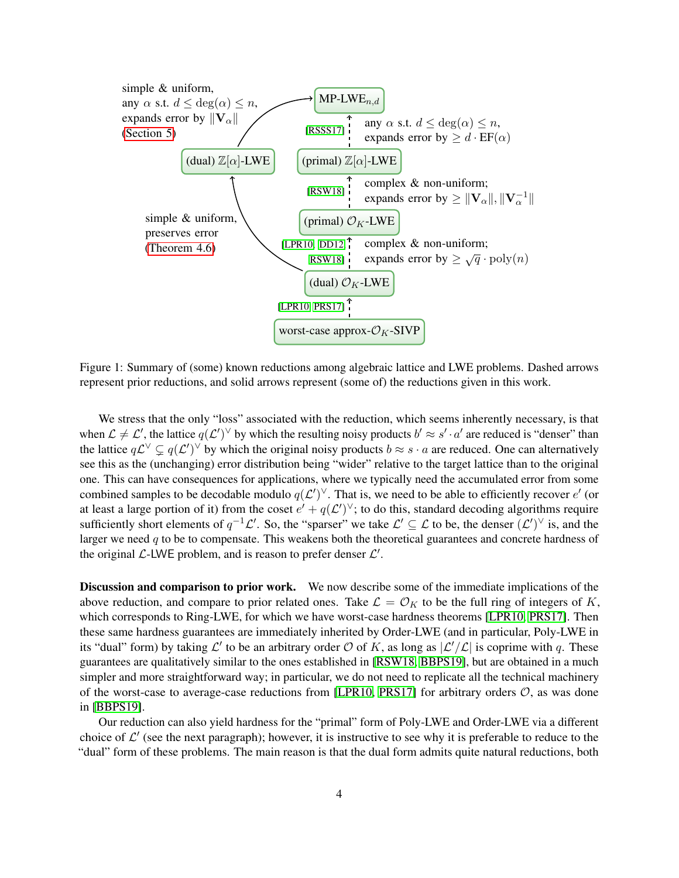simple & uniform, any $\alpha$ s.t. $d \leq \deg(\alpha) \leq n$, expands error by $\|\mathbf{V}_\alpha\|$ (Section 5)

MP-LWE$_{n,d}$

[RSSS17] any $\alpha$ s.t. $d \leq \deg(\alpha) \leq n$, expands error by $\geq d \cdot \mathrm{EF}(\alpha)$

(dual) $\mathbb{Z}[\alpha]$-LWE

(primal) $\mathbb{Z}[\alpha]$-LWE

[RSW18] complex & non-uniform; expands error by $\geq \|\mathbf{V}_\alpha\|, \|\mathbf{V}_\alpha^{-1}\|$

simple & uniform, preserves error (Theorem 4.6)

(primal) $\mathcal{O}_K$-LWE

[LPR10, DD12, RSW18] complex & non-uniform; expands error by $\geq \sqrt{q} \cdot \mathrm{poly}(n)$

(dual) $\mathcal{O}_K$-LWE

[LPR10, PRS17]

worst-case approx-$\mathcal{O}_K$-SIVP

Figure 1: Summary of (some) known reductions among algebraic lattice and LWE problems. Dashed arrows represent prior reductions, and solid arrows represent (some of) the reductions given in this work.

We stress that the only "loss" associated with the reduction, which seems inherently necessary, is that when $\mathcal{L} \neq \mathcal{L}'$, the lattice $q(\mathcal{L}')^\vee$ by which the resulting noisy products $b' \approx s' \cdot a'$ are reduced is "denser" than the lattice $q\mathcal{L}^\vee \subsetneq q(\mathcal{L}')^\vee$ by which the original noisy products $b \approx s \cdot a$ are reduced. One can alternatively see this as the (unchanging) error distribution being "wider" relative to the target lattice than to the original one. This can have consequences for applications, where we typically need the accumulated error from some combined samples to be decodable modulo $q(\mathcal{L}')^\vee$. That is, we need to be able to efficiently recover $e'$ (or at least a large portion of it) from the coset $e' + q(\mathcal{L}')^\vee$; to do this, standard decoding algorithms require sufficiently short elements of $q^{-1}\mathcal{L}'$. So, the "sparser" we take $\mathcal{L}' \subseteq \mathcal{L}$ to be, the denser $(\mathcal{L}')^\vee$ is, and the larger we need $q$ to be to compensate. This weakens both the theoretical guarantees and concrete hardness of the original $\mathcal{L}$-LWE problem, and is reason to prefer denser $\mathcal{L}'$.

**Discussion and comparison to prior work.** We now describe some of the immediate implications of the above reduction, and compare to prior related ones. Take $\mathcal{L} = \mathcal{O}_K$ to be the full ring of integers of $K$, which corresponds to Ring-LWE, for which we have worst-case hardness theorems [LPR10, PRS17]. Then these same hardness guarantees are immediately inherited by Order-LWE (and in particular, Poly-LWE in its "dual" form) by taking $\mathcal{L}'$ to be an arbitrary order $\mathcal{O}$ of $K$, as long as $|\mathcal{L}'/\mathcal{L}|$ is coprime with $q$. These guarantees are qualitatively similar to the ones established in [RSW18, BBPS19], but are obtained in a much simpler and more straightforward way; in particular, we do not need to replicate all the technical machinery of the worst-case to average-case reductions from [LPR10, PRS17] for arbitrary orders $\mathcal{O}$, as was done in [BBPS19].

Our reduction can also yield hardness for the "primal" form of Poly-LWE and Order-LWE via a different choice of $\mathcal{L}'$ (see the next paragraph); however, it is instructive to see why it is preferable to reduce to the "dual" form of these problems. The main reason is that the dual form admits quite natural reductions, both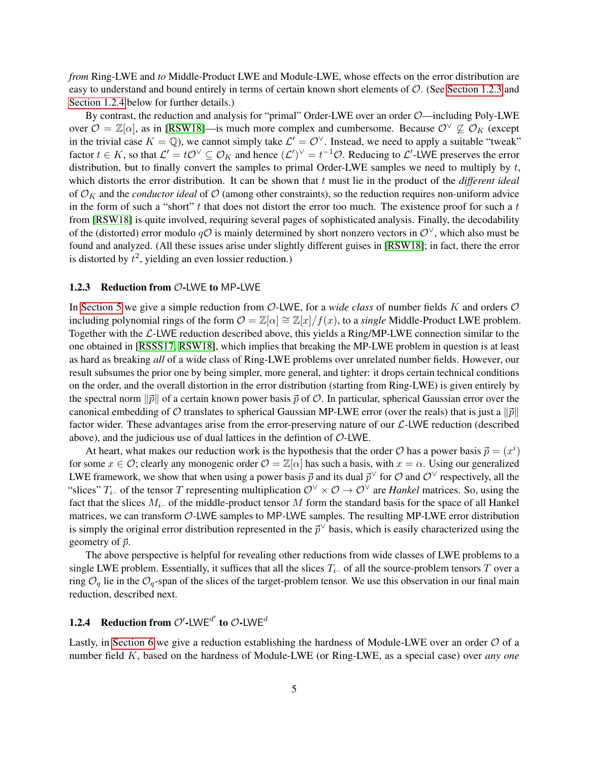*from* Ring-LWE and *to* Middle-Product LWE and Module-LWE, whose effects on the error distribution are easy to understand and bound entirely in terms of certain known short elements of $\mathcal{O}$. (See Section 1.2.3 and Section 1.2.4 below for further details.)

By contrast, the reduction and analysis for "primal" Order-LWE over an order $\mathcal{O}$—including Poly-LWE over $\mathcal{O} = \mathbb{Z}[\alpha]$, as in [RSW18]—is much more complex and cumbersome. Because $\mathcal{O}^\vee \not\subseteq \mathcal{O}_K$ (except in the trivial case $K = \mathbb{Q}$), we cannot simply take $\mathcal{L}' = \mathcal{O}^\vee$. Instead, we need to apply a suitable "tweak" factor $t \in K$, so that $\mathcal{L}' = t\mathcal{O}^\vee \subseteq \mathcal{O}_K$ and hence $(\mathcal{L}')^\vee = t^{-1}\mathcal{O}$. Reducing to $\mathcal{L}'$-LWE preserves the error distribution, but to finally convert the samples to primal Order-LWE samples we need to multiply by $t$, which distorts the error distribution. It can be shown that $t$ must lie in the product of the *different ideal* of $\mathcal{O}_K$ and the *conductor ideal* of $\mathcal{O}$ (among other constraints), so the reduction requires non-uniform advice in the form of such a "short" $t$ that does not distort the error too much. The existence proof for such a $t$ from [RSW18] is quite involved, requiring several pages of sophisticated analysis. Finally, the decodability of the (distorted) error modulo $q\mathcal{O}$ is mainly determined by short nonzero vectors in $\mathcal{O}^\vee$, which also must be found and analyzed. (All these issues arise under slightly different guises in [RSW18]; in fact, there the error is distorted by $t^2$, yielding an even lossier reduction.)

#### 1.2.3 Reduction from $\mathcal{O}$-LWE to MP-LWE

In Section 5 we give a simple reduction from $\mathcal{O}$-LWE, for a *wide class* of number fields $K$ and orders $\mathcal{O}$ including polynomial rings of the form $\mathcal{O} = \mathbb{Z}[\alpha] \cong \mathbb{Z}[x]/f(x)$, to a *single* Middle-Product LWE problem. Together with the $\mathcal{L}$-LWE reduction described above, this yields a Ring/MP-LWE connection similar to the one obtained in [RSSS17, RSW18], which implies that breaking the MP-LWE problem in question is at least as hard as breaking *all* of a wide class of Ring-LWE problems over unrelated number fields. However, our result subsumes the prior one by being simpler, more general, and tighter: it drops certain technical conditions on the order, and the overall distortion in the error distribution (starting from Ring-LWE) is given entirely by the spectral norm $\|\vec{p}\|$ of a certain known power basis $\vec{p}$ of $\mathcal{O}$. In particular, spherical Gaussian error over the canonical embedding of $\mathcal{O}$ translates to spherical Gaussian MP-LWE error (over the reals) that is just a $\|\vec{p}\|$ factor wider. These advantages arise from the error-preserving nature of our $\mathcal{L}$-LWE reduction (described above), and the judicious use of dual lattices in the defintion of $\mathcal{O}$-LWE.

At heart, what makes our reduction work is the hypothesis that the order $\mathcal{O}$ has a power basis $\vec{p} = (x^i)$ for some $x \in \mathcal{O}$; clearly any monogenic order $\mathcal{O} = \mathbb{Z}[\alpha]$ has such a basis, with $x = \alpha$. Using our generalized LWE framework, we show that when using a power basis $\vec{p}$ and its dual $\vec{p}^\vee$ for $\mathcal{O}$ and $\mathcal{O}^\vee$ respectively, all the "slices" $T_{i\cdot\cdot}$ of the tensor $T$ representing multiplication $\mathcal{O}^\vee \times \mathcal{O} \to \mathcal{O}^\vee$ are *Hankel* matrices. So, using the fact that the slices $M_{i\cdot\cdot}$ of the middle-product tensor $M$ form the standard basis for the space of all Hankel matrices, we can transform $\mathcal{O}$-LWE samples to MP-LWE samples. The resulting MP-LWE error distribution is simply the original error distribution represented in the $\vec{p}^\vee$ basis, which is easily characterized using the geometry of $\vec{p}$.

The above perspective is helpful for revealing other reductions from wide classes of LWE problems to a single LWE problem. Essentially, it suffices that all the slices $T_{i\cdot\cdot}$ of all the source-problem tensors $T$ over a ring $\mathcal{O}_q$ lie in the $\mathcal{O}_q$-span of the slices of the target-problem tensor. We use this observation in our final main reduction, described next.

#### 1.2.4 Reduction from $\mathcal{O}'$-LWE$^{d'}$ to $\mathcal{O}$-LWE$^{d}$

Lastly, in Section 6 we give a reduction establishing the hardness of Module-LWE over an order $\mathcal{O}$ of a number field $K$, based on the hardness of Module-LWE (or Ring-LWE, as a special case) over *any one*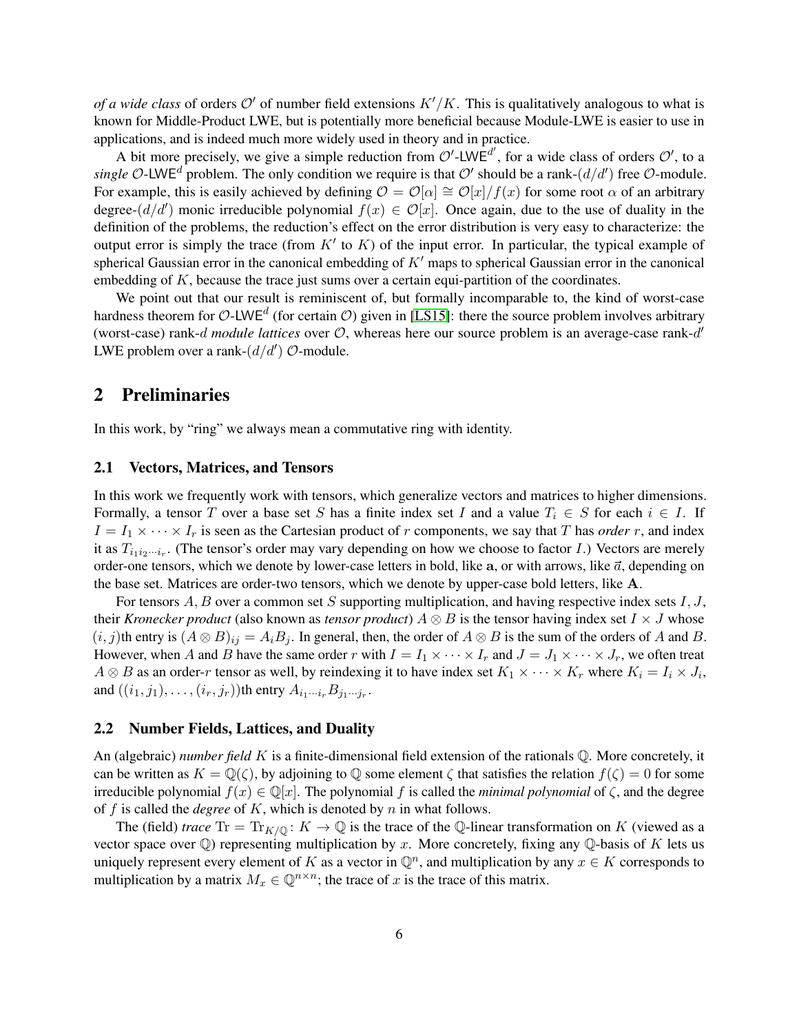*of a wide class* of orders $\mathcal{O}'$ of number field extensions $K'/K$. This is qualitatively analogous to what is known for Middle-Product LWE, but is potentially more beneficial because Module-LWE is easier to use in applications, and is indeed much more widely used in theory and in practice.

A bit more precisely, we give a simple reduction from $\mathcal{O}'\text{-}\mathsf{LWE}^{d'}$, for a wide class of orders $\mathcal{O}'$, to a *single* $\mathcal{O}\text{-}\mathsf{LWE}^{d}$ problem. The only condition we require is that $\mathcal{O}'$ should be a rank-$(d/d')$ free $\mathcal{O}$-module. For example, this is easily achieved by defining $\mathcal{O} = \mathcal{O}[\alpha] \cong \mathcal{O}[x]/f(x)$ for some root $\alpha$ of an arbitrary degree-$(d/d')$ monic irreducible polynomial $f(x) \in \mathcal{O}[x]$. Once again, due to the use of duality in the definition of the problems, the reduction's effect on the error distribution is very easy to characterize: the output error is simply the trace (from $K'$ to $K$) of the input error. In particular, the typical example of spherical Gaussian error in the canonical embedding of $K'$ maps to spherical Gaussian error in the canonical embedding of $K$, because the trace just sums over a certain equi-partition of the coordinates.

We point out that our result is reminiscent of, but formally incomparable to, the kind of worst-case hardness theorem for $\mathcal{O}\text{-}\mathsf{LWE}^{d}$ (for certain $\mathcal{O}$) given in [LS15]: there the source problem involves arbitrary (worst-case) rank-$d$ *module lattices* over $\mathcal{O}$, whereas here our source problem is an average-case rank-$d'$ LWE problem over a rank-$(d/d')$ $\mathcal{O}$-module.

## 2 Preliminaries

In this work, by "ring" we always mean a commutative ring with identity.

### 2.1 Vectors, Matrices, and Tensors

In this work we frequently work with tensors, which generalize vectors and matrices to higher dimensions. Formally, a tensor $T$ over a base set $S$ has a finite index set $I$ and a value $T_i \in S$ for each $i \in I$. If $I = I_1 \times \cdots \times I_r$ is seen as the Cartesian product of $r$ components, we say that $T$ has *order* $r$, and index it as $T_{i_1 i_2 \cdots i_r}$. (The tensor's order may vary depending on how we choose to factor $I$.) Vectors are merely order-one tensors, which we denote by lower-case letters in bold, like $\mathbf{a}$, or with arrows, like $\vec{a}$, depending on the base set. Matrices are order-two tensors, which we denote by upper-case bold letters, like $\mathbf{A}$.

For tensors $A, B$ over a common set $S$ supporting multiplication, and having respective index sets $I, J$, their *Kronecker product* (also known as *tensor product*) $A \otimes B$ is the tensor having index set $I \times J$ whose $(i, j)$th entry is $(A \otimes B)_{ij} = A_i B_j$. In general, then, the order of $A \otimes B$ is the sum of the orders of $A$ and $B$. However, when $A$ and $B$ have the same order $r$ with $I = I_1 \times \cdots \times I_r$ and $J = J_1 \times \cdots \times J_r$, we often treat $A \otimes B$ as an order-$r$ tensor as well, by reindexing it to have index set $K_1 \times \cdots \times K_r$ where $K_i = I_i \times J_i$, and $((i_1, j_1), \ldots, (i_r, j_r))$th entry $A_{i_1 \cdots i_r} B_{j_1 \cdots j_r}$.

### 2.2 Number Fields, Lattices, and Duality

An (algebraic) *number field* $K$ is a finite-dimensional field extension of the rationals $\mathbb{Q}$. More concretely, it can be written as $K = \mathbb{Q}(\zeta)$, by adjoining to $\mathbb{Q}$ some element $\zeta$ that satisfies the relation $f(\zeta) = 0$ for some irreducible polynomial $f(x) \in \mathbb{Q}[x]$. The polynomial $f$ is called the *minimal polynomial* of $\zeta$, and the degree of $f$ is called the *degree* of $K$, which is denoted by $n$ in what follows.

The (field) *trace* $\mathrm{Tr} = \mathrm{Tr}_{K/\mathbb{Q}} \colon K \to \mathbb{Q}$ is the trace of the $\mathbb{Q}$-linear transformation on $K$ (viewed as a vector space over $\mathbb{Q}$) representing multiplication by $x$. More concretely, fixing any $\mathbb{Q}$-basis of $K$ lets us uniquely represent every element of $K$ as a vector in $\mathbb{Q}^n$, and multiplication by any $x \in K$ corresponds to multiplication by a matrix $M_x \in \mathbb{Q}^{n \times n}$; the trace of $x$ is the trace of this matrix.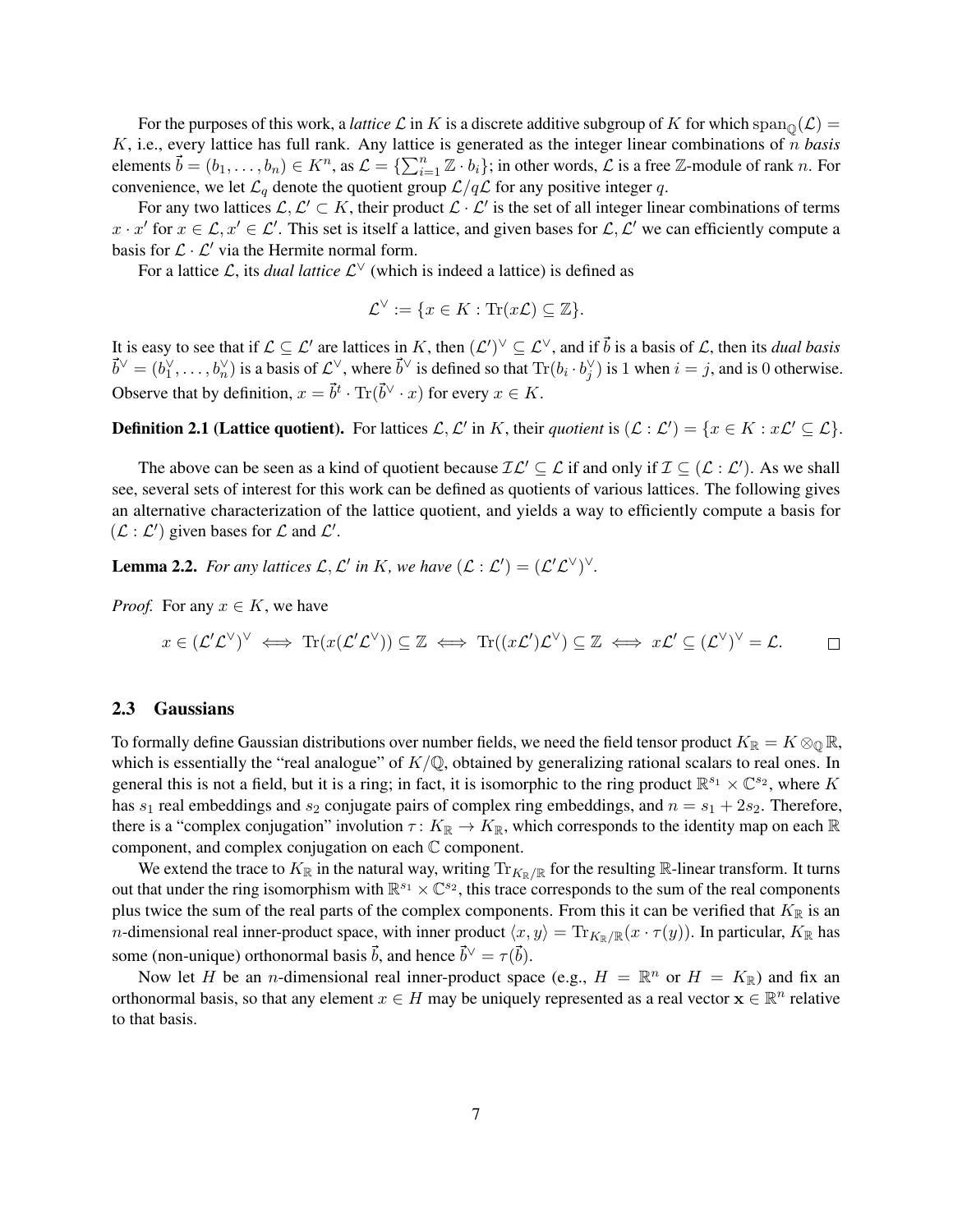For the purposes of this work, a *lattice* $\mathcal{L}$ in $K$ is a discrete additive subgroup of $K$ for which $\text{span}_{\mathbb{Q}}(\mathcal{L}) = K$, i.e., every lattice has full rank. Any lattice is generated as the integer linear combinations of $n$ *basis* elements $\vec{b} = (b_1, \ldots, b_n) \in K^n$, as $\mathcal{L} = \{\sum_{i=1}^n \mathbb{Z} \cdot b_i\}$; in other words, $\mathcal{L}$ is a free $\mathbb{Z}$-module of rank $n$. For convenience, we let $\mathcal{L}_q$ denote the quotient group $\mathcal{L}/q\mathcal{L}$ for any positive integer $q$.

For any two lattices $\mathcal{L}, \mathcal{L}' \subset K$, their product $\mathcal{L} \cdot \mathcal{L}'$ is the set of all integer linear combinations of terms $x \cdot x'$ for $x \in \mathcal{L}, x' \in \mathcal{L}'$. This set is itself a lattice, and given bases for $\mathcal{L}, \mathcal{L}'$ we can efficiently compute a basis for $\mathcal{L} \cdot \mathcal{L}'$ via the Hermite normal form.

For a lattice $\mathcal{L}$, its *dual lattice* $\mathcal{L}^\vee$ (which is indeed a lattice) is defined as

$$\mathcal{L}^\vee := \{x \in K : \text{Tr}(x\mathcal{L}) \subseteq \mathbb{Z}\}.$$

It is easy to see that if $\mathcal{L} \subseteq \mathcal{L}'$ are lattices in $K$, then $(\mathcal{L}')^\vee \subseteq \mathcal{L}^\vee$, and if $\vec{b}$ is a basis of $\mathcal{L}$, then its *dual basis* $\vec{b}^\vee = (b_1^\vee, \ldots, b_n^\vee)$ is a basis of $\mathcal{L}^\vee$, where $\vec{b}^\vee$ is defined so that $\text{Tr}(b_i \cdot b_j^\vee)$ is 1 when $i = j$, and is 0 otherwise. Observe that by definition, $x = \vec{b}^t \cdot \text{Tr}(\vec{b}^\vee \cdot x)$ for every $x \in K$.

**Definition 2.1 (Lattice quotient).** For lattices $\mathcal{L}, \mathcal{L}'$ in $K$, their *quotient* is $(\mathcal{L} : \mathcal{L}') = \{x \in K : x\mathcal{L}' \subseteq \mathcal{L}\}$.

The above can be seen as a kind of quotient because $\mathcal{I}\mathcal{L}' \subseteq \mathcal{L}$ if and only if $\mathcal{I} \subseteq (\mathcal{L} : \mathcal{L}')$. As we shall see, several sets of interest for this work can be defined as quotients of various lattices. The following gives an alternative characterization of the lattice quotient, and yields a way to efficiently compute a basis for $(\mathcal{L} : \mathcal{L}')$ given bases for $\mathcal{L}$ and $\mathcal{L}'$.

**Lemma 2.2.** *For any lattices $\mathcal{L}, \mathcal{L}'$ in $K$, we have $(\mathcal{L} : \mathcal{L}') = (\mathcal{L}'\mathcal{L}^\vee)^\vee$.*

*Proof.* For any $x \in K$, we have

$$x \in (\mathcal{L}'\mathcal{L}^\vee)^\vee \iff \text{Tr}(x(\mathcal{L}'\mathcal{L}^\vee)) \subseteq \mathbb{Z} \iff \text{Tr}((x\mathcal{L}')\mathcal{L}^\vee) \subseteq \mathbb{Z} \iff x\mathcal{L}' \subseteq (\mathcal{L}^\vee)^\vee = \mathcal{L}. \qquad \square$$

### 2.3 Gaussians

To formally define Gaussian distributions over number fields, we need the field tensor product $K_{\mathbb{R}} = K \otimes_{\mathbb{Q}} \mathbb{R}$, which is essentially the "real analogue" of $K/\mathbb{Q}$, obtained by generalizing rational scalars to real ones. In general this is not a field, but it is a ring; in fact, it is isomorphic to the ring product $\mathbb{R}^{s_1} \times \mathbb{C}^{s_2}$, where $K$ has $s_1$ real embeddings and $s_2$ conjugate pairs of complex ring embeddings, and $n = s_1 + 2s_2$. Therefore, there is a "complex conjugation" involution $\tau \colon K_{\mathbb{R}} \to K_{\mathbb{R}}$, which corresponds to the identity map on each $\mathbb{R}$ component, and complex conjugation on each $\mathbb{C}$ component.

We extend the trace to $K_{\mathbb{R}}$ in the natural way, writing $\text{Tr}_{K_{\mathbb{R}}/\mathbb{R}}$ for the resulting $\mathbb{R}$-linear transform. It turns out that under the ring isomorphism with $\mathbb{R}^{s_1} \times \mathbb{C}^{s_2}$, this trace corresponds to the sum of the real components plus twice the sum of the real parts of the complex components. From this it can be verified that $K_{\mathbb{R}}$ is an $n$-dimensional real inner-product space, with inner product $\langle x, y \rangle = \text{Tr}_{K_{\mathbb{R}}/\mathbb{R}}(x \cdot \tau(y))$. In particular, $K_{\mathbb{R}}$ has some (non-unique) orthonormal basis $\vec{b}$, and hence $\vec{b}^\vee = \tau(\vec{b})$.

Now let $H$ be an $n$-dimensional real inner-product space (e.g., $H = \mathbb{R}^n$ or $H = K_{\mathbb{R}}$) and fix an orthonormal basis, so that any element $x \in H$ may be uniquely represented as a real vector $\mathbf{x} \in \mathbb{R}^n$ relative to that basis.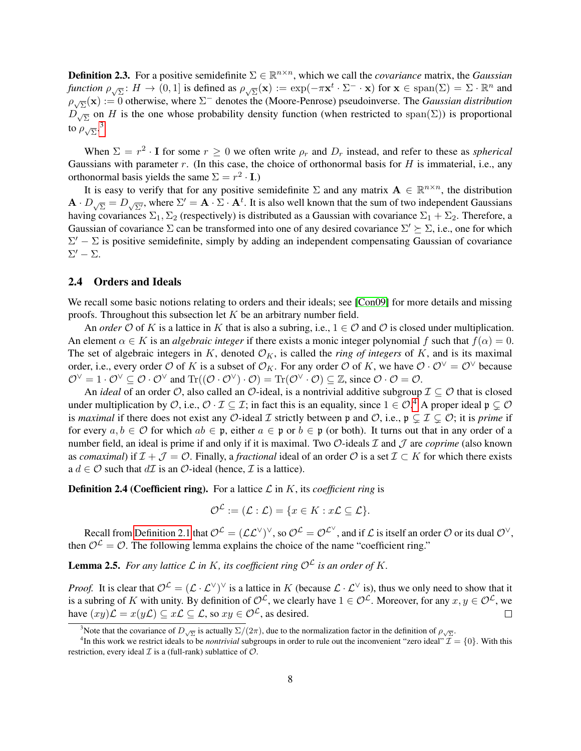**Definition 2.3.** For a positive semidefinite $\Sigma \in \mathbb{R}^{n \times n}$, which we call the *covariance* matrix, the *Gaussian function* $\rho_{\sqrt{\Sigma}} \colon H \to (0, 1]$ is defined as $\rho_{\sqrt{\Sigma}}(\mathbf{x}) := \exp(-\pi \mathbf{x}^t \cdot \Sigma^- \cdot \mathbf{x})$ for $\mathbf{x} \in \operatorname{span}(\Sigma) = \Sigma \cdot \mathbb{R}^n$ and $\rho_{\sqrt{\Sigma}}(\mathbf{x}) := 0$ otherwise, where $\Sigma^-$ denotes the (Moore-Penrose) pseudoinverse. The *Gaussian distribution* $D_{\sqrt{\Sigma}}$ on $H$ is the one whose probability density function (when restricted to $\operatorname{span}(\Sigma)$) is proportional to $\rho_{\sqrt{\Sigma}}$.[3]

When $\Sigma = r^2 \cdot \mathbf{I}$ for some $r \geq 0$ we often write $\rho_r$ and $D_r$ instead, and refer to these as *spherical* Gaussians with parameter $r$. (In this case, the choice of orthonormal basis for $H$ is immaterial, i.e., any orthonormal basis yields the same $\Sigma = r^2 \cdot \mathbf{I}$.)

It is easy to verify that for any positive semidefinite $\Sigma$ and any matrix $\mathbf{A} \in \mathbb{R}^{n \times n}$, the distribution $\mathbf{A} \cdot D_{\sqrt{\Sigma}} = D_{\sqrt{\Sigma'}}$, where $\Sigma' = \mathbf{A} \cdot \Sigma \cdot \mathbf{A}^t$. It is also well known that the sum of two independent Gaussians having covariances $\Sigma_1, \Sigma_2$ (respectively) is distributed as a Gaussian with covariance $\Sigma_1 + \Sigma_2$. Therefore, a Gaussian of covariance $\Sigma$ can be transformed into one of any desired covariance $\Sigma' \succeq \Sigma$, i.e., one for which $\Sigma' - \Sigma$ is positive semidefinite, simply by adding an independent compensating Gaussian of covariance $\Sigma' - \Sigma$.

### 2.4 Orders and Ideals

We recall some basic notions relating to orders and their ideals; see [Con09] for more details and missing proofs. Throughout this subsection let $K$ be an arbitrary number field.

An *order* $\mathcal{O}$ of $K$ is a lattice in $K$ that is also a subring, i.e., $1 \in \mathcal{O}$ and $\mathcal{O}$ is closed under multiplication. An element $\alpha \in K$ is an *algebraic integer* if there exists a monic integer polynomial $f$ such that $f(\alpha) = 0$. The set of algebraic integers in $K$, denoted $\mathcal{O}_K$, is called the *ring of integers* of $K$, and is its maximal order, i.e., every order $\mathcal{O}$ of $K$ is a subset of $\mathcal{O}_K$. For any order $\mathcal{O}$ of $K$, we have $\mathcal{O} \cdot \mathcal{O}^\vee = \mathcal{O}^\vee$ because $\mathcal{O}^\vee = 1 \cdot \mathcal{O}^\vee \subseteq \mathcal{O} \cdot \mathcal{O}^\vee$ and $\operatorname{Tr}((\mathcal{O} \cdot \mathcal{O}^\vee) \cdot \mathcal{O}) = \operatorname{Tr}(\mathcal{O}^\vee \cdot \mathcal{O}) \subseteq \mathbb{Z}$, since $\mathcal{O} \cdot \mathcal{O} = \mathcal{O}$.

An *ideal* of an order $\mathcal{O}$, also called an $\mathcal{O}$-ideal, is a nontrivial additive subgroup $\mathcal{I} \subseteq \mathcal{O}$ that is closed under multiplication by $\mathcal{O}$, i.e., $\mathcal{O} \cdot \mathcal{I} \subseteq \mathcal{I}$; in fact this is an equality, since $1 \in \mathcal{O}$.[4] A proper ideal $\mathfrak{p} \subsetneq \mathcal{O}$ is *maximal* if there does not exist any $\mathcal{O}$-ideal $\mathcal{I}$ strictly between $\mathfrak{p}$ and $\mathcal{O}$, i.e., $\mathfrak{p} \subsetneq \mathcal{I} \subsetneq \mathcal{O}$; it is *prime* if for every $a, b \in \mathcal{O}$ for which $ab \in \mathfrak{p}$, either $a \in \mathfrak{p}$ or $b \in \mathfrak{p}$ (or both). It turns out that in any order of a number field, an ideal is prime if and only if it is maximal. Two $\mathcal{O}$-ideals $\mathcal{I}$ and $\mathcal{J}$ are *coprime* (also known as *comaximal*) if $\mathcal{I} + \mathcal{J} = \mathcal{O}$. Finally, a *fractional* ideal of an order $\mathcal{O}$ is a set $\mathcal{I} \subset K$ for which there exists a $d \in \mathcal{O}$ such that $d\mathcal{I}$ is an $\mathcal{O}$-ideal (hence, $\mathcal{I}$ is a lattice).

**Definition 2.4 (Coefficient ring).** For a lattice $\mathcal{L}$ in $K$, its *coefficient ring* is

$$\mathcal{O}^{\mathcal{L}} := (\mathcal{L} : \mathcal{L}) = \{x \in K : x\mathcal{L} \subseteq \mathcal{L}\}.$$

Recall from Definition 2.1 that $\mathcal{O}^{\mathcal{L}} = (\mathcal{L}\mathcal{L}^\vee)^\vee$, so $\mathcal{O}^{\mathcal{L}} = \mathcal{O}^{\mathcal{L}^\vee}$, and if $\mathcal{L}$ is itself an order $\mathcal{O}$ or its dual $\mathcal{O}^\vee$, then $\mathcal{O}^{\mathcal{L}} = \mathcal{O}$. The following lemma explains the choice of the name "coefficient ring."

**Lemma 2.5.** *For any lattice $\mathcal{L}$ in $K$, its coefficient ring $\mathcal{O}^{\mathcal{L}}$ is an order of $K$.*

*Proof.* It is clear that $\mathcal{O}^{\mathcal{L}} = (\mathcal{L} \cdot \mathcal{L}^\vee)^\vee$ is a lattice in $K$ (because $\mathcal{L} \cdot \mathcal{L}^\vee$ is), thus we only need to show that it is a subring of $K$ with unity. By definition of $\mathcal{O}^{\mathcal{L}}$, we clearly have $1 \in \mathcal{O}^{\mathcal{L}}$. Moreover, for any $x, y \in \mathcal{O}^{\mathcal{L}}$, we have $(xy)\mathcal{L} = x(y\mathcal{L}) \subseteq x\mathcal{L} \subseteq \mathcal{L}$, so $xy \in \mathcal{O}^{\mathcal{L}}$, as desired. ∎

---

[3] Note that the covariance of $D_{\sqrt{\Sigma}}$ is actually $\Sigma/(2\pi)$, due to the normalization factor in the definition of $\rho_{\sqrt{\Sigma}}$.

[4] In this work we restrict ideals to be *nontrivial* subgroups in order to rule out the inconvenient "zero ideal" $\mathcal{I} = \{0\}$. With this restriction, every ideal $\mathcal{I}$ is a (full-rank) sublattice of $\mathcal{O}$.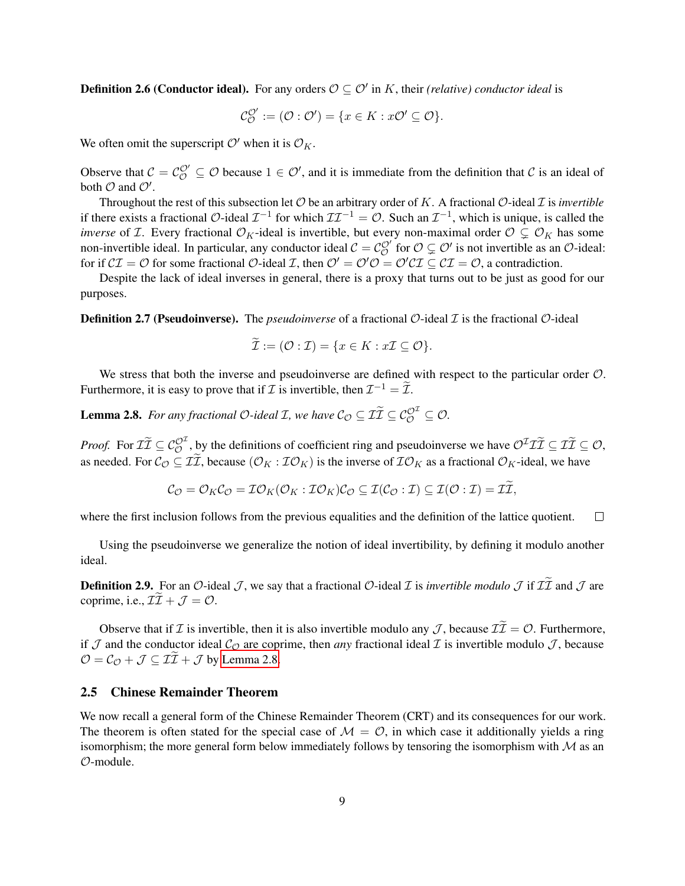**Definition 2.6 (Conductor ideal).** For any orders $\mathcal{O} \subseteq \mathcal{O}'$ in $K$, their *(relative) conductor ideal* is

$$\mathcal{C}_{\mathcal{O}}^{\mathcal{O}'} := (\mathcal{O} : \mathcal{O}') = \{x \in K : x\mathcal{O}' \subseteq \mathcal{O}\}.$$

We often omit the superscript $\mathcal{O}'$ when it is $\mathcal{O}_K$.

Observe that $\mathcal{C} = \mathcal{C}_{\mathcal{O}}^{\mathcal{O}'} \subseteq \mathcal{O}$ because $1 \in \mathcal{O}'$, and it is immediate from the definition that $\mathcal{C}$ is an ideal of both $\mathcal{O}$ and $\mathcal{O}'$.

Throughout the rest of this subsection let $\mathcal{O}$ be an arbitrary order of $K$. A fractional $\mathcal{O}$-ideal $\mathcal{I}$ is *invertible* if there exists a fractional $\mathcal{O}$-ideal $\mathcal{I}^{-1}$ for which $\mathcal{I}\mathcal{I}^{-1} = \mathcal{O}$. Such an $\mathcal{I}^{-1}$, which is unique, is called the *inverse* of $\mathcal{I}$. Every fractional $\mathcal{O}_K$-ideal is invertible, but every non-maximal order $\mathcal{O} \subsetneq \mathcal{O}_K$ has some non-invertible ideal. In particular, any conductor ideal $\mathcal{C} = \mathcal{C}_{\mathcal{O}}^{\mathcal{O}'}$ for $\mathcal{O} \subsetneq \mathcal{O}'$ is not invertible as an $\mathcal{O}$-ideal: for if $\mathcal{C}\mathcal{I} = \mathcal{O}$ for some fractional $\mathcal{O}$-ideal $\mathcal{I}$, then $\mathcal{O}' = \mathcal{O}'\mathcal{O} = \mathcal{O}'\mathcal{C}\mathcal{I} \subseteq \mathcal{C}\mathcal{I} = \mathcal{O}$, a contradiction.

Despite the lack of ideal inverses in general, there is a proxy that turns out to be just as good for our purposes.

**Definition 2.7 (Pseudoinverse).** The *pseudoinverse* of a fractional $\mathcal{O}$-ideal $\mathcal{I}$ is the fractional $\mathcal{O}$-ideal

$$\widetilde{\mathcal{I}} := (\mathcal{O} : \mathcal{I}) = \{x \in K : x\mathcal{I} \subseteq \mathcal{O}\}.$$

We stress that both the inverse and pseudoinverse are defined with respect to the particular order $\mathcal{O}$. Furthermore, it is easy to prove that if $\mathcal{I}$ is invertible, then $\mathcal{I}^{-1} = \widetilde{\mathcal{I}}$.

**Lemma 2.8.** *For any fractional $\mathcal{O}$-ideal $\mathcal{I}$, we have $\mathcal{C}_{\mathcal{O}} \subseteq \mathcal{I}\widetilde{\mathcal{I}} \subseteq \mathcal{C}_{\mathcal{O}}^{\mathcal{O}^{\mathcal{I}}} \subseteq \mathcal{O}$.*

*Proof.* For $\mathcal{I}\widetilde{\mathcal{I}} \subseteq \mathcal{C}_{\mathcal{O}}^{\mathcal{O}^{\mathcal{I}}}$, by the definitions of coefficient ring and pseudoinverse we have $\mathcal{O}^{\mathcal{I}}\mathcal{I}\widetilde{\mathcal{I}} \subseteq \mathcal{I}\widetilde{\mathcal{I}} \subseteq \mathcal{O}$, as needed. For $\mathcal{C}_{\mathcal{O}} \subseteq \mathcal{I}\widetilde{\mathcal{I}}$, because $(\mathcal{O}_K : \mathcal{I}\mathcal{O}_K)$ is the inverse of $\mathcal{I}\mathcal{O}_K$ as a fractional $\mathcal{O}_K$-ideal, we have

$$\mathcal{C}_{\mathcal{O}} = \mathcal{O}_K\mathcal{C}_{\mathcal{O}} = \mathcal{I}\mathcal{O}_K(\mathcal{O}_K : \mathcal{I}\mathcal{O}_K)\mathcal{C}_{\mathcal{O}} \subseteq \mathcal{I}(\mathcal{C}_{\mathcal{O}} : \mathcal{I}) \subseteq \mathcal{I}(\mathcal{O} : \mathcal{I}) = \mathcal{I}\widetilde{\mathcal{I}},$$

where the first inclusion follows from the previous equalities and the definition of the lattice quotient. $\square$

Using the pseudoinverse we generalize the notion of ideal invertibility, by defining it modulo another ideal.

**Definition 2.9.** For an $\mathcal{O}$-ideal $\mathcal{J}$, we say that a fractional $\mathcal{O}$-ideal $\mathcal{I}$ is *invertible modulo* $\mathcal{J}$ if $\mathcal{I}\widetilde{\mathcal{I}}$ and $\mathcal{J}$ are coprime, i.e., $\mathcal{I}\widetilde{\mathcal{I}} + \mathcal{J} = \mathcal{O}$.

Observe that if $\mathcal{I}$ is invertible, then it is also invertible modulo any $\mathcal{J}$, because $\mathcal{I}\widetilde{\mathcal{I}} = \mathcal{O}$. Furthermore, if $\mathcal{J}$ and the conductor ideal $\mathcal{C}_{\mathcal{O}}$ are coprime, then *any* fractional ideal $\mathcal{I}$ is invertible modulo $\mathcal{J}$, because $\mathcal{O} = \mathcal{C}_{\mathcal{O}} + \mathcal{J} \subseteq \mathcal{I}\widetilde{\mathcal{I}} + \mathcal{J}$ by Lemma 2.8.

### 2.5 Chinese Remainder Theorem

We now recall a general form of the Chinese Remainder Theorem (CRT) and its consequences for our work. The theorem is often stated for the special case of $\mathcal{M} = \mathcal{O}$, in which case it additionally yields a ring isomorphism; the more general form below immediately follows by tensoring the isomorphism with $\mathcal{M}$ as an $\mathcal{O}$-module.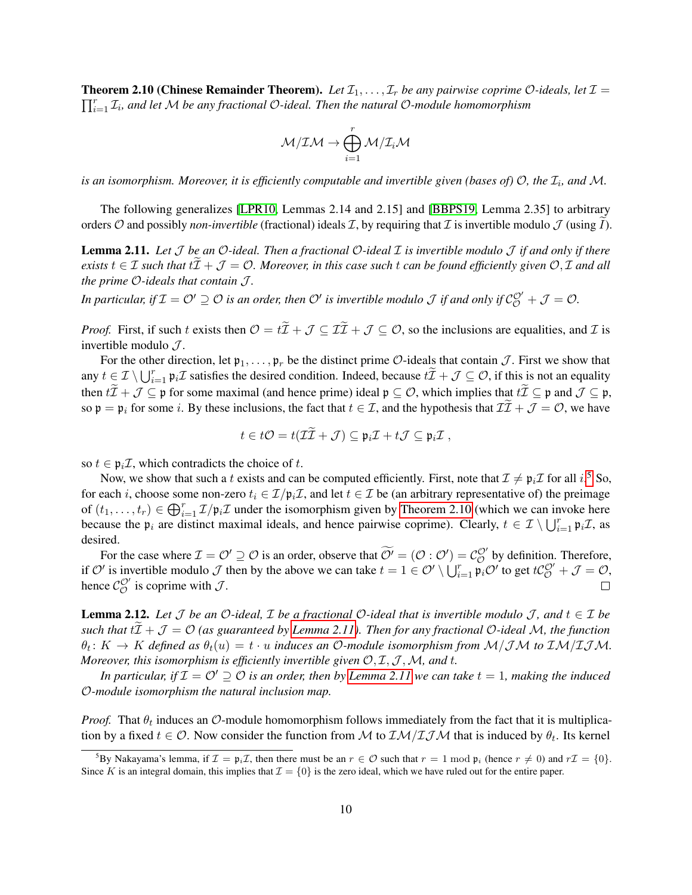**Theorem 2.10 (Chinese Remainder Theorem).** *Let $\mathcal{I}_1, \ldots, \mathcal{I}_r$ be any pairwise coprime $\mathcal{O}$-ideals, let $\mathcal{I} = \prod_{i=1}^r \mathcal{I}_i$, and let $\mathcal{M}$ be any fractional $\mathcal{O}$-ideal. Then the natural $\mathcal{O}$-module homomorphism*

$$\mathcal{M}/\mathcal{I}\mathcal{M} \to \bigoplus_{i=1}^r \mathcal{M}/\mathcal{I}_i\mathcal{M}$$

*is an isomorphism. Moreover, it is efficiently computable and invertible given (bases of) $\mathcal{O}$, the $\mathcal{I}_i$, and $\mathcal{M}$.*

The following generalizes [LPR10, Lemmas 2.14 and 2.15] and [BBPS19, Lemma 2.35] to arbitrary orders $\mathcal{O}$ and possibly *non-invertible* (fractional) ideals $\mathcal{I}$, by requiring that $\mathcal{I}$ is invertible modulo $\mathcal{J}$ (using $\widetilde{\mathcal{I}}$).

**Lemma 2.11.** *Let $\mathcal{J}$ be an $\mathcal{O}$-ideal. Then a fractional $\mathcal{O}$-ideal $\mathcal{I}$ is invertible modulo $\mathcal{J}$ if and only if there exists $t \in \mathcal{I}$ such that $t\widetilde{\mathcal{I}} + \mathcal{J} = \mathcal{O}$. Moreover, in this case such $t$ can be found efficiently given $\mathcal{O}, \mathcal{I}$ and all the prime $\mathcal{O}$-ideals that contain $\mathcal{J}$.*

*In particular, if $\mathcal{I} = \mathcal{O}' \supseteq \mathcal{O}$ is an order, then $\mathcal{O}'$ is invertible modulo $\mathcal{J}$ if and only if $\mathcal{C}_{\mathcal{O}}^{\mathcal{O}'} + \mathcal{J} = \mathcal{O}$.*

*Proof.* First, if such $t$ exists then $\mathcal{O} = t\widetilde{\mathcal{I}} + \mathcal{J} \subseteq \mathcal{I}\widetilde{\mathcal{I}} + \mathcal{J} \subseteq \mathcal{O}$, so the inclusions are equalities, and $\mathcal{I}$ is invertible modulo $\mathcal{J}$.

For the other direction, let $\mathfrak{p}_1, \ldots, \mathfrak{p}_r$ be the distinct prime $\mathcal{O}$-ideals that contain $\mathcal{J}$. First we show that any $t \in \mathcal{I} \setminus \bigcup_{i=1}^r \mathfrak{p}_i\mathcal{I}$ satisfies the desired condition. Indeed, because $t\widetilde{\mathcal{I}} + \mathcal{J} \subseteq \mathcal{O}$, if this is not an equality then $t\widetilde{\mathcal{I}} + \mathcal{J} \subseteq \mathfrak{p}$ for some maximal (and hence prime) ideal $\mathfrak{p} \subseteq \mathcal{O}$, which implies that $t\widetilde{\mathcal{I}} \subseteq \mathfrak{p}$ and $\mathcal{J} \subseteq \mathfrak{p}$, so $\mathfrak{p} = \mathfrak{p}_i$ for some $i$. By these inclusions, the fact that $t \in \mathcal{I}$, and the hypothesis that $\mathcal{I}\widetilde{\mathcal{I}} + \mathcal{J} = \mathcal{O}$, we have

$$t \in t\mathcal{O} = t(\mathcal{I}\widetilde{\mathcal{I}} + \mathcal{J}) \subseteq \mathfrak{p}_i\mathcal{I} + t\mathcal{J} \subseteq \mathfrak{p}_i\mathcal{I} \; ,$$

so $t \in \mathfrak{p}_i\mathcal{I}$, which contradicts the choice of $t$.

Now, we show that such a $t$ exists and can be computed efficiently. First, note that $\mathcal{I} \neq \mathfrak{p}_i\mathcal{I}$ for all $i$.[5] So, for each $i$, choose some non-zero $t_i \in \mathcal{I}/\mathfrak{p}_i\mathcal{I}$, and let $t \in \mathcal{I}$ be (an arbitrary representative of) the preimage of $(t_1, \ldots, t_r) \in \bigoplus_{i=1}^r \mathcal{I}/\mathfrak{p}_i\mathcal{I}$ under the isomorphism given by Theorem 2.10 (which we can invoke here because the $\mathfrak{p}_i$ are distinct maximal ideals, and hence pairwise coprime). Clearly, $t \in \mathcal{I} \setminus \bigcup_{i=1}^r \mathfrak{p}_i\mathcal{I}$, as desired.

For the case where $\mathcal{I} = \mathcal{O}' \supseteq \mathcal{O}$ is an order, observe that $\widetilde{\mathcal{O}'} = (\mathcal{O} : \mathcal{O}') = \mathcal{C}_{\mathcal{O}}^{\mathcal{O}'}$ by definition. Therefore, if $\mathcal{O}'$ is invertible modulo $\mathcal{J}$ then by the above we can take $t = 1 \in \mathcal{O}' \setminus \bigcup_{i=1}^r \mathfrak{p}_i\mathcal{O}'$ to get $t\mathcal{C}_{\mathcal{O}}^{\mathcal{O}'} + \mathcal{J} = \mathcal{O}$, hence $\mathcal{C}_{\mathcal{O}}^{\mathcal{O}'}$ is coprime with $\mathcal{J}$. ◻

**Lemma 2.12.** *Let $\mathcal{J}$ be an $\mathcal{O}$-ideal, $\mathcal{I}$ be a fractional $\mathcal{O}$-ideal that is invertible modulo $\mathcal{J}$, and $t \in \mathcal{I}$ be such that $t\widetilde{\mathcal{I}} + \mathcal{J} = \mathcal{O}$ (as guaranteed by Lemma 2.11). Then for any fractional $\mathcal{O}$-ideal $\mathcal{M}$, the function $\theta_t \colon K \to K$ defined as $\theta_t(u) = t \cdot u$ induces an $\mathcal{O}$-module isomorphism from $\mathcal{M}/\mathcal{J}\mathcal{M}$ to $\mathcal{I}\mathcal{M}/\mathcal{I}\mathcal{J}\mathcal{M}$. Moreover, this isomorphism is efficiently invertible given $\mathcal{O}, \mathcal{I}, \mathcal{J}, \mathcal{M}$, and $t$.*

*In particular, if $\mathcal{I} = \mathcal{O}' \supseteq \mathcal{O}$ is an order, then by Lemma 2.11 we can take $t = 1$, making the induced $\mathcal{O}$-module isomorphism the natural inclusion map.*

*Proof.* That $\theta_t$ induces an $\mathcal{O}$-module homomorphism follows immediately from the fact that it is multiplication by a fixed $t \in \mathcal{O}$. Now consider the function from $\mathcal{M}$ to $\mathcal{I}\mathcal{M}/\mathcal{I}\mathcal{J}\mathcal{M}$ that is induced by $\theta_t$. Its kernel

[5] By Nakayama's lemma, if $\mathcal{I} = \mathfrak{p}_i\mathcal{I}$, then there must be an $r \in \mathcal{O}$ such that $r = 1 \bmod \mathfrak{p}_i$ (hence $r \neq 0$) and $r\mathcal{I} = \{0\}$. Since $K$ is an integral domain, this implies that $\mathcal{I} = \{0\}$ is the zero ideal, which we have ruled out for the entire paper.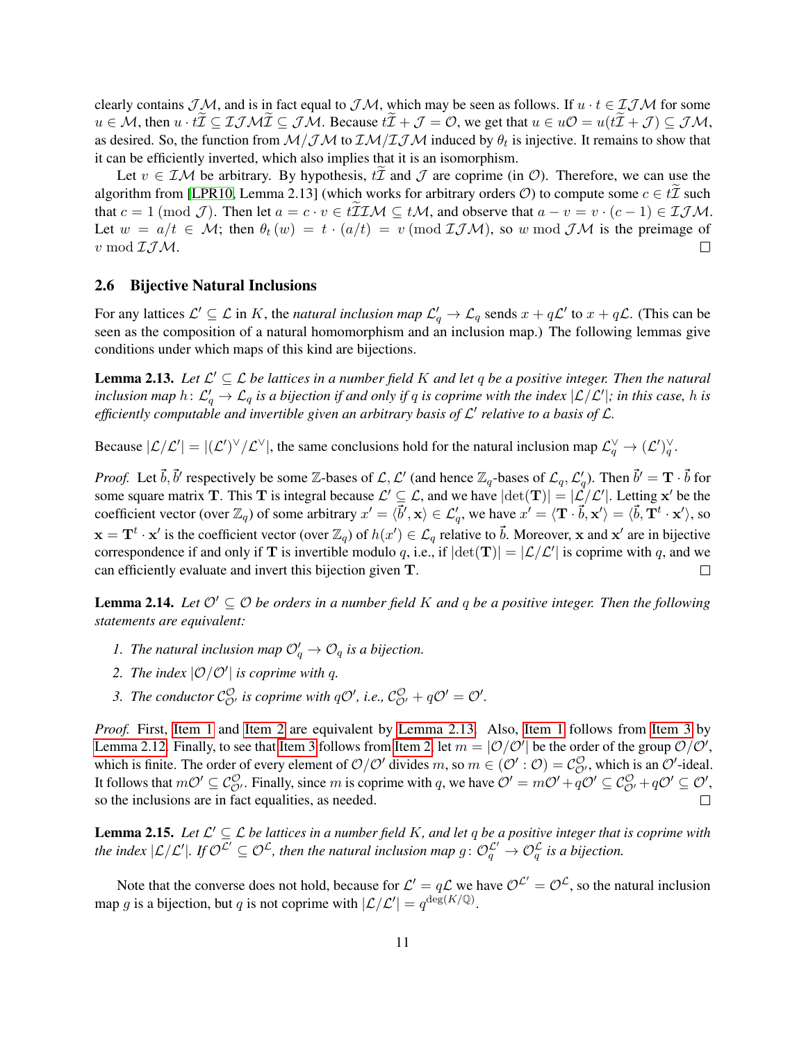clearly contains $\mathcal{J}\mathcal{M}$, and is in fact equal to $\mathcal{J}\mathcal{M}$, which may be seen as follows. If $u \cdot t \in \mathcal{I}\mathcal{J}\mathcal{M}$ for some $u \in \mathcal{M}$, then $u \cdot t\widetilde{\mathcal{I}} \subseteq \mathcal{I}\mathcal{J}\mathcal{M}\widetilde{\mathcal{I}} \subseteq \mathcal{J}\mathcal{M}$. Because $t\widetilde{\mathcal{I}} + \mathcal{J} = \mathcal{O}$, we get that $u \in u\mathcal{O} = u(t\widetilde{\mathcal{I}} + \mathcal{J}) \subseteq \mathcal{J}\mathcal{M}$, as desired. So, the function from $\mathcal{M}/\mathcal{J}\mathcal{M}$ to $\mathcal{I}\mathcal{M}/\mathcal{I}\mathcal{J}\mathcal{M}$ induced by $\theta_t$ is injective. It remains to show that it can be efficiently inverted, which also implies that it is an isomorphism.

Let $v \in \mathcal{I}\mathcal{M}$ be arbitrary. By hypothesis, $t\widetilde{\mathcal{I}}$ and $\mathcal{J}$ are coprime (in $\mathcal{O}$). Therefore, we can use the algorithm from [LPR10, Lemma 2.13] (which works for arbitrary orders $\mathcal{O}$) to compute some $c \in t\widetilde{\mathcal{I}}$ such that $c = 1 \pmod{\mathcal{J}}$. Then let $a = c \cdot v \in t\widetilde{\mathcal{I}}\mathcal{I}\mathcal{M} \subseteq t\mathcal{M}$, and observe that $a - v = v \cdot (c-1) \in \mathcal{I}\mathcal{J}\mathcal{M}$. Let $w = a/t \in \mathcal{M}$; then $\theta_t(w) = t \cdot (a/t) = v \pmod{\mathcal{I}\mathcal{J}\mathcal{M}}$, so $w \bmod \mathcal{J}\mathcal{M}$ is the preimage of $v \bmod \mathcal{I}\mathcal{J}\mathcal{M}$. $\square$

### 2.6 Bijective Natural Inclusions

For any lattices $\mathcal{L}' \subseteq \mathcal{L}$ in $K$, the *natural inclusion map* $\mathcal{L}'_q \to \mathcal{L}_q$ sends $x + q\mathcal{L}'$ to $x + q\mathcal{L}$. (This can be seen as the composition of a natural homomorphism and an inclusion map.) The following lemmas give conditions under which maps of this kind are bijections.

**Lemma 2.13.** *Let $\mathcal{L}' \subseteq \mathcal{L}$ be lattices in a number field $K$ and let $q$ be a positive integer. Then the natural inclusion map $h\colon \mathcal{L}'_q \to \mathcal{L}_q$ is a bijection if and only if $q$ is coprime with the index $|\mathcal{L}/\mathcal{L}'|$; in this case, $h$ is efficiently computable and invertible given an arbitrary basis of $\mathcal{L}'$ relative to a basis of $\mathcal{L}$.*

Because $|\mathcal{L}/\mathcal{L}'| = |(\mathcal{L}')^\vee/\mathcal{L}^\vee|$, the same conclusions hold for the natural inclusion map $\mathcal{L}^\vee_q \to (\mathcal{L}')^\vee_q$.

*Proof.* Let $\vec{b}, \vec{b}'$ respectively be some $\mathbb{Z}$-bases of $\mathcal{L}, \mathcal{L}'$ (and hence $\mathbb{Z}_q$-bases of $\mathcal{L}_q, \mathcal{L}'_q$). Then $\vec{b}' = \mathbf{T} \cdot \vec{b}$ for some square matrix $\mathbf{T}$. This $\mathbf{T}$ is integral because $\mathcal{L}' \subseteq \mathcal{L}$, and we have $|\det(\mathbf{T})| = |\mathcal{L}/\mathcal{L}'|$. Letting $\mathbf{x}'$ be the coefficient vector (over $\mathbb{Z}_q$) of some arbitrary $x' = \langle \vec{b}', \mathbf{x} \rangle \in \mathcal{L}'_q$, we have $x' = \langle \mathbf{T} \cdot \vec{b}, \mathbf{x}' \rangle = \langle \vec{b}, \mathbf{T}^t \cdot \mathbf{x}' \rangle$, so $\mathbf{x} = \mathbf{T}^t \cdot \mathbf{x}'$ is the coefficient vector (over $\mathbb{Z}_q$) of $h(x') \in \mathcal{L}_q$ relative to $\vec{b}$. Moreover, $\mathbf{x}$ and $\mathbf{x}'$ are in bijective correspondence if and only if $\mathbf{T}$ is invertible modulo $q$, i.e., if $|\det(\mathbf{T})| = |\mathcal{L}/\mathcal{L}'|$ is coprime with $q$, and we can efficiently evaluate and invert this bijection given $\mathbf{T}$. $\square$

**Lemma 2.14.** *Let $\mathcal{O}' \subseteq \mathcal{O}$ be orders in a number field $K$ and $q$ be a positive integer. Then the following statements are equivalent:*

1. *The natural inclusion map $\mathcal{O}'_q \to \mathcal{O}_q$ is a bijection.*
2. *The index $|\mathcal{O}/\mathcal{O}'|$ is coprime with $q$.*
3. *The conductor $\mathcal{C}^{\mathcal{O}}_{\mathcal{O}'}$ is coprime with $q\mathcal{O}'$, i.e., $\mathcal{C}^{\mathcal{O}}_{\mathcal{O}'} + q\mathcal{O}' = \mathcal{O}'$.*

*Proof.* First, Item 1 and Item 2 are equivalent by Lemma 2.13. Also, Item 1 follows from Item 3 by Lemma 2.12. Finally, to see that Item 3 follows from Item 2, let $m = |\mathcal{O}/\mathcal{O}'|$ be the order of the group $\mathcal{O}/\mathcal{O}'$, which is finite. The order of every element of $\mathcal{O}/\mathcal{O}'$ divides $m$, so $m \in (\mathcal{O}' : \mathcal{O}) = \mathcal{C}^{\mathcal{O}}_{\mathcal{O}'}$, which is an $\mathcal{O}'$-ideal. It follows that $m\mathcal{O}' \subseteq \mathcal{C}^{\mathcal{O}}_{\mathcal{O}'}$. Finally, since $m$ is coprime with $q$, we have $\mathcal{O}' = m\mathcal{O}' + q\mathcal{O}' \subseteq \mathcal{C}^{\mathcal{O}}_{\mathcal{O}'} + q\mathcal{O}' \subseteq \mathcal{O}'$, so the inclusions are in fact equalities, as needed. $\square$

**Lemma 2.15.** *Let $\mathcal{L}' \subseteq \mathcal{L}$ be lattices in a number field $K$, and let $q$ be a positive integer that is coprime with the index $|\mathcal{L}/\mathcal{L}'|$. If $\mathcal{O}^{\mathcal{L}'} \subseteq \mathcal{O}^{\mathcal{L}}$, then the natural inclusion map $g\colon \mathcal{O}^{\mathcal{L}'}_q \to \mathcal{O}^{\mathcal{L}}_q$ is a bijection.*

Note that the converse does not hold, because for $\mathcal{L}' = q\mathcal{L}$ we have $\mathcal{O}^{\mathcal{L}'} = \mathcal{O}^{\mathcal{L}}$, so the natural inclusion map $g$ is a bijection, but $q$ is not coprime with $|\mathcal{L}/\mathcal{L}'| = q^{\deg(K/\mathbb{Q})}$.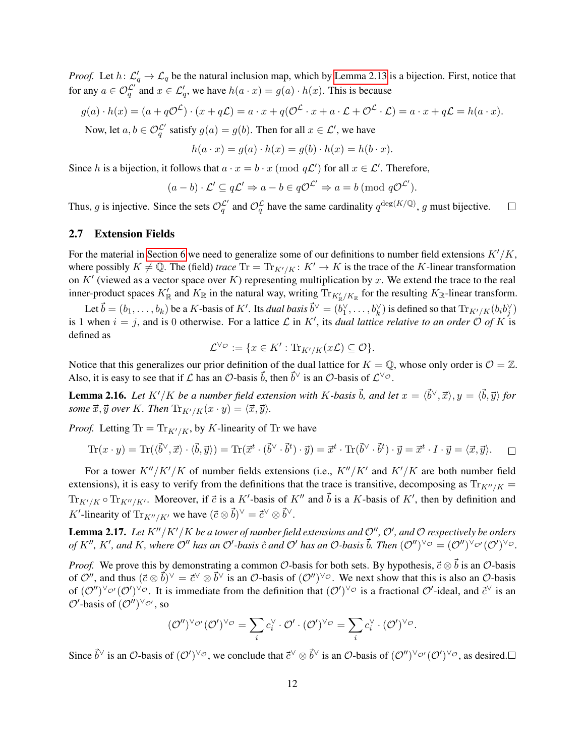*Proof.* Let $h\colon \mathcal{L}'_q \to \mathcal{L}_q$ be the natural inclusion map, which by Lemma 2.13 is a bijection. First, notice that for any $a \in \mathcal{O}_q^{\mathcal{L}'}$ and $x \in \mathcal{L}'_q$, we have $h(a \cdot x) = g(a) \cdot h(x)$. This is because

$$g(a) \cdot h(x) = (a + q\mathcal{O}^{\mathcal{L}}) \cdot (x + q\mathcal{L}) = a \cdot x + q(\mathcal{O}^{\mathcal{L}} \cdot x + a \cdot \mathcal{L} + \mathcal{O}^{\mathcal{L}} \cdot \mathcal{L}) = a \cdot x + q\mathcal{L} = h(a \cdot x).$$

Now, let $a, b \in \mathcal{O}_q^{\mathcal{L}'}$ satisfy $g(a) = g(b)$. Then for all $x \in \mathcal{L}'$, we have

$$h(a \cdot x) = g(a) \cdot h(x) = g(b) \cdot h(x) = h(b \cdot x).$$

Since $h$ is a bijection, it follows that $a \cdot x = b \cdot x \pmod{q\mathcal{L}'}$ for all $x \in \mathcal{L}'$. Therefore,

$$(a - b) \cdot \mathcal{L}' \subseteq q\mathcal{L}' \Rightarrow a - b \in q\mathcal{O}^{\mathcal{L}'} \Rightarrow a = b \pmod{q\mathcal{O}^{\mathcal{L}'}}.$$

Thus, $g$ is injective. Since the sets $\mathcal{O}_q^{\mathcal{L}'}$ and $\mathcal{O}_q^{\mathcal{L}}$ have the same cardinality $q^{\deg(K/\mathbb{Q})}$, $g$ must bijective. ◻

## 2.7 Extension Fields

For the material in Section 6 we need to generalize some of our definitions to number field extensions $K'/K$, where possibly $K \neq \mathbb{Q}$. The (field) *trace* $\mathrm{Tr} = \mathrm{Tr}_{K'/K}\colon K' \to K$ is the trace of the $K$-linear transformation on $K'$ (viewed as a vector space over $K$) representing multiplication by $x$. We extend the trace to the real inner-product spaces $K'_{\mathbb{R}}$ and $K_{\mathbb{R}}$ in the natural way, writing $\mathrm{Tr}_{K'_{\mathbb{R}}/K_{\mathbb{R}}}$ for the resulting $K_{\mathbb{R}}$-linear transform.

Let $\vec{b} = (b_1, \ldots, b_k)$ be a $K$-basis of $K'$. Its *dual basis* $\vec{b}^\vee = (b_1^\vee, \ldots, b_k^\vee)$ is defined so that $\mathrm{Tr}_{K'/K}(b_i b_j^\vee)$ is 1 when $i = j$, and is 0 otherwise. For a lattice $\mathcal{L}$ in $K'$, its *dual lattice relative to an order $\mathcal{O}$ of $K$* is defined as

$$\mathcal{L}^{\vee_{\mathcal{O}}} := \{x \in K' : \mathrm{Tr}_{K'/K}(x\mathcal{L}) \subseteq \mathcal{O}\}.$$

Notice that this generalizes our prior definition of the dual lattice for $K = \mathbb{Q}$, whose only order is $\mathcal{O} = \mathbb{Z}$. Also, it is easy to see that if $\mathcal{L}$ has an $\mathcal{O}$-basis $\vec{b}$, then $\vec{b}^\vee$ is an $\mathcal{O}$-basis of $\mathcal{L}^{\vee_{\mathcal{O}}}$.

**Lemma 2.16.** *Let $K'/K$ be a number field extension with $K$-basis $\vec{b}$, and let $x = \langle \vec{b}^\vee, \vec{x}\rangle, y = \langle \vec{b}, \vec{y}\rangle$ for some $\vec{x}, \vec{y}$ over $K$. Then $\mathrm{Tr}_{K'/K}(x \cdot y) = \langle \vec{x}, \vec{y}\rangle$.*

*Proof.* Letting $\mathrm{Tr} = \mathrm{Tr}_{K'/K}$, by $K$-linearity of Tr we have

$$\mathrm{Tr}(x \cdot y) = \mathrm{Tr}(\langle \vec{b}^\vee, \vec{x}\rangle \cdot \langle \vec{b}, \vec{y}\rangle) = \mathrm{Tr}(\vec{x}^t \cdot (\vec{b}^\vee \cdot \vec{b}^t) \cdot \vec{y}) = \vec{x}^t \cdot \mathrm{Tr}(\vec{b}^\vee \cdot \vec{b}^t) \cdot \vec{y} = \vec{x}^t \cdot I \cdot \vec{y} = \langle \vec{x}, \vec{y}\rangle.$$ ◻

For a tower $K''/K'/K$ of number fields extensions (i.e., $K''/K'$ and $K'/K$ are both number field extensions), it is easy to verify from the definitions that the trace is transitive, decomposing as $\mathrm{Tr}_{K''/K} = \mathrm{Tr}_{K'/K} \circ \mathrm{Tr}_{K''/K'}$. Moreover, if $\vec{c}$ is a $K'$-basis of $K''$ and $\vec{b}$ is a $K$-basis of $K'$, then by definition and $K'$-linearity of $\mathrm{Tr}_{K''/K'}$ we have $(\vec{c} \otimes \vec{b})^\vee = \vec{c}^\vee \otimes \vec{b}^\vee$.

**Lemma 2.17.** *Let $K''/K'/K$ be a tower of number field extensions and $\mathcal{O}''$, $\mathcal{O}'$, and $\mathcal{O}$ respectively be orders of $K''$, $K'$, and $K$, where $\mathcal{O}''$ has an $\mathcal{O}'$-basis $\vec{c}$ and $\mathcal{O}'$ has an $\mathcal{O}$-basis $\vec{b}$. Then $(\mathcal{O}'')^{\vee_{\mathcal{O}}} = (\mathcal{O}'')^{\vee_{\mathcal{O}'}}(\mathcal{O}')^{\vee_{\mathcal{O}}}$.*

*Proof.* We prove this by demonstrating a common $\mathcal{O}$-basis for both sets. By hypothesis, $\vec{c} \otimes \vec{b}$ is an $\mathcal{O}$-basis of $\mathcal{O}''$, and thus $(\vec{c} \otimes \vec{b})^\vee = \vec{c}^\vee \otimes \vec{b}^\vee$ is an $\mathcal{O}$-basis of $(\mathcal{O}'')^{\vee_{\mathcal{O}}}$. We next show that this is also an $\mathcal{O}$-basis of $(\mathcal{O}'')^{\vee_{\mathcal{O}'}}(\mathcal{O}')^{\vee_{\mathcal{O}}}$. It is immediate from the definition that $(\mathcal{O}')^{\vee_{\mathcal{O}}}$ is a fractional $\mathcal{O}'$-ideal, and $\vec{c}^\vee$ is an $\mathcal{O}'$-basis of $(\mathcal{O}'')^{\vee_{\mathcal{O}'}}$, so

$$(\mathcal{O}'')^{\vee_{\mathcal{O}'}}(\mathcal{O}')^{\vee_{\mathcal{O}}} = \sum_i c_i^\vee \cdot \mathcal{O}' \cdot (\mathcal{O}')^{\vee_{\mathcal{O}}} = \sum_i c_i^\vee \cdot (\mathcal{O}')^{\vee_{\mathcal{O}}}.$$

Since $\vec{b}^\vee$ is an $\mathcal{O}$-basis of $(\mathcal{O}')^{\vee_{\mathcal{O}}}$, we conclude that $\vec{c}^\vee \otimes \vec{b}^\vee$ is an $\mathcal{O}$-basis of $(\mathcal{O}'')^{\vee_{\mathcal{O}'}}(\mathcal{O}')^{\vee_{\mathcal{O}}}$, as desired. ◻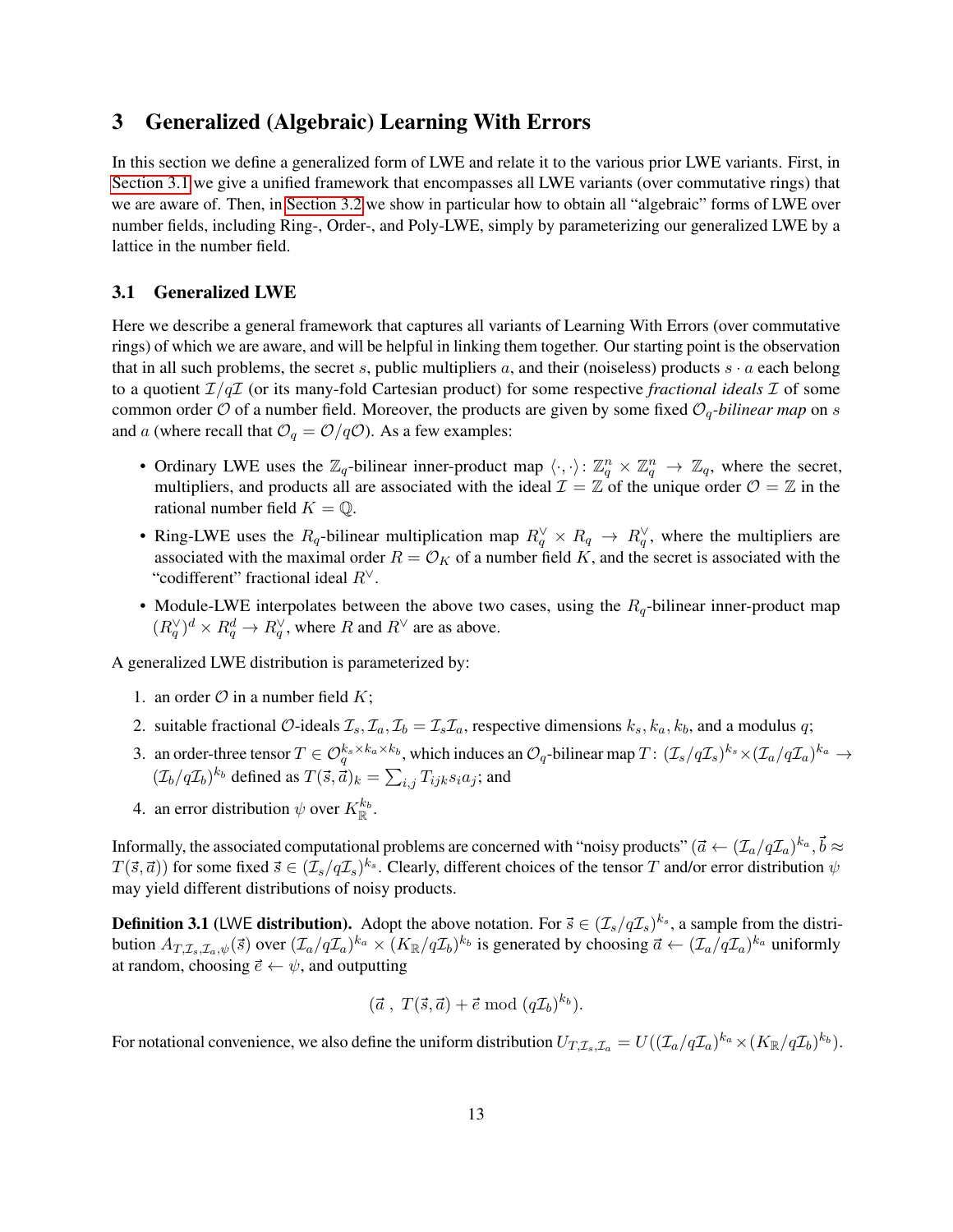# 3 Generalized (Algebraic) Learning With Errors

In this section we define a generalized form of LWE and relate it to the various prior LWE variants. First, in Section 3.1 we give a unified framework that encompasses all LWE variants (over commutative rings) that we are aware of. Then, in Section 3.2 we show in particular how to obtain all "algebraic" forms of LWE over number fields, including Ring-, Order-, and Poly-LWE, simply by parameterizing our generalized LWE by a lattice in the number field.

## 3.1 Generalized LWE

Here we describe a general framework that captures all variants of Learning With Errors (over commutative rings) of which we are aware, and will be helpful in linking them together. Our starting point is the observation that in all such problems, the secret $s$, public multipliers $a$, and their (noiseless) products $s \cdot a$ each belong to a quotient $\mathcal{I}/q\mathcal{I}$ (or its many-fold Cartesian product) for some respective *fractional ideals* $\mathcal{I}$ of some common order $\mathcal{O}$ of a number field. Moreover, the products are given by some fixed $\mathcal{O}_q$-*bilinear map* on $s$ and $a$ (where recall that $\mathcal{O}_q = \mathcal{O}/q\mathcal{O}$). As a few examples:

- Ordinary LWE uses the $\mathbb{Z}_q$-bilinear inner-product map $\langle \cdot, \cdot \rangle \colon \mathbb{Z}_q^n \times \mathbb{Z}_q^n \to \mathbb{Z}_q$, where the secret, multipliers, and products all are associated with the ideal $\mathcal{I} = \mathbb{Z}$ of the unique order $\mathcal{O} = \mathbb{Z}$ in the rational number field $K = \mathbb{Q}$.
- Ring-LWE uses the $R_q$-bilinear multiplication map $R_q^\vee \times R_q \to R_q^\vee$, where the multipliers are associated with the maximal order $R = \mathcal{O}_K$ of a number field $K$, and the secret is associated with the "codifferent" fractional ideal $R^\vee$.
- Module-LWE interpolates between the above two cases, using the $R_q$-bilinear inner-product map $(R_q^\vee)^d \times R_q^d \to R_q^\vee$, where $R$ and $R^\vee$ are as above.

A generalized LWE distribution is parameterized by:

1. an order $\mathcal{O}$ in a number field $K$;
2. suitable fractional $\mathcal{O}$-ideals $\mathcal{I}_s, \mathcal{I}_a, \mathcal{I}_b = \mathcal{I}_s\mathcal{I}_a$, respective dimensions $k_s, k_a, k_b$, and a modulus $q$;
3. an order-three tensor $T \in \mathcal{O}_q^{k_s \times k_a \times k_b}$, which induces an $\mathcal{O}_q$-bilinear map $T \colon (\mathcal{I}_s/q\mathcal{I}_s)^{k_s} \times (\mathcal{I}_a/q\mathcal{I}_a)^{k_a} \to (\mathcal{I}_b/q\mathcal{I}_b)^{k_b}$ defined as $T(\vec{s}, \vec{a})_k = \sum_{i,j} T_{ijk} s_i a_j$; and
4. an error distribution $\psi$ over $K_\mathbb{R}^{k_b}$.

Informally, the associated computational problems are concerned with "noisy products" $(\vec{a} \leftarrow (\mathcal{I}_a/q\mathcal{I}_a)^{k_a}, \vec{b} \approx T(\vec{s}, \vec{a}))$ for some fixed $\vec{s} \in (\mathcal{I}_s/q\mathcal{I}_s)^{k_s}$. Clearly, different choices of the tensor $T$ and/or error distribution $\psi$ may yield different distributions of noisy products.

**Definition 3.1** (LWE **distribution).** Adopt the above notation. For $\vec{s} \in (\mathcal{I}_s/q\mathcal{I}_s)^{k_s}$, a sample from the distribution $A_{T,\mathcal{I}_s,\mathcal{I}_a,\psi}(\vec{s})$ over $(\mathcal{I}_a/q\mathcal{I}_a)^{k_a} \times (K_\mathbb{R}/q\mathcal{I}_b)^{k_b}$ is generated by choosing $\vec{a} \leftarrow (\mathcal{I}_a/q\mathcal{I}_a)^{k_a}$ uniformly at random, choosing $\vec{e} \leftarrow \psi$, and outputting

$$(\vec{a} \ , \ T(\vec{s}, \vec{a}) + \vec{e} \bmod (q\mathcal{I}_b)^{k_b}).$$

For notational convenience, we also define the uniform distribution $U_{T,\mathcal{I}_s,\mathcal{I}_a} = U((\mathcal{I}_a/q\mathcal{I}_a)^{k_a} \times (K_\mathbb{R}/q\mathcal{I}_b)^{k_b})$.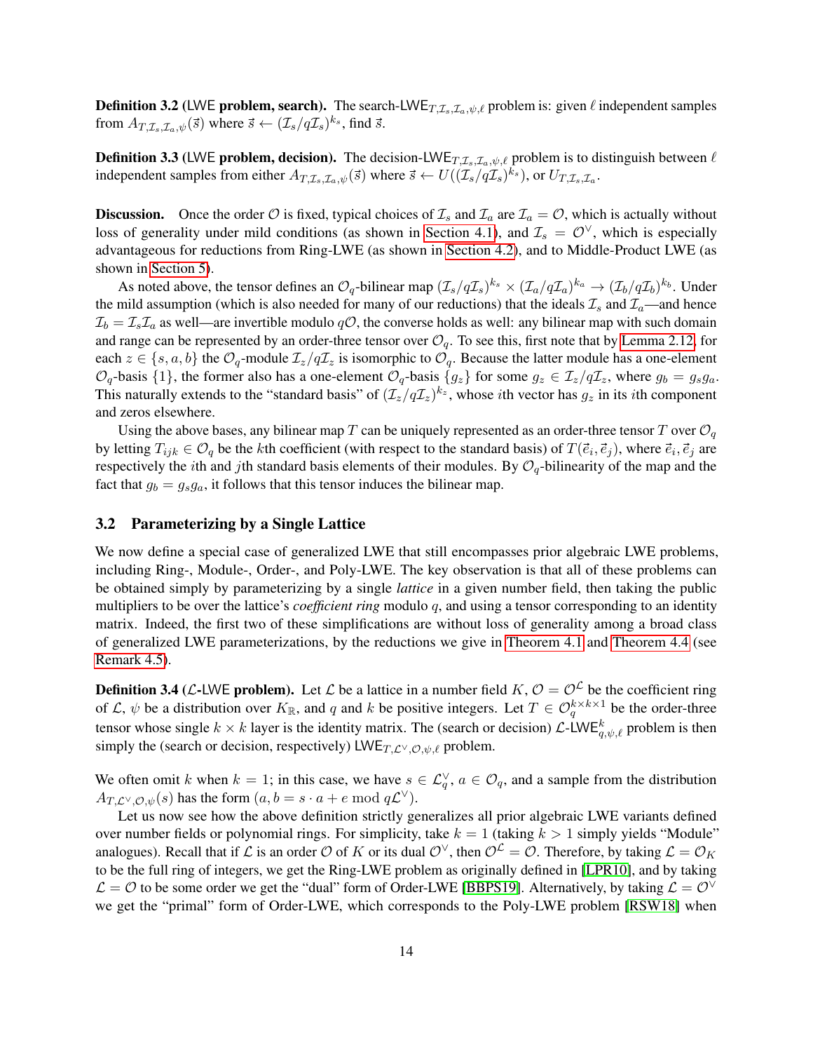**Definition 3.2** (LWE **problem, search).** The search-$\mathsf{LWE}_{T,\mathcal{I}_s,\mathcal{I}_a,\psi,\ell}$ problem is: given $\ell$ independent samples from $A_{T,\mathcal{I}_s,\mathcal{I}_a,\psi}(\vec{s})$ where $\vec{s} \leftarrow (\mathcal{I}_s/q\mathcal{I}_s)^{k_s}$, find $\vec{s}$.

**Definition 3.3** (LWE **problem, decision).** The decision-$\mathsf{LWE}_{T,\mathcal{I}_s,\mathcal{I}_a,\psi,\ell}$ problem is to distinguish between $\ell$ independent samples from either $A_{T,\mathcal{I}_s,\mathcal{I}_a,\psi}(\vec{s})$ where $\vec{s} \leftarrow U((\mathcal{I}_s/q\mathcal{I}_s)^{k_s})$, or $U_{T,\mathcal{I}_s,\mathcal{I}_a}$.

**Discussion.** Once the order $\mathcal{O}$ is fixed, typical choices of $\mathcal{I}_s$ and $\mathcal{I}_a$ are $\mathcal{I}_a = \mathcal{O}$, which is actually without loss of generality under mild conditions (as shown in Section 4.1), and $\mathcal{I}_s = \mathcal{O}^\vee$, which is especially advantageous for reductions from Ring-LWE (as shown in Section 4.2), and to Middle-Product LWE (as shown in Section 5).

As noted above, the tensor defines an $\mathcal{O}_q$-bilinear map $(\mathcal{I}_s/q\mathcal{I}_s)^{k_s} \times (\mathcal{I}_a/q\mathcal{I}_a)^{k_a} \to (\mathcal{I}_b/q\mathcal{I}_b)^{k_b}$. Under the mild assumption (which is also needed for many of our reductions) that the ideals $\mathcal{I}_s$ and $\mathcal{I}_a$—and hence $\mathcal{I}_b = \mathcal{I}_s\mathcal{I}_a$ as well—are invertible modulo $q\mathcal{O}$, the converse holds as well: any bilinear map with such domain and range can be represented by an order-three tensor over $\mathcal{O}_q$. To see this, first note that by Lemma 2.12, for each $z \in \{s, a, b\}$ the $\mathcal{O}_q$-module $\mathcal{I}_z/q\mathcal{I}_z$ is isomorphic to $\mathcal{O}_q$. Because the latter module has a one-element $\mathcal{O}_q$-basis $\{1\}$, the former also has a one-element $\mathcal{O}_q$-basis $\{g_z\}$ for some $g_z \in \mathcal{I}_z/q\mathcal{I}_z$, where $g_b = g_s g_a$. This naturally extends to the "standard basis" of $(\mathcal{I}_z/q\mathcal{I}_z)^{k_z}$, whose $i$th vector has $g_z$ in its $i$th component and zeros elsewhere.

Using the above bases, any bilinear map $T$ can be uniquely represented as an order-three tensor $T$ over $\mathcal{O}_q$ by letting $T_{ijk} \in \mathcal{O}_q$ be the $k$th coefficient (with respect to the standard basis) of $T(\vec{e}_i, \vec{e}_j)$, where $\vec{e}_i, \vec{e}_j$ are respectively the $i$th and $j$th standard basis elements of their modules. By $\mathcal{O}_q$-bilinearity of the map and the fact that $g_b = g_s g_a$, it follows that this tensor induces the bilinear map.

### 3.2 Parameterizing by a Single Lattice

We now define a special case of generalized LWE that still encompasses prior algebraic LWE problems, including Ring-, Module-, Order-, and Poly-LWE. The key observation is that all of these problems can be obtained simply by parameterizing by a single *lattice* in a given number field, then taking the public multipliers to be over the lattice's *coefficient ring* modulo $q$, and using a tensor corresponding to an identity matrix. Indeed, the first two of these simplifications are without loss of generality among a broad class of generalized LWE parameterizations, by the reductions we give in Theorem 4.1 and Theorem 4.4 (see Remark 4.5).

**Definition 3.4** ($\mathcal{L}$-LWE **problem).** Let $\mathcal{L}$ be a lattice in a number field $K$, $\mathcal{O} = \mathcal{O}^{\mathcal{L}}$ be the coefficient ring of $\mathcal{L}$, $\psi$ be a distribution over $K_\mathbb{R}$, and $q$ and $k$ be positive integers. Let $T \in \mathcal{O}_q^{k \times k \times 1}$ be the order-three tensor whose single $k \times k$ layer is the identity matrix. The (search or decision) $\mathcal{L}\text{-}\mathsf{LWE}^k_{q,\psi,\ell}$ problem is then simply the (search or decision, respectively) $\mathsf{LWE}_{T,\mathcal{L}^\vee,\mathcal{O},\psi,\ell}$ problem.

We often omit $k$ when $k = 1$; in this case, we have $s \in \mathcal{L}^\vee_q$, $a \in \mathcal{O}_q$, and a sample from the distribution $A_{T,\mathcal{L}^\vee,\mathcal{O},\psi}(s)$ has the form $(a, b = s \cdot a + e \bmod q\mathcal{L}^\vee)$.

Let us now see how the above definition strictly generalizes all prior algebraic LWE variants defined over number fields or polynomial rings. For simplicity, take $k = 1$ (taking $k > 1$ simply yields "Module" analogues). Recall that if $\mathcal{L}$ is an order $\mathcal{O}$ of $K$ or its dual $\mathcal{O}^\vee$, then $\mathcal{O}^{\mathcal{L}} = \mathcal{O}$. Therefore, by taking $\mathcal{L} = \mathcal{O}_K$ to be the full ring of integers, we get the Ring-LWE problem as originally defined in [LPR10], and by taking $\mathcal{L} = \mathcal{O}$ to be some order we get the "dual" form of Order-LWE [BBPS19]. Alternatively, by taking $\mathcal{L} = \mathcal{O}^\vee$ we get the "primal" form of Order-LWE, which corresponds to the Poly-LWE problem [RSW18] when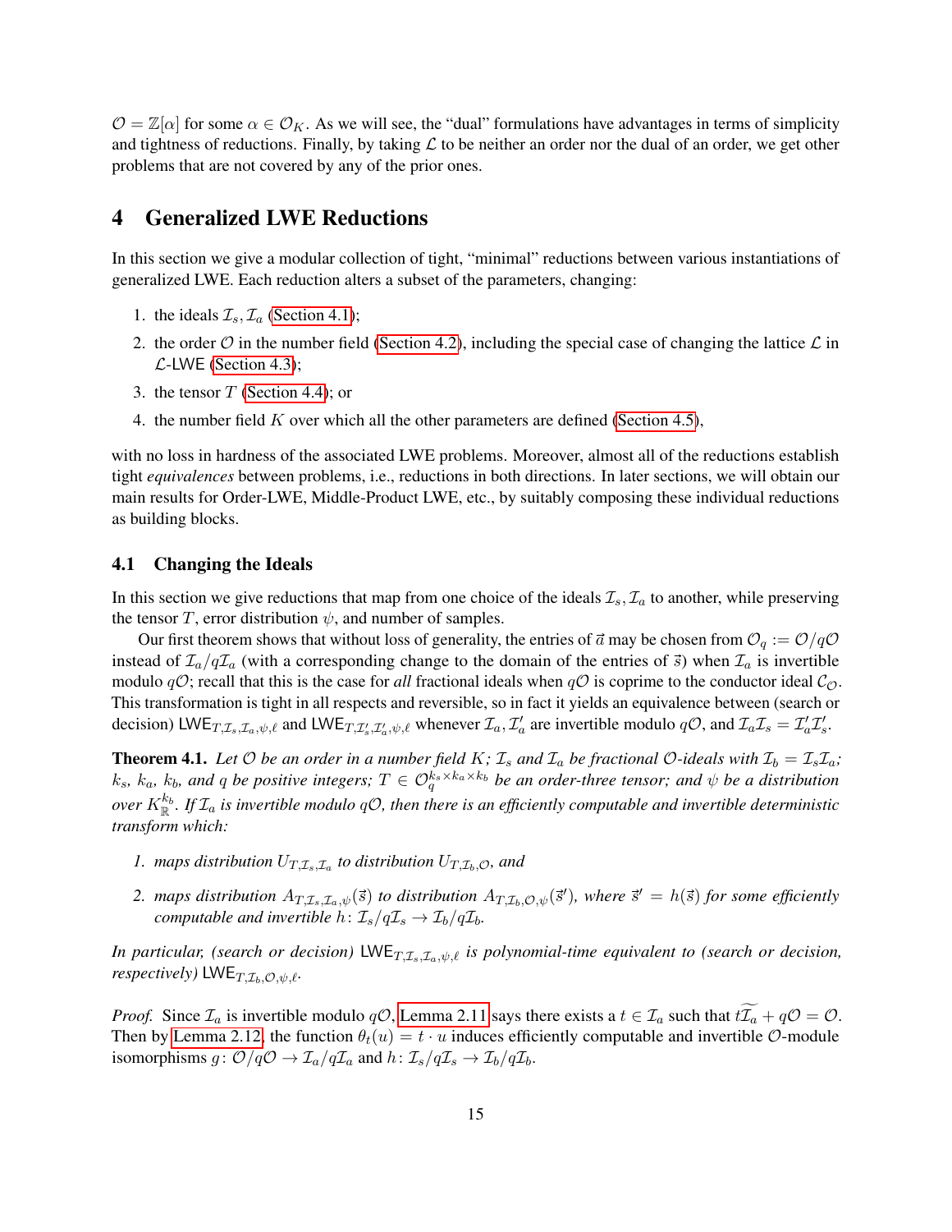$\mathcal{O} = \mathbb{Z}[\alpha]$ for some $\alpha \in \mathcal{O}_K$. As we will see, the "dual" formulations have advantages in terms of simplicity and tightness of reductions. Finally, by taking $\mathcal{L}$ to be neither an order nor the dual of an order, we get other problems that are not covered by any of the prior ones.

# 4 Generalized LWE Reductions

In this section we give a modular collection of tight, "minimal" reductions between various instantiations of generalized LWE. Each reduction alters a subset of the parameters, changing:

1. the ideals $\mathcal{I}_s, \mathcal{I}_a$ (Section 4.1);
2. the order $\mathcal{O}$ in the number field (Section 4.2), including the special case of changing the lattice $\mathcal{L}$ in $\mathcal{L}$-LWE (Section 4.3);
3. the tensor $T$ (Section 4.4); or
4. the number field $K$ over which all the other parameters are defined (Section 4.5),

with no loss in hardness of the associated LWE problems. Moreover, almost all of the reductions establish tight *equivalences* between problems, i.e., reductions in both directions. In later sections, we will obtain our main results for Order-LWE, Middle-Product LWE, etc., by suitably composing these individual reductions as building blocks.

## 4.1 Changing the Ideals

In this section we give reductions that map from one choice of the ideals $\mathcal{I}_s, \mathcal{I}_a$ to another, while preserving the tensor $T$, error distribution $\psi$, and number of samples.

Our first theorem shows that without loss of generality, the entries of $\vec{a}$ may be chosen from $\mathcal{O}_q := \mathcal{O}/q\mathcal{O}$ instead of $\mathcal{I}_a/q\mathcal{I}_a$ (with a corresponding change to the domain of the entries of $\vec{s}$) when $\mathcal{I}_a$ is invertible modulo $q\mathcal{O}$; recall that this is the case for *all* fractional ideals when $q\mathcal{O}$ is coprime to the conductor ideal $\mathcal{C}_{\mathcal{O}}$. This transformation is tight in all respects and reversible, so in fact it yields an equivalence between (search or decision) $\mathsf{LWE}_{T,\mathcal{I}_s,\mathcal{I}_a,\psi,\ell}$ and $\mathsf{LWE}_{T,\mathcal{I}'_s,\mathcal{I}'_a,\psi,\ell}$ whenever $\mathcal{I}_a, \mathcal{I}'_a$ are invertible modulo $q\mathcal{O}$, and $\mathcal{I}_a\mathcal{I}_s = \mathcal{I}'_a\mathcal{I}'_s$.

**Theorem 4.1.** *Let $\mathcal{O}$ be an order in a number field $K$; $\mathcal{I}_s$ and $\mathcal{I}_a$ be fractional $\mathcal{O}$-ideals with $\mathcal{I}_b = \mathcal{I}_s\mathcal{I}_a$; $k_s$, $k_a$, $k_b$, and $q$ be positive integers; $T \in \mathcal{O}_q^{k_s \times k_a \times k_b}$ be an order-three tensor; and $\psi$ be a distribution over $K_{\mathbb{R}}^{k_b}$. If $\mathcal{I}_a$ is invertible modulo $q\mathcal{O}$, then there is an efficiently computable and invertible deterministic transform which:*

1. *maps distribution $U_{T,\mathcal{I}_s,\mathcal{I}_a}$ to distribution $U_{T,\mathcal{I}_b,\mathcal{O}}$, and*
2. *maps distribution $A_{T,\mathcal{I}_s,\mathcal{I}_a,\psi}(\vec{s})$ to distribution $A_{T,\mathcal{I}_b,\mathcal{O},\psi}(\vec{s}')$, where $\vec{s}' = h(\vec{s})$ for some efficiently computable and invertible $h \colon \mathcal{I}_s/q\mathcal{I}_s \to \mathcal{I}_b/q\mathcal{I}_b$.*

*In particular, (search or decision) $\mathsf{LWE}_{T,\mathcal{I}_s,\mathcal{I}_a,\psi,\ell}$ is polynomial-time equivalent to (search or decision, respectively) $\mathsf{LWE}_{T,\mathcal{I}_b,\mathcal{O},\psi,\ell}$.*

*Proof.* Since $\mathcal{I}_a$ is invertible modulo $q\mathcal{O}$, Lemma 2.11 says there exists a $t \in \mathcal{I}_a$ such that $t\widetilde{\mathcal{I}_a} + q\mathcal{O} = \mathcal{O}$. Then by Lemma 2.12, the function $\theta_t(u) = t \cdot u$ induces efficiently computable and invertible $\mathcal{O}$-module isomorphisms $g \colon \mathcal{O}/q\mathcal{O} \to \mathcal{I}_a/q\mathcal{I}_a$ and $h \colon \mathcal{I}_s/q\mathcal{I}_s \to \mathcal{I}_b/q\mathcal{I}_b$.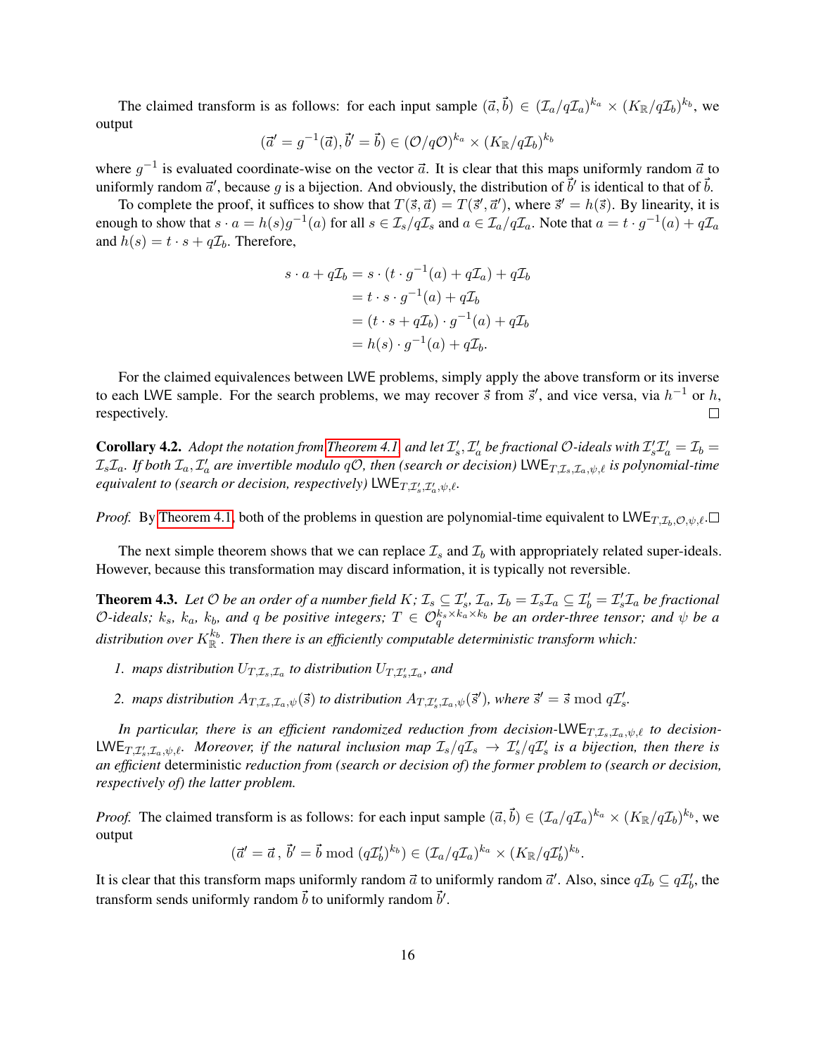The claimed transform is as follows: for each input sample $(\vec{a}, \vec{b}) \in (\mathcal{I}_a/q\mathcal{I}_a)^{k_a} \times (K_\mathbb{R}/q\mathcal{I}_b)^{k_b}$, we output

$$(\vec{a}' = g^{-1}(\vec{a}), \vec{b}' = \vec{b}) \in (\mathcal{O}/q\mathcal{O})^{k_a} \times (K_\mathbb{R}/q\mathcal{I}_b)^{k_b}$$

where $g^{-1}$ is evaluated coordinate-wise on the vector $\vec{a}$. It is clear that this maps uniformly random $\vec{a}$ to uniformly random $\vec{a}'$, because $g$ is a bijection. And obviously, the distribution of $\vec{b}'$ is identical to that of $\vec{b}$.

To complete the proof, it suffices to show that $T(\vec{s}, \vec{a}) = T(\vec{s}', \vec{a}')$, where $\vec{s}' = h(\vec{s})$. By linearity, it is enough to show that $s \cdot a = h(s) g^{-1}(a)$ for all $s \in \mathcal{I}_s/q\mathcal{I}_s$ and $a \in \mathcal{I}_a/q\mathcal{I}_a$. Note that $a = t \cdot g^{-1}(a) + q\mathcal{I}_a$ and $h(s) = t \cdot s + q\mathcal{I}_b$. Therefore,

$$\begin{aligned}
s \cdot a + q\mathcal{I}_b &= s \cdot (t \cdot g^{-1}(a) + q\mathcal{I}_a) + q\mathcal{I}_b \\
&= t \cdot s \cdot g^{-1}(a) + q\mathcal{I}_b \\
&= (t \cdot s + q\mathcal{I}_b) \cdot g^{-1}(a) + q\mathcal{I}_b \\
&= h(s) \cdot g^{-1}(a) + q\mathcal{I}_b.
\end{aligned}$$

For the claimed equivalences between LWE problems, simply apply the above transform or its inverse to each LWE sample. For the search problems, we may recover $\vec{s}$ from $\vec{s}'$, and vice versa, via $h^{-1}$ or $h$, respectively. □

**Corollary 4.2.** *Adopt the notation from Theorem 4.1 and let $\mathcal{I}_s', \mathcal{I}_a'$ be fractional $\mathcal{O}$-ideals with $\mathcal{I}_s'\mathcal{I}_a' = \mathcal{I}_b = \mathcal{I}_s\mathcal{I}_a$. If both $\mathcal{I}_a, \mathcal{I}_a'$ are invertible modulo $q\mathcal{O}$, then (search or decision) $\mathsf{LWE}_{T,\mathcal{I}_s,\mathcal{I}_a,\psi,\ell}$ is polynomial-time equivalent to (search or decision, respectively) $\mathsf{LWE}_{T,\mathcal{I}_s',\mathcal{I}_a',\psi,\ell}$.*

*Proof.* By Theorem 4.1, both of the problems in question are polynomial-time equivalent to $\mathsf{LWE}_{T,\mathcal{I}_b,\mathcal{O},\psi,\ell}$. □

The next simple theorem shows that we can replace $\mathcal{I}_s$ and $\mathcal{I}_b$ with appropriately related super-ideals. However, because this transformation may discard information, it is typically not reversible.

**Theorem 4.3.** *Let $\mathcal{O}$ be an order of a number field $K$; $\mathcal{I}_s \subseteq \mathcal{I}_s'$, $\mathcal{I}_a$, $\mathcal{I}_b = \mathcal{I}_s\mathcal{I}_a \subseteq \mathcal{I}_b' = \mathcal{I}_s'\mathcal{I}_a$ be fractional $\mathcal{O}$-ideals; $k_s$, $k_a$, $k_b$, and $q$ be positive integers; $T \in \mathcal{O}_q^{k_s \times k_a \times k_b}$ be an order-three tensor; and $\psi$ be a distribution over $K_\mathbb{R}^{k_b}$. Then there is an efficiently computable deterministic transform which:*

1. *maps distribution $U_{T,\mathcal{I}_s,\mathcal{I}_a}$ to distribution $U_{T,\mathcal{I}_s',\mathcal{I}_a}$, and*
2. *maps distribution $A_{T,\mathcal{I}_s,\mathcal{I}_a,\psi}(\vec{s})$ to distribution $A_{T,\mathcal{I}_s',\mathcal{I}_a,\psi}(\vec{s}')$, where $\vec{s}' = \vec{s} \bmod q\mathcal{I}_s'$.*

*In particular, there is an efficient randomized reduction from decision-$\mathsf{LWE}_{T,\mathcal{I}_s,\mathcal{I}_a,\psi,\ell}$ to decision-$\mathsf{LWE}_{T,\mathcal{I}_s',\mathcal{I}_a,\psi,\ell}$. Moreover, if the natural inclusion map $\mathcal{I}_s/q\mathcal{I}_s \to \mathcal{I}_s'/q\mathcal{I}_s'$ is a bijection, then there is an efficient* deterministic *reduction from (search or decision of) the former problem to (search or decision, respectively of) the latter problem.*

*Proof.* The claimed transform is as follows: for each input sample $(\vec{a}, \vec{b}) \in (\mathcal{I}_a/q\mathcal{I}_a)^{k_a} \times (K_\mathbb{R}/q\mathcal{I}_b)^{k_b}$, we output

$$(\vec{a}' = \vec{a}\,, \vec{b}' = \vec{b} \bmod (q\mathcal{I}_b')^{k_b}) \in (\mathcal{I}_a/q\mathcal{I}_a)^{k_a} \times (K_\mathbb{R}/q\mathcal{I}_b')^{k_b}.$$

It is clear that this transform maps uniformly random $\vec{a}$ to uniformly random $\vec{a}'$. Also, since $q\mathcal{I}_b \subseteq q\mathcal{I}_b'$, the transform sends uniformly random $\vec{b}$ to uniformly random $\vec{b}'$.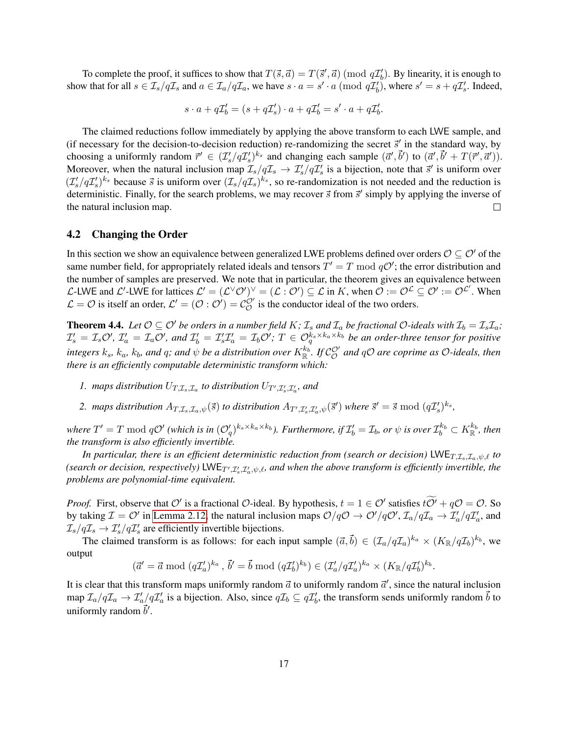To complete the proof, it suffices to show that $T(\vec{s}, \vec{a}) = T(\vec{s}', \vec{a}) \pmod{q\mathcal{I}_b'}$. By linearity, it is enough to show that for all $s \in \mathcal{I}_s/q\mathcal{I}_s$ and $a \in \mathcal{I}_a/q\mathcal{I}_a$, we have $s \cdot a = s' \cdot a \pmod{q\mathcal{I}_b'}$, where $s' = s + q\mathcal{I}_s'$. Indeed,

$$s \cdot a + q\mathcal{I}_b' = (s + q\mathcal{I}_s') \cdot a + q\mathcal{I}_b' = s' \cdot a + q\mathcal{I}_b'.$$

The claimed reductions follow immediately by applying the above transform to each LWE sample, and (if necessary for the decision-to-decision reduction) re-randomizing the secret $\vec{s}'$ in the standard way, by choosing a uniformly random $\vec{r}' \in (\mathcal{I}_s'/q\mathcal{I}_s')^{k_s}$ and changing each sample $(\vec{a}', \vec{b}')$ to $(\vec{a}', \vec{b}' + T(\vec{r}', \vec{a}'))$. Moreover, when the natural inclusion map $\mathcal{I}_s/q\mathcal{I}_s \to \mathcal{I}_s'/q\mathcal{I}_s'$ is a bijection, note that $\vec{s}'$ is uniform over $(\mathcal{I}_s'/q\mathcal{I}_s')^{k_s}$ because $\vec{s}$ is uniform over $(\mathcal{I}_s/q\mathcal{I}_s)^{k_s}$, so re-randomization is not needed and the reduction is deterministic. Finally, for the search problems, we may recover $\vec{s}$ from $\vec{s}'$ simply by applying the inverse of the natural inclusion map. □

### 4.2 Changing the Order

In this section we show an equivalence between generalized LWE problems defined over orders $\mathcal{O} \subseteq \mathcal{O}'$ of the same number field, for appropriately related ideals and tensors $T' = T \bmod q\mathcal{O}'$; the error distribution and the number of samples are preserved. We note that in particular, the theorem gives an equivalence between $\mathcal{L}$-LWE and $\mathcal{L}'$-LWE for lattices $\mathcal{L}' = (\mathcal{L}^\vee \mathcal{O}')^\vee = (\mathcal{L} : \mathcal{O}') \subseteq \mathcal{L}$ in $K$, when $\mathcal{O} := \mathcal{O}^{\mathcal{L}} \subseteq \mathcal{O}' := \mathcal{O}^{\mathcal{L}'}$. When $\mathcal{L} = \mathcal{O}$ is itself an order, $\mathcal{L}' = (\mathcal{O} : \mathcal{O}') = \mathcal{C}_{\mathcal{O}}^{\mathcal{O}'}$ is the conductor ideal of the two orders.

**Theorem 4.4.** *Let $\mathcal{O} \subseteq \mathcal{O}'$ be orders in a number field $K$; $\mathcal{I}_s$ and $\mathcal{I}_a$ be fractional $\mathcal{O}$-ideals with $\mathcal{I}_b = \mathcal{I}_s\mathcal{I}_a$; $\mathcal{I}_s' = \mathcal{I}_s\mathcal{O}'$, $\mathcal{I}_a' = \mathcal{I}_a\mathcal{O}'$, and $\mathcal{I}_b' = \mathcal{I}_s'\mathcal{I}_a' = \mathcal{I}_b\mathcal{O}'$; $T \in \mathcal{O}_q^{k_s \times k_a \times k_b}$ be an order-three tensor for positive integers $k_s$, $k_a$, $k_b$, and $q$; and $\psi$ be a distribution over $K_{\mathbb{R}}^{k_b}$. If $\mathcal{C}_{\mathcal{O}}^{\mathcal{O}'}$ and $q\mathcal{O}$ are coprime as $\mathcal{O}$-ideals, then there is an efficiently computable deterministic transform which:*

1. *maps distribution $U_{T,\mathcal{I}_s,\mathcal{I}_a}$ to distribution $U_{T',\mathcal{I}_s',\mathcal{I}_a'}$, and*
2. *maps distribution $A_{T,\mathcal{I}_s,\mathcal{I}_a,\psi}(\vec{s})$ to distribution $A_{T',\mathcal{I}_s',\mathcal{I}_a',\psi}(\vec{s}')$ where $\vec{s}' = \vec{s} \bmod (q\mathcal{I}_s')^{k_s}$,*

*where $T' = T \bmod q\mathcal{O}'$ (which is in $(\mathcal{O}_q')^{k_s \times k_a \times k_b}$). Furthermore, if $\mathcal{I}_b' = \mathcal{I}_b$, or $\psi$ is over $\mathcal{I}_b^{k_b} \subset K_{\mathbb{R}}^{k_b}$, then the transform is also efficiently invertible.*

*In particular, there is an efficient deterministic reduction from (search or decision) $\mathsf{LWE}_{T,\mathcal{I}_s,\mathcal{I}_a,\psi,\ell}$ to (search or decision, respectively) $\mathsf{LWE}_{T',\mathcal{I}_s',\mathcal{I}_a',\psi,\ell}$, and when the above transform is efficiently invertible, the problems are polynomial-time equivalent.*

*Proof.* First, observe that $\mathcal{O}'$ is a fractional $\mathcal{O}$-ideal. By hypothesis, $t = 1 \in \mathcal{O}'$ satisfies $t\widetilde{\mathcal{O}'} + q\mathcal{O} = \mathcal{O}$. So by taking $\mathcal{I} = \mathcal{O}'$ in Lemma 2.12, the natural inclusion maps $\mathcal{O}/q\mathcal{O} \to \mathcal{O}'/q\mathcal{O}'$, $\mathcal{I}_a/q\mathcal{I}_a \to \mathcal{I}_a'/q\mathcal{I}_a'$, and $\mathcal{I}_s/q\mathcal{I}_s \to \mathcal{I}_s'/q\mathcal{I}_s'$ are efficiently invertible bijections.

The claimed transform is as follows: for each input sample $(\vec{a}, \vec{b}) \in (\mathcal{I}_a/q\mathcal{I}_a)^{k_a} \times (K_{\mathbb{R}}/q\mathcal{I}_b)^{k_b}$, we output

$$(\vec{a}' = \vec{a} \bmod (q\mathcal{I}_a')^{k_a}, \vec{b}' = \vec{b} \bmod (q\mathcal{I}_b')^{k_b}) \in (\mathcal{I}_a'/q\mathcal{I}_a')^{k_a} \times (K_{\mathbb{R}}/q\mathcal{I}_b')^{k_b}.$$

It is clear that this transform maps uniformly random $\vec{a}$ to uniformly random $\vec{a}'$, since the natural inclusion map $\mathcal{I}_a/q\mathcal{I}_a \to \mathcal{I}_a'/q\mathcal{I}_a'$ is a bijection. Also, since $q\mathcal{I}_b \subseteq q\mathcal{I}_b'$, the transform sends uniformly random $\vec{b}$ to uniformly random $\vec{b}'$.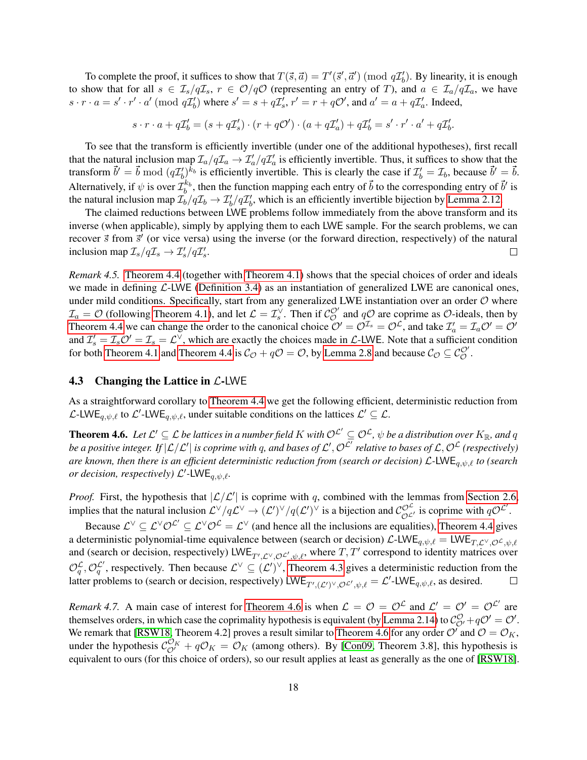To complete the proof, it suffices to show that $T(\vec{s}, \vec{a}) = T'(\vec{s}', \vec{a}') \pmod{q\mathcal{I}_b'}$. By linearity, it is enough to show that for all $s \in \mathcal{I}_s/q\mathcal{I}_s$, $r \in \mathcal{O}/q\mathcal{O}$ (representing an entry of $T$), and $a \in \mathcal{I}_a/q\mathcal{I}_a$, we have $s \cdot r \cdot a = s' \cdot r' \cdot a' \pmod{q\mathcal{I}_b'}$ where $s' = s + q\mathcal{I}_s'$, $r' = r + q\mathcal{O}'$, and $a' = a + q\mathcal{I}_a'$. Indeed,

$$s \cdot r \cdot a + q\mathcal{I}_b' = (s + q\mathcal{I}_s') \cdot (r + q\mathcal{O}') \cdot (a + q\mathcal{I}_a') + q\mathcal{I}_b' = s' \cdot r' \cdot a' + q\mathcal{I}_b'.$$

To see that the transform is efficiently invertible (under one of the additional hypotheses), first recall that the natural inclusion map $\mathcal{I}_a/q\mathcal{I}_a \to \mathcal{I}_a'/q\mathcal{I}_a'$ is efficiently invertible. Thus, it suffices to show that the transform $\vec{b}' = \vec{b} \bmod (q\mathcal{I}_b')^{k_b}$ is efficiently invertible. This is clearly the case if $\mathcal{I}_b' = \mathcal{I}_b$, because $\vec{b}' = \vec{b}$. Alternatively, if $\psi$ is over $\mathcal{I}_b^{k_b}$, then the function mapping each entry of $\vec{b}$ to the corresponding entry of $\vec{b}'$ is the natural inclusion map $\mathcal{I}_b/q\mathcal{I}_b \to \mathcal{I}_b'/q\mathcal{I}_b'$, which is an efficiently invertible bijection by Lemma 2.12.

The claimed reductions between LWE problems follow immediately from the above transform and its inverse (when applicable), simply by applying them to each LWE sample. For the search problems, we can recover $\vec{s}$ from $\vec{s}'$ (or vice versa) using the inverse (or the forward direction, respectively) of the natural inclusion map $\mathcal{I}_s/q\mathcal{I}_s \to \mathcal{I}_s'/q\mathcal{I}_s'$. □

*Remark 4.5.* Theorem 4.4 (together with Theorem 4.1) shows that the special choices of order and ideals we made in defining $\mathcal{L}$-LWE (Definition 3.4) as an instantiation of generalized LWE are canonical ones, under mild conditions. Specifically, start from any generalized LWE instantiation over an order $\mathcal{O}$ where $\mathcal{I}_a = \mathcal{O}$ (following Theorem 4.1), and let $\mathcal{L} = \mathcal{I}_s^\vee$. Then if $\mathcal{C}_{\mathcal{O}}^{\mathcal{O}'}$ and $q\mathcal{O}$ are coprime as $\mathcal{O}$-ideals, then by Theorem 4.4 we can change the order to the canonical choice $\mathcal{O}' = \mathcal{O}^{\mathcal{I}_s} = \mathcal{O}^{\mathcal{L}}$, and take $\mathcal{I}_a' = \mathcal{I}_a\mathcal{O}' = \mathcal{O}'$ and $\mathcal{I}_s' = \mathcal{I}_s\mathcal{O}' = \mathcal{I}_s = \mathcal{L}^\vee$, which are exactly the choices made in $\mathcal{L}$-LWE. Note that a sufficient condition for both Theorem 4.1 and Theorem 4.4 is $\mathcal{C}_{\mathcal{O}} + q\mathcal{O} = \mathcal{O}$, by Lemma 2.8 and because $\mathcal{C}_{\mathcal{O}} \subseteq \mathcal{C}_{\mathcal{O}}^{\mathcal{O}'}$.

### 4.3 Changing the Lattice in $\mathcal{L}$-LWE

As a straightforward corollary to Theorem 4.4 we get the following efficient, deterministic reduction from $\mathcal{L}$-$\mathsf{LWE}_{q,\psi,\ell}$ to $\mathcal{L}'$-$\mathsf{LWE}_{q,\psi,\ell}$, under suitable conditions on the lattices $\mathcal{L}' \subseteq \mathcal{L}$.

**Theorem 4.6.** *Let $\mathcal{L}' \subseteq \mathcal{L}$ be lattices in a number field $K$ with $\mathcal{O}^{\mathcal{L}'} \subseteq \mathcal{O}^{\mathcal{L}}$, $\psi$ be a distribution over $K_{\mathbb{R}}$, and $q$ be a positive integer. If $|\mathcal{L}/\mathcal{L}'|$ is coprime with $q$, and bases of $\mathcal{L}', \mathcal{O}^{\mathcal{L}'}$ relative to bases of $\mathcal{L}, \mathcal{O}^{\mathcal{L}}$ (respectively) are known, then there is an efficient deterministic reduction from (search or decision) $\mathcal{L}$-$\mathsf{LWE}_{q,\psi,\ell}$ to (search or decision, respectively) $\mathcal{L}'$-$\mathsf{LWE}_{q,\psi,\ell}$.*

*Proof.* First, the hypothesis that $|\mathcal{L}/\mathcal{L}'|$ is coprime with $q$, combined with the lemmas from Section 2.6, implies that the natural inclusion $\mathcal{L}^\vee/q\mathcal{L}^\vee \to (\mathcal{L}')^\vee/q(\mathcal{L}')^\vee$ is a bijection and $\mathcal{C}_{\mathcal{O}^{\mathcal{L}'}}^{\mathcal{O}^{\mathcal{L}}}$ is coprime with $q\mathcal{O}^{\mathcal{L}'}$.

Because $\mathcal{L}^\vee \subseteq \mathcal{L}^\vee\mathcal{O}^{\mathcal{L}'} \subseteq \mathcal{L}^\vee\mathcal{O}^{\mathcal{L}} = \mathcal{L}^\vee$ (and hence all the inclusions are equalities), Theorem 4.4 gives a deterministic polynomial-time equivalence between (search or decision) $\mathcal{L}$-$\mathsf{LWE}_{q,\psi,\ell} = \mathsf{LWE}_{T,\mathcal{L}^\vee,\mathcal{O}^{\mathcal{L}},\psi,\ell}$ and (search or decision, respectively) $\mathsf{LWE}_{T',\mathcal{L}^\vee,\mathcal{O}^{\mathcal{L}'},\psi,\ell}$, where $T, T'$ correspond to identity matrices over $\mathcal{O}_q^{\mathcal{L}}, \mathcal{O}_q^{\mathcal{L}'}$, respectively. Then because $\mathcal{L}^\vee \subseteq (\mathcal{L}')^\vee$, Theorem 4.3 gives a deterministic reduction from the latter problems to (search or decision, respectively) $\mathsf{LWE}_{T',(\mathcal{L}')^\vee,\mathcal{O}^{\mathcal{L}'},\psi,\ell} = \mathcal{L}'$-$\mathsf{LWE}_{q,\psi,\ell}$, as desired. □

*Remark 4.7.* A main case of interest for Theorem 4.6 is when $\mathcal{L} = \mathcal{O} = \mathcal{O}^{\mathcal{L}}$ and $\mathcal{L}' = \mathcal{O}' = \mathcal{O}^{\mathcal{L}'}$ are themselves orders, in which case the coprimality hypothesis is equivalent (by Lemma 2.14) to $\mathcal{C}_{\mathcal{O}'}^{\mathcal{O}} + q\mathcal{O}' = \mathcal{O}'$. We remark that [RSW18, Theorem 4.2] proves a result similar to Theorem 4.6 for any order $\mathcal{O}'$ and $\mathcal{O} = \mathcal{O}_K$, under the hypothesis $\mathcal{C}_{\mathcal{O}'}^{\mathcal{O}_K} + q\mathcal{O}_K = \mathcal{O}_K$ (among others). By [Con09, Theorem 3.8], this hypothesis is equivalent to ours (for this choice of orders), so our result applies at least as generally as the one of [RSW18].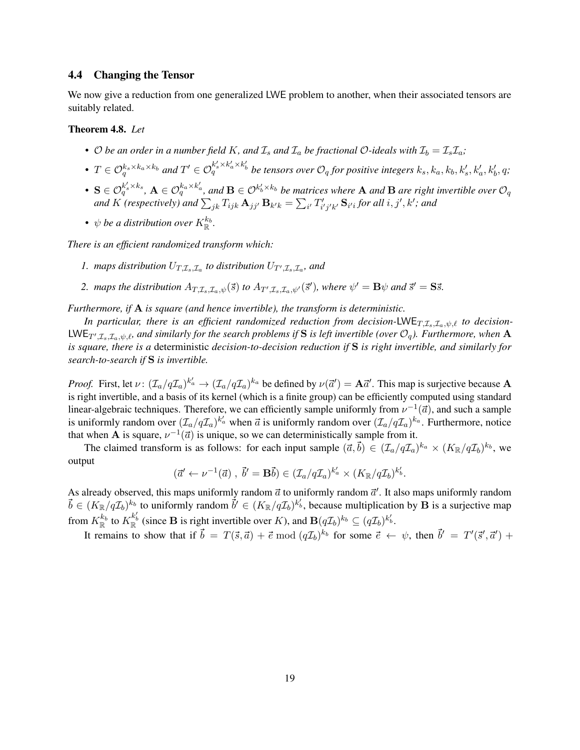### 4.4 Changing the Tensor

We now give a reduction from one generalized LWE problem to another, when their associated tensors are suitably related.

**Theorem 4.8.** *Let*

- *$\mathcal{O}$ be an order in a number field $K$, and $\mathcal{I}_s$ and $\mathcal{I}_a$ be fractional $\mathcal{O}$-ideals with $\mathcal{I}_b = \mathcal{I}_s\mathcal{I}_a$;*
- *$T \in \mathcal{O}_q^{k_s \times k_a \times k_b}$ and $T' \in \mathcal{O}_q^{k'_s \times k'_a \times k'_b}$ be tensors over $\mathcal{O}_q$ for positive integers $k_s, k_a, k_b, k'_s, k'_a, k'_b, q$;*
- *$\mathbf{S} \in \mathcal{O}_q^{k'_s \times k_s}$, $\mathbf{A} \in \mathcal{O}_q^{k_a \times k'_a}$, and $\mathbf{B} \in \mathcal{O}^{k'_b \times k_b}$ be matrices where $\mathbf{A}$ and $\mathbf{B}$ are right invertible over $\mathcal{O}_q$ and $K$ (respectively) and $\sum_{jk} T_{ijk}\, \mathbf{A}_{jj'}\, \mathbf{B}_{k'k} = \sum_{i'} T'_{i'j'k'}\, \mathbf{S}_{i'i}$ for all $i, j', k'$; and*
- *$\psi$ be a distribution over $K_{\mathbb{R}}^{k_b}$.*

*There is an efficient randomized transform which:*

1. *maps distribution $U_{T,\mathcal{I}_s,\mathcal{I}_a}$ to distribution $U_{T',\mathcal{I}_s,\mathcal{I}_a}$, and*
2. *maps the distribution $A_{T,\mathcal{I}_s,\mathcal{I}_a,\psi}(\vec{s})$ to $A_{T',\mathcal{I}_s,\mathcal{I}_a,\psi'}(\vec{s}')$, where $\psi' = \mathbf{B}\psi$ and $\vec{s}' = \mathbf{S}\vec{s}$.*

*Furthermore, if $\mathbf{A}$ is square (and hence invertible), the transform is deterministic.*

*In particular, there is an efficient randomized reduction from decision-$\mathsf{LWE}_{T,\mathcal{I}_s,\mathcal{I}_a,\psi,\ell}$ to decision-$\mathsf{LWE}_{T',\mathcal{I}_s,\mathcal{I}_a,\psi,\ell}$, and similarly for the search problems if $\mathbf{S}$ is left invertible (over $\mathcal{O}_q$). Furthermore, when $\mathbf{A}$ is square, there is a* deterministic *decision-to-decision reduction if $\mathbf{S}$ is right invertible, and similarly for search-to-search if $\mathbf{S}$ is invertible.*

*Proof.* First, let $\nu \colon (\mathcal{I}_a/q\mathcal{I}_a)^{k'_a} \to (\mathcal{I}_a/q\mathcal{I}_a)^{k_a}$ be defined by $\nu(\vec{a}') = \mathbf{A}\vec{a}'$. This map is surjective because $\mathbf{A}$ is right invertible, and a basis of its kernel (which is a finite group) can be efficiently computed using standard linear-algebraic techniques. Therefore, we can efficiently sample uniformly from $\nu^{-1}(\vec{a})$, and such a sample is uniformly random over $(\mathcal{I}_a/q\mathcal{I}_a)^{k'_a}$ when $\vec{a}$ is uniformly random over $(\mathcal{I}_a/q\mathcal{I}_a)^{k_a}$. Furthermore, notice that when $\mathbf{A}$ is square, $\nu^{-1}(\vec{a})$ is unique, so we can deterministically sample from it.

The claimed transform is as follows: for each input sample $(\vec{a}, \vec{b}) \in (\mathcal{I}_a/q\mathcal{I}_a)^{k_a} \times (K_{\mathbb{R}}/q\mathcal{I}_b)^{k_b}$, we output

$$(\vec{a}' \leftarrow \nu^{-1}(\vec{a}) \ , \ \vec{b}' = \mathbf{B}\vec{b}) \in (\mathcal{I}_a/q\mathcal{I}_a)^{k'_a} \times (K_{\mathbb{R}}/q\mathcal{I}_b)^{k'_b}.$$

As already observed, this maps uniformly random $\vec{a}$ to uniformly random $\vec{a}'$. It also maps uniformly random $\vec{b} \in (K_{\mathbb{R}}/q\mathcal{I}_b)^{k_b}$ to uniformly random $\vec{b}' \in (K_{\mathbb{R}}/q\mathcal{I}_b)^{k'_b}$, because multiplication by $\mathbf{B}$ is a surjective map from $K_{\mathbb{R}}^{k_b}$ to $K_{\mathbb{R}}^{k'_b}$ (since $\mathbf{B}$ is right invertible over $K$), and $\mathbf{B}(q\mathcal{I}_b)^{k_b} \subseteq (q\mathcal{I}_b)^{k'_b}$.

It remains to show that if $\vec{b} = T(\vec{s}, \vec{a}) + \vec{e} \bmod (q\mathcal{I}_b)^{k_b}$ for some $\vec{e} \leftarrow \psi$, then $\vec{b}' = T'(\vec{s}', \vec{a}') +$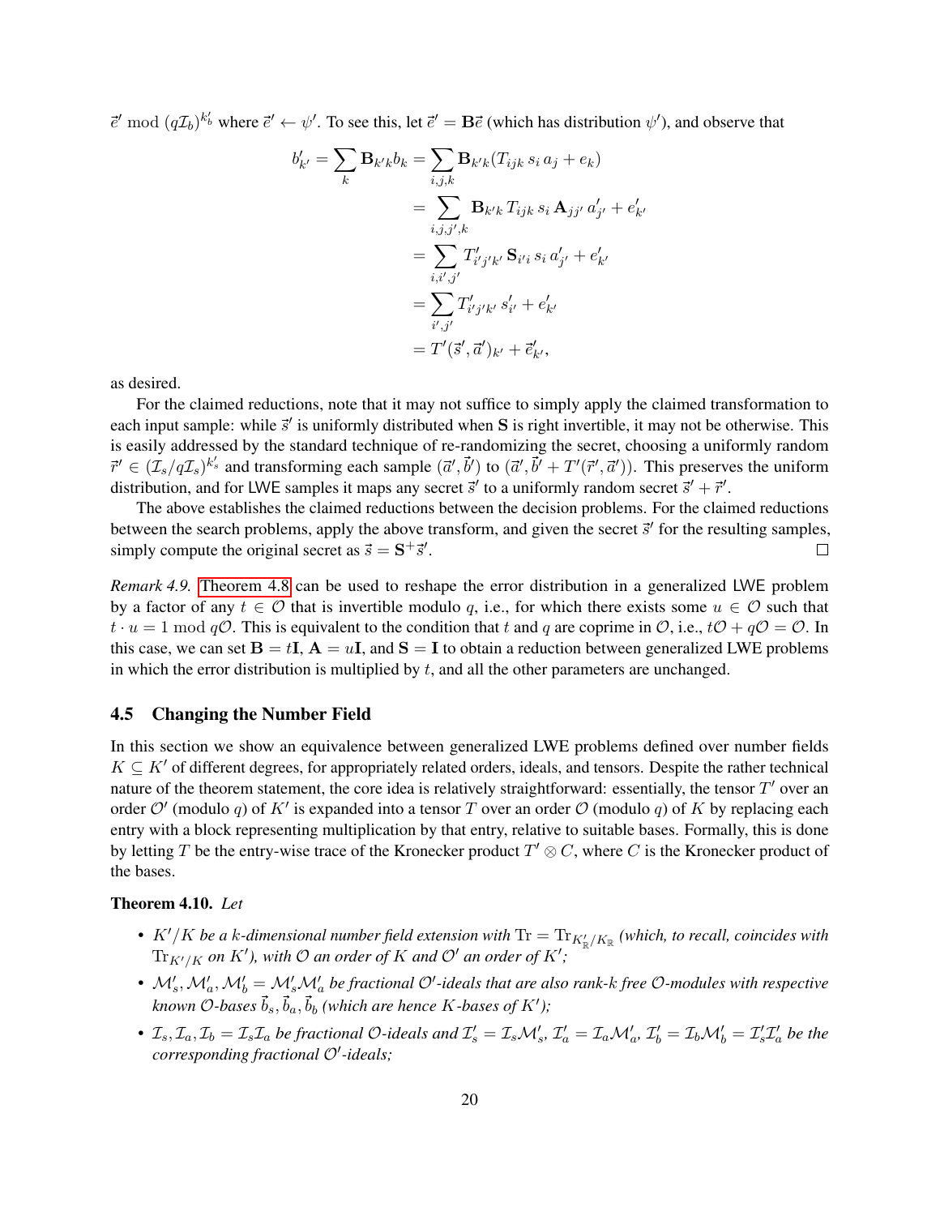$\vec{e}' \bmod (q\mathcal{I}_b)^{k'_b}$ where $\vec{e}' \leftarrow \psi'$. To see this, let $\vec{e}' = \mathbf{B}\vec{e}$ (which has distribution $\psi'$), and observe that

$$
\begin{aligned}
b'_{k'} = \sum_k \mathbf{B}_{k'k} b_k &= \sum_{i,j,k} \mathbf{B}_{k'k}(T_{ijk}\, s_i\, a_j + e_k) \\
&= \sum_{i,j,j',k} \mathbf{B}_{k'k}\, T_{ijk}\, s_i\, \mathbf{A}_{jj'}\, a'_{j'} + e'_{k'} \\
&= \sum_{i,i',j'} T'_{i'j'k'}\, \mathbf{S}_{i'i}\, s_i\, a'_{j'} + e'_{k'} \\
&= \sum_{i',j'} T'_{i'j'k'}\, s'_{i'} + e'_{k'} \\
&= T'(\vec{s}', \vec{a}')_{k'} + \vec{e}'_{k'},
\end{aligned}
$$

as desired.

For the claimed reductions, note that it may not suffice to simply apply the claimed transformation to each input sample: while $\vec{s}'$ is uniformly distributed when $\mathbf{S}$ is right invertible, it may not be otherwise. This is easily addressed by the standard technique of re-randomizing the secret, choosing a uniformly random $\vec{r}' \in (\mathcal{I}_s/q\mathcal{I}_s)^{k'_s}$ and transforming each sample $(\vec{a}', \vec{b}')$ to $(\vec{a}', \vec{b}' + T'(\vec{r}', \vec{a}'))$. This preserves the uniform distribution, and for LWE samples it maps any secret $\vec{s}'$ to a uniformly random secret $\vec{s}' + \vec{r}'$.

The above establishes the claimed reductions between the decision problems. For the claimed reductions between the search problems, apply the above transform, and given the secret $\vec{s}'$ for the resulting samples, simply compute the original secret as $\vec{s} = \mathbf{S}^{+}\vec{s}'$. □

*Remark 4.9.* Theorem 4.8 can be used to reshape the error distribution in a generalized LWE problem by a factor of any $t \in \mathcal{O}$ that is invertible modulo $q$, i.e., for which there exists some $u \in \mathcal{O}$ such that $t \cdot u = 1 \bmod q\mathcal{O}$. This is equivalent to the condition that $t$ and $q$ are coprime in $\mathcal{O}$, i.e., $t\mathcal{O} + q\mathcal{O} = \mathcal{O}$. In this case, we can set $\mathbf{B} = t\mathbf{I}$, $\mathbf{A} = u\mathbf{I}$, and $\mathbf{S} = \mathbf{I}$ to obtain a reduction between generalized LWE problems in which the error distribution is multiplied by $t$, and all the other parameters are unchanged.

### 4.5 Changing the Number Field

In this section we show an equivalence between generalized LWE problems defined over number fields $K \subseteq K'$ of different degrees, for appropriately related orders, ideals, and tensors. Despite the rather technical nature of the theorem statement, the core idea is relatively straightforward: essentially, the tensor $T'$ over an order $\mathcal{O}'$ (modulo $q$) of $K'$ is expanded into a tensor $T$ over an order $\mathcal{O}$ (modulo $q$) of $K$ by replacing each entry with a block representing multiplication by that entry, relative to suitable bases. Formally, this is done by letting $T$ be the entry-wise trace of the Kronecker product $T' \otimes C$, where $C$ is the Kronecker product of the bases.

**Theorem 4.10.** *Let*

- *$K'/K$ be a $k$-dimensional number field extension with $\mathrm{Tr} = \mathrm{Tr}_{K'_{\mathbb{R}}/K_{\mathbb{R}}}$ (which, to recall, coincides with $\mathrm{Tr}_{K'/K}$ on $K'$), with $\mathcal{O}$ an order of $K$ and $\mathcal{O}'$ an order of $K'$;*
- *$\mathcal{M}'_s, \mathcal{M}'_a, \mathcal{M}'_b = \mathcal{M}'_s\mathcal{M}'_a$ be fractional $\mathcal{O}'$-ideals that are also rank-$k$ free $\mathcal{O}$-modules with respective known $\mathcal{O}$-bases $\vec{b}_s, \vec{b}_a, \vec{b}_b$ (which are hence $K$-bases of $K'$);*
- *$\mathcal{I}_s, \mathcal{I}_a, \mathcal{I}_b = \mathcal{I}_s\mathcal{I}_a$ be fractional $\mathcal{O}$-ideals and $\mathcal{I}'_s = \mathcal{I}_s\mathcal{M}'_s$, $\mathcal{I}'_a = \mathcal{I}_a\mathcal{M}'_a$, $\mathcal{I}'_b = \mathcal{I}_b\mathcal{M}'_b = \mathcal{I}'_s\mathcal{I}'_a$ be the corresponding fractional $\mathcal{O}'$-ideals;*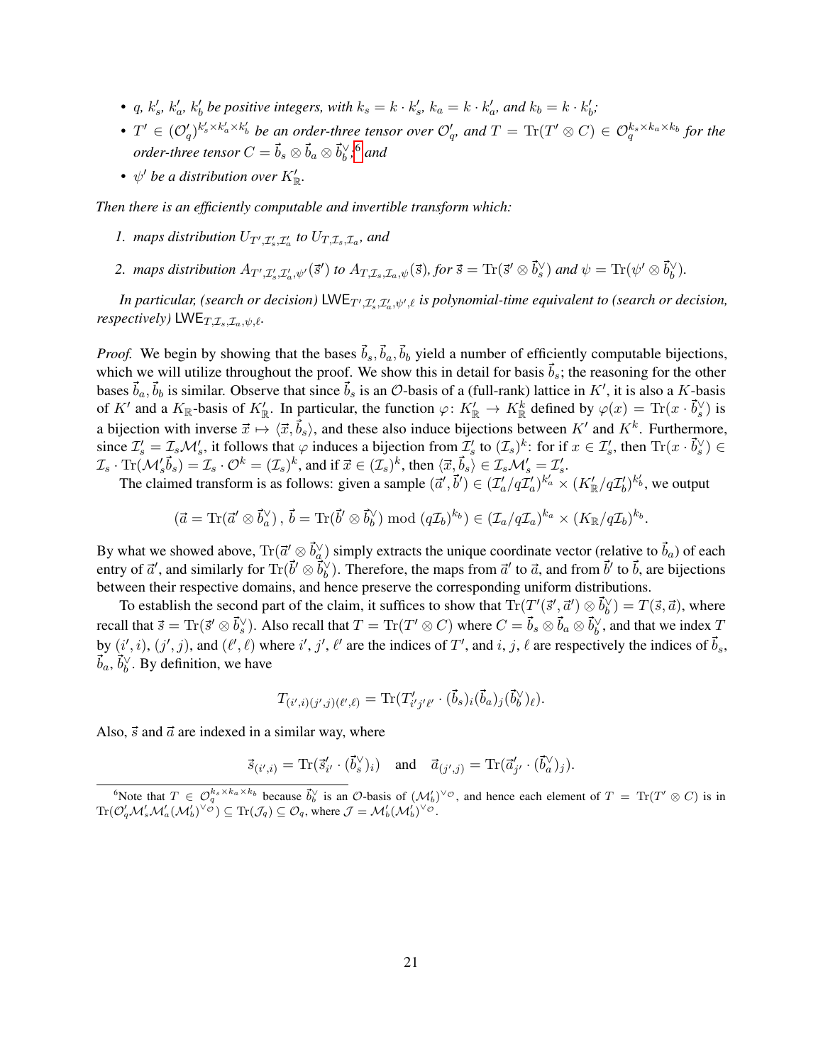- $q$, $k'_s$, $k'_a$, $k'_b$ *be positive integers, with* $k_s = k \cdot k'_s$, $k_a = k \cdot k'_a$, *and* $k_b = k \cdot k'_b$;
- $T' \in (\mathcal{O}'_q)^{k'_s \times k'_a \times k'_b}$ *be an order-three tensor over* $\mathcal{O}'_q$, *and* $T = \mathrm{Tr}(T' \otimes C) \in \mathcal{O}_q^{k_s \times k_a \times k_b}$ *for the order-three tensor* $C = \vec{b}_s \otimes \vec{b}_a \otimes \vec{b}_b^\vee$, [6] *and*
- $\psi'$ *be a distribution over* $K'_{\mathbb{R}}$.

*Then there is an efficiently computable and invertible transform which:*

1. *maps distribution* $U_{T',\mathcal{I}'_s,\mathcal{I}'_a}$ *to* $U_{T,\mathcal{I}_s,\mathcal{I}_a}$, *and*
2. *maps distribution* $A_{T',\mathcal{I}'_s,\mathcal{I}'_a,\psi'}(\vec{s}\,')$ *to* $A_{T,\mathcal{I}_s,\mathcal{I}_a,\psi}(\vec{s})$, *for* $\vec{s} = \mathrm{Tr}(\vec{s}\,' \otimes \vec{b}_s^\vee)$ *and* $\psi = \mathrm{Tr}(\psi' \otimes \vec{b}_b^\vee)$.

*In particular, (search or decision)* $\mathsf{LWE}_{T',\mathcal{I}'_s,\mathcal{I}'_a,\psi',\ell}$ *is polynomial-time equivalent to (search or decision, respectively)* $\mathsf{LWE}_{T,\mathcal{I}_s,\mathcal{I}_a,\psi,\ell}$.

*Proof.* We begin by showing that the bases $\vec{b}_s, \vec{b}_a, \vec{b}_b$ yield a number of efficiently computable bijections, which we will utilize throughout the proof. We show this in detail for basis $\vec{b}_s$; the reasoning for the other bases $\vec{b}_a, \vec{b}_b$ is similar. Observe that since $\vec{b}_s$ is an $\mathcal{O}$-basis of a (full-rank) lattice in $K'$, it is also a $K$-basis of $K'$ and a $K_{\mathbb{R}}$-basis of $K'_{\mathbb{R}}$. In particular, the function $\varphi \colon K'_{\mathbb{R}} \to K_{\mathbb{R}}^k$ defined by $\varphi(x) = \mathrm{Tr}(x \cdot \vec{b}_s^\vee)$ is a bijection with inverse $\vec{x} \mapsto \langle \vec{x}, \vec{b}_s \rangle$, and these also induce bijections between $K'$ and $K^k$. Furthermore, since $\mathcal{I}'_s = \mathcal{I}_s \mathcal{M}'_s$, it follows that $\varphi$ induces a bijection from $\mathcal{I}'_s$ to $(\mathcal{I}_s)^k$: for if $x \in \mathcal{I}'_s$, then $\mathrm{Tr}(x \cdot \vec{b}_s^\vee) \in \mathcal{I}_s \cdot \mathrm{Tr}(\mathcal{M}'_s \vec{b}_s) = \mathcal{I}_s \cdot \mathcal{O}^k = (\mathcal{I}_s)^k$, and if $\vec{x} \in (\mathcal{I}_s)^k$, then $\langle \vec{x}, \vec{b}_s \rangle \in \mathcal{I}_s \mathcal{M}'_s = \mathcal{I}'_s$.

The claimed transform is as follows: given a sample $(\vec{a}\,', \vec{b}\,') \in (\mathcal{I}'_a/q\mathcal{I}'_a)^{k'_a} \times (K'_{\mathbb{R}}/q\mathcal{I}'_b)^{k'_b}$, we output

$$(\vec{a} = \mathrm{Tr}(\vec{a}\,' \otimes \vec{b}_a^\vee)\,,\, \vec{b} = \mathrm{Tr}(\vec{b}\,' \otimes \vec{b}_b^\vee) \bmod (q\mathcal{I}_b)^{k_b}) \in (\mathcal{I}_a/q\mathcal{I}_a)^{k_a} \times (K_{\mathbb{R}}/q\mathcal{I}_b)^{k_b}.$$

By what we showed above, $\mathrm{Tr}(\vec{a}\,' \otimes \vec{b}_a^\vee)$ simply extracts the unique coordinate vector (relative to $\vec{b}_a$) of each entry of $\vec{a}\,'$, and similarly for $\mathrm{Tr}(\vec{b}\,' \otimes \vec{b}_b^\vee)$. Therefore, the maps from $\vec{a}\,'$ to $\vec{a}$, and from $\vec{b}\,'$ to $\vec{b}$, are bijections between their respective domains, and hence preserve the corresponding uniform distributions.

To establish the second part of the claim, it suffices to show that $\mathrm{Tr}(T'(\vec{s}\,', \vec{a}\,') \otimes \vec{b}_b^\vee) = T(\vec{s}, \vec{a})$, where recall that $\vec{s} = \mathrm{Tr}(\vec{s}\,' \otimes \vec{b}_s^\vee)$. Also recall that $T = \mathrm{Tr}(T' \otimes C)$ where $C = \vec{b}_s \otimes \vec{b}_a \otimes \vec{b}_b^\vee$, and that we index $T$ by $(i', i)$, $(j', j)$, and $(\ell', \ell)$ where $i'$, $j'$, $\ell'$ are the indices of $T'$, and $i$, $j$, $\ell$ are respectively the indices of $\vec{b}_s$, $\vec{b}_a$, $\vec{b}_b^\vee$. By definition, we have

$$T_{(i',i)(j',j)(\ell',\ell)} = \mathrm{Tr}(T'_{i'j'\ell'} \cdot (\vec{b}_s)_i (\vec{b}_a)_j (\vec{b}_b^\vee)_\ell).$$

Also, $\vec{s}$ and $\vec{a}$ are indexed in a similar way, where

$$\vec{s}_{(i',i)} = \mathrm{Tr}(\vec{s}\,'_{i'} \cdot (\vec{b}_s^\vee)_i) \quad \text{and} \quad \vec{a}_{(j',j)} = \mathrm{Tr}(\vec{a}\,'_{j'} \cdot (\vec{b}_a^\vee)_j).$$

[6] Note that $T \in \mathcal{O}_q^{k_s \times k_a \times k_b}$ because $\vec{b}_b^\vee$ is an $\mathcal{O}$-basis of $(\mathcal{M}'_b)^{\vee_\mathcal{O}}$, and hence each element of $T = \mathrm{Tr}(T' \otimes C)$ is in $\mathrm{Tr}(\mathcal{O}'_q \mathcal{M}'_s \mathcal{M}'_a (\mathcal{M}'_b)^{\vee_\mathcal{O}}) \subseteq \mathrm{Tr}(\mathcal{J}_q) \subseteq \mathcal{O}_q$, where $\mathcal{J} = \mathcal{M}'_b (\mathcal{M}'_b)^{\vee_\mathcal{O}}$.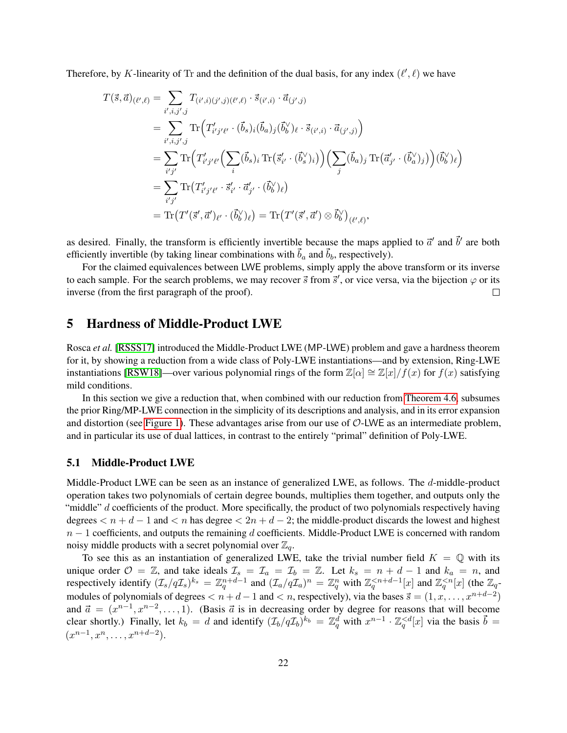Therefore, by $K$-linearity of Tr and the definition of the dual basis, for any index $(\ell', \ell)$ we have

$$
\begin{aligned}
T(\vec{s}, \vec{a})_{(\ell',\ell)} &= \sum_{i',i,j',j} T_{(i',i)(j',j)(\ell',\ell)} \cdot \vec{s}_{(i',i)} \cdot \vec{a}_{(j',j)} \\
&= \sum_{i',i,j',j} \mathrm{Tr}\Big(T'_{i'j'\ell'} \cdot (\vec{b}_s)_i (\vec{b}_a)_j (\vec{b}_b^\vee)_\ell \cdot \vec{s}_{(i',i)} \cdot \vec{a}_{(j',j)}\Big) \\
&= \sum_{i'j'} \mathrm{Tr}\Big(T'_{i'j'\ell'} \Big(\sum_i (\vec{b}_s)_i \,\mathrm{Tr}\big(\vec{s}'_{i'} \cdot (\vec{b}_s^\vee)_i\big)\Big) \Big(\sum_j (\vec{b}_a)_j \,\mathrm{Tr}\big(\vec{a}'_{j'} \cdot (\vec{b}_a^\vee)_j\big)\Big) (\vec{b}_b^\vee)_\ell\Big) \\
&= \sum_{i'j'} \mathrm{Tr}\big(T'_{i'j'\ell'} \cdot \vec{s}'_{i'} \cdot \vec{a}'_{j'} \cdot (\vec{b}_b^\vee)_\ell\big) \\
&= \mathrm{Tr}\big(T'(\vec{s}', \vec{a}')_{\ell'} \cdot (\vec{b}_b^\vee)_\ell\big) = \mathrm{Tr}\big(T'(\vec{s}', \vec{a}') \otimes \vec{b}_b^\vee\big)_{(\ell',\ell)},
\end{aligned}
$$

as desired. Finally, the transform is efficiently invertible because the maps applied to $\vec{a}'$ and $\vec{b}'$ are both efficiently invertible (by taking linear combinations with $\vec{b}_a$ and $\vec{b}_b$, respectively).

For the claimed equivalences between LWE problems, simply apply the above transform or its inverse to each sample. For the search problems, we may recover $\vec{s}$ from $\vec{s}'$, or vice versa, via the bijection $\varphi$ or its inverse (from the first paragraph of the proof). □

# 5 Hardness of Middle-Product LWE

Rosca *et al.* [RSSS17] introduced the Middle-Product LWE (MP-LWE) problem and gave a hardness theorem for it, by showing a reduction from a wide class of Poly-LWE instantiations—and by extension, Ring-LWE instantiations [RSW18]—over various polynomial rings of the form $\mathbb{Z}[\alpha] \cong \mathbb{Z}[x]/f(x)$ for $f(x)$ satisfying mild conditions.

In this section we give a reduction that, when combined with our reduction from Theorem 4.6, subsumes the prior Ring/MP-LWE connection in the simplicity of its descriptions and analysis, and in its error expansion and distortion (see Figure 1). These advantages arise from our use of $\mathcal{O}$-LWE as an intermediate problem, and in particular its use of dual lattices, in contrast to the entirely "primal" definition of Poly-LWE.

## 5.1 Middle-Product LWE

Middle-Product LWE can be seen as an instance of generalized LWE, as follows. The $d$-middle-product operation takes two polynomials of certain degree bounds, multiplies them together, and outputs only the "middle" $d$ coefficients of the product. More specifically, the product of two polynomials respectively having degrees $< n + d - 1$ and $< n$ has degree $< 2n + d - 2$; the middle-product discards the lowest and highest $n - 1$ coefficients, and outputs the remaining $d$ coefficients. Middle-Product LWE is concerned with random noisy middle products with a secret polynomial over $\mathbb{Z}_q$.

To see this as an instantiation of generalized LWE, take the trivial number field $K = \mathbb{Q}$ with its unique order $\mathcal{O} = \mathbb{Z}$, and take ideals $\mathcal{I}_s = \mathcal{I}_a = \mathcal{I}_b = \mathbb{Z}$. Let $k_s = n + d - 1$ and $k_a = n$, and respectively identify $(\mathcal{I}_s/q\mathcal{I}_s)^{k_s} = \mathbb{Z}_q^{n+d-1}$ and $(\mathcal{I}_a/q\mathcal{I}_a)^n = \mathbb{Z}_q^n$ with $\mathbb{Z}_q^{<n+d-1}[x]$ and $\mathbb{Z}_q^{<n}[x]$ (the $\mathbb{Z}_q$-modules of polynomials of degrees $< n + d - 1$ and $< n$, respectively), via the bases $\vec{s} = (1, x, \ldots, x^{n+d-2})$ and $\vec{a} = (x^{n-1}, x^{n-2}, \ldots, 1)$. (Basis $\vec{a}$ is in decreasing order by degree for reasons that will become clear shortly.) Finally, let $k_b = d$ and identify $(\mathcal{I}_b/q\mathcal{I}_b)^{k_b} = \mathbb{Z}_q^d$ with $x^{n-1} \cdot \mathbb{Z}_q^{<d}[x]$ via the basis $\vec{b} = (x^{n-1}, x^n, \ldots, x^{n+d-2})$.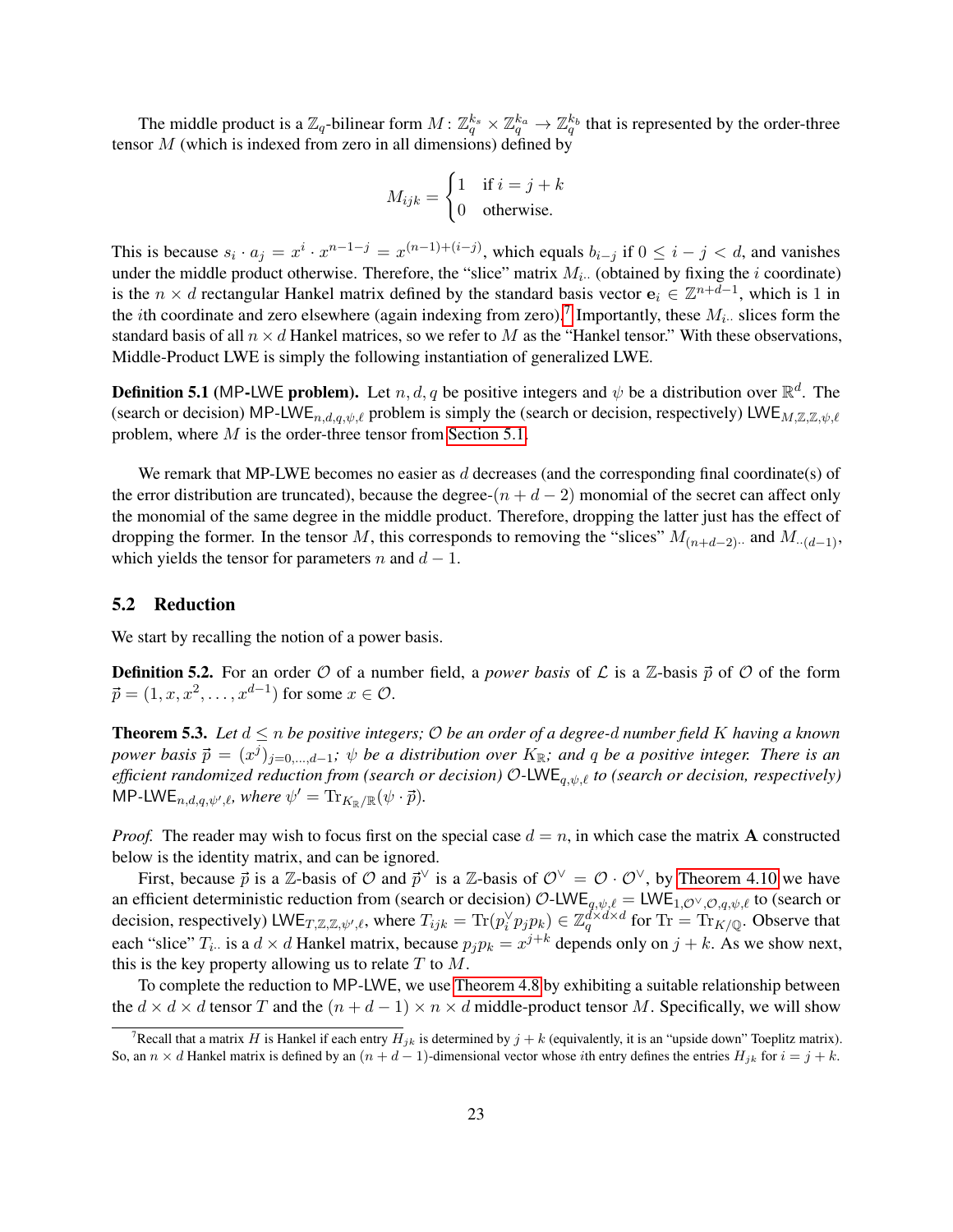The middle product is a $\mathbb{Z}_q$-bilinear form $M\colon \mathbb{Z}_q^{k_s} \times \mathbb{Z}_q^{k_a} \to \mathbb{Z}_q^{k_b}$ that is represented by the order-three tensor $M$ (which is indexed from zero in all dimensions) defined by

$$M_{ijk} = \begin{cases} 1 & \text{if } i = j + k \\ 0 & \text{otherwise.} \end{cases}$$

This is because $s_i \cdot a_j = x^i \cdot x^{n-1-j} = x^{(n-1)+(i-j)}$, which equals $b_{i-j}$ if $0 \leq i - j < d$, and vanishes under the middle product otherwise. Therefore, the "slice" matrix $M_{i\cdot\cdot}$ (obtained by fixing the $i$ coordinate) is the $n \times d$ rectangular Hankel matrix defined by the standard basis vector $\mathbf{e}_i \in \mathbb{Z}^{n+d-1}$, which is 1 in the $i$th coordinate and zero elsewhere (again indexing from zero).[7] Importantly, these $M_{i\cdot\cdot}$ slices form the standard basis of all $n \times d$ Hankel matrices, so we refer to $M$ as the "Hankel tensor." With these observations, Middle-Product LWE is simply the following instantiation of generalized LWE.

**Definition 5.1** (MP-LWE **problem**)**.** Let $n, d, q$ be positive integers and $\psi$ be a distribution over $\mathbb{R}^d$. The (search or decision) $\mathsf{MP\text{-}LWE}_{n,d,q,\psi,\ell}$ problem is simply the (search or decision, respectively) $\mathsf{LWE}_{M,\mathbb{Z},\mathbb{Z},\psi,\ell}$ problem, where $M$ is the order-three tensor from Section 5.1.

We remark that MP-LWE becomes no easier as $d$ decreases (and the corresponding final coordinate(s) of the error distribution are truncated), because the degree-$(n + d - 2)$ monomial of the secret can affect only the monomial of the same degree in the middle product. Therefore, dropping the latter just has the effect of dropping the former. In the tensor $M$, this corresponds to removing the "slices" $M_{(n+d-2)\cdot\cdot}$ and $M_{\cdot\cdot(d-1)}$, which yields the tensor for parameters $n$ and $d - 1$.

## 5.2 Reduction

We start by recalling the notion of a power basis.

**Definition 5.2.** For an order $\mathcal{O}$ of a number field, a *power basis* of $\mathcal{L}$ is a $\mathbb{Z}$-basis $\vec{p}$ of $\mathcal{O}$ of the form $\vec{p} = (1, x, x^2, \ldots, x^{d-1})$ for some $x \in \mathcal{O}$.

**Theorem 5.3.** *Let $d \leq n$ be positive integers; $\mathcal{O}$ be an order of a degree-$d$ number field $K$ having a known power basis $\vec{p} = (x^j)_{j=0,\ldots,d-1}$; $\psi$ be a distribution over $K_\mathbb{R}$; and $q$ be a positive integer. There is an efficient randomized reduction from (search or decision) $\mathcal{O}$-$\mathsf{LWE}_{q,\psi,\ell}$ to (search or decision, respectively) $\mathsf{MP\text{-}LWE}_{n,d,q,\psi',\ell}$, where $\psi' = \mathrm{Tr}_{K_\mathbb{R}/\mathbb{R}}(\psi \cdot \vec{p})$.*

*Proof.* The reader may wish to focus first on the special case $d = n$, in which case the matrix $\mathbf{A}$ constructed below is the identity matrix, and can be ignored.

First, because $\vec{p}$ is a $\mathbb{Z}$-basis of $\mathcal{O}$ and $\vec{p}^\vee$ is a $\mathbb{Z}$-basis of $\mathcal{O}^\vee = \mathcal{O} \cdot \mathcal{O}^\vee$, by Theorem 4.10 we have an efficient deterministic reduction from (search or decision) $\mathcal{O}$-$\mathsf{LWE}_{q,\psi,\ell} = \mathsf{LWE}_{1,\mathcal{O}^\vee,\mathcal{O},q,\psi,\ell}$ to (search or decision, respectively) $\mathsf{LWE}_{T,\mathbb{Z},\mathbb{Z},\psi',\ell}$, where $T_{ijk} = \mathrm{Tr}(p_i^\vee p_j p_k) \in \mathbb{Z}_q^{d \times d \times d}$ for $\mathrm{Tr} = \mathrm{Tr}_{K/\mathbb{Q}}$. Observe that each "slice" $T_{i\cdot\cdot}$ is a $d \times d$ Hankel matrix, because $p_j p_k = x^{j+k}$ depends only on $j + k$. As we show next, this is the key property allowing us to relate $T$ to $M$.

To complete the reduction to MP-LWE, we use Theorem 4.8 by exhibiting a suitable relationship between the $d \times d \times d$ tensor $T$ and the $(n + d - 1) \times n \times d$ middle-product tensor $M$. Specifically, we will show

[7] Recall that a matrix $H$ is Hankel if each entry $H_{jk}$ is determined by $j + k$ (equivalently, it is an "upside down" Toeplitz matrix). So, an $n \times d$ Hankel matrix is defined by an $(n + d - 1)$-dimensional vector whose $i$th entry defines the entries $H_{jk}$ for $i = j + k$.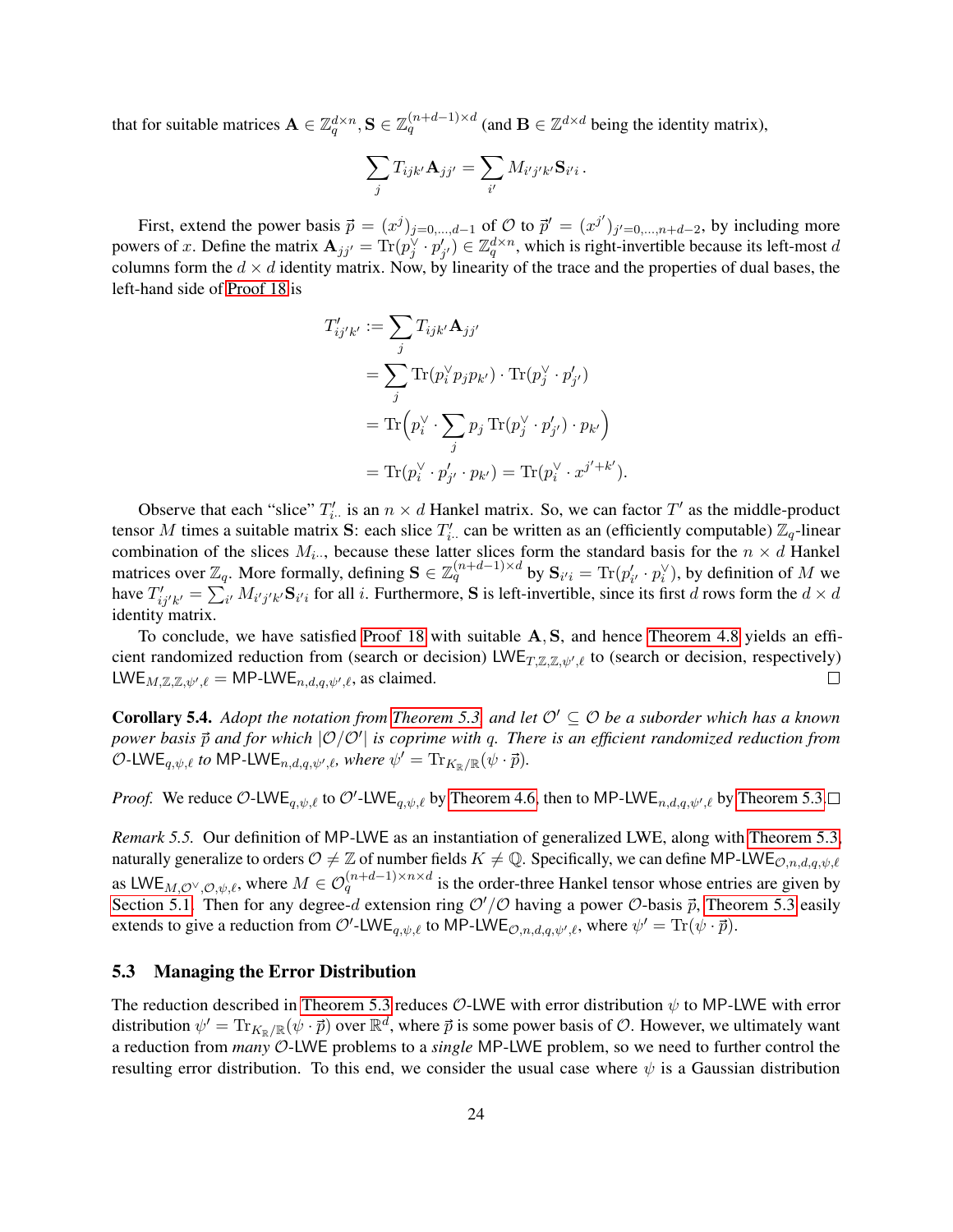that for suitable matrices $\mathbf{A} \in \mathbb{Z}_q^{d \times n}, \mathbf{S} \in \mathbb{Z}_q^{(n+d-1)\times d}$ (and $\mathbf{B} \in \mathbb{Z}^{d \times d}$ being the identity matrix),

$$\sum_j T_{ijk'} \mathbf{A}_{jj'} = \sum_{i'} M_{i'j'k'} \mathbf{S}_{i'i}\,.$$

First, extend the power basis $\vec{p} = (x^j)_{j=0,\dots,d-1}$ of $\mathcal{O}$ to $\vec{p}' = (x^{j'})_{j'=0,\dots,n+d-2}$, by including more powers of $x$. Define the matrix $\mathbf{A}_{jj'} = \mathrm{Tr}(p_j^\vee \cdot p'_{j'}) \in \mathbb{Z}_q^{d\times n}$, which is right-invertible because its left-most $d$ columns form the $d \times d$ identity matrix. Now, by linearity of the trace and the properties of dual bases, the left-hand side of Proof 18 is

$$\begin{aligned}
T'_{ij'k'} &:= \sum_j T_{ijk'} \mathbf{A}_{jj'} \\
&= \sum_j \mathrm{Tr}(p_i^\vee p_j p_{k'}) \cdot \mathrm{Tr}(p_j^\vee \cdot p'_{j'}) \\
&= \mathrm{Tr}\Big(p_i^\vee \cdot \sum_j p_j \,\mathrm{Tr}(p_j^\vee \cdot p'_{j'}) \cdot p_{k'}\Big) \\
&= \mathrm{Tr}(p_i^\vee \cdot p'_{j'} \cdot p_{k'}) = \mathrm{Tr}(p_i^\vee \cdot x^{j'+k'}).
\end{aligned}$$

Observe that each "slice" $T'_{i\cdot\cdot}$ is an $n \times d$ Hankel matrix. So, we can factor $T'$ as the middle-product tensor $M$ times a suitable matrix $\mathbf{S}$: each slice $T'_{i\cdot\cdot}$ can be written as an (efficiently computable) $\mathbb{Z}_q$-linear combination of the slices $M_{i\cdot\cdot}$, because these latter slices form the standard basis for the $n \times d$ Hankel matrices over $\mathbb{Z}_q$. More formally, defining $\mathbf{S} \in \mathbb{Z}_q^{(n+d-1)\times d}$ by $\mathbf{S}_{i'i} = \mathrm{Tr}(p'_{i'} \cdot p_i^\vee)$, by definition of $M$ we have $T'_{ij'k'} = \sum_{i'} M_{i'j'k'} \mathbf{S}_{i'i}$ for all $i$. Furthermore, $\mathbf{S}$ is left-invertible, since its first $d$ rows form the $d \times d$ identity matrix.

To conclude, we have satisfied Proof 18 with suitable $\mathbf{A}, \mathbf{S}$, and hence Theorem 4.8 yields an efficient randomized reduction from (search or decision) $\mathsf{LWE}_{T,\mathbb{Z},\mathbb{Z},\psi',\ell}$ to (search or decision, respectively) $\mathsf{LWE}_{M,\mathbb{Z},\mathbb{Z},\psi',\ell} = \mathsf{MP\text{-}LWE}_{n,d,q,\psi',\ell}$, as claimed. $\square$

**Corollary 5.4.** *Adopt the notation from Theorem 5.3, and let $\mathcal{O}' \subseteq \mathcal{O}$ be a suborder which has a known power basis $\vec{p}$ and for which $|\mathcal{O}/\mathcal{O}'|$ is coprime with $q$. There is an efficient randomized reduction from $\mathcal{O}$-$\mathsf{LWE}_{q,\psi,\ell}$ to $\mathsf{MP\text{-}LWE}_{n,d,q,\psi',\ell}$, where $\psi' = \mathrm{Tr}_{K_\mathbb{R}/\mathbb{R}}(\psi \cdot \vec{p})$.*

*Proof.* We reduce $\mathcal{O}$-$\mathsf{LWE}_{q,\psi,\ell}$ to $\mathcal{O}'$-$\mathsf{LWE}_{q,\psi,\ell}$ by Theorem 4.6, then to $\mathsf{MP\text{-}LWE}_{n,d,q,\psi',\ell}$ by Theorem 5.3. $\square$

*Remark 5.5.* Our definition of MP-LWE as an instantiation of generalized LWE, along with Theorem 5.3, naturally generalize to orders $\mathcal{O} \neq \mathbb{Z}$ of number fields $K \neq \mathbb{Q}$. Specifically, we can define $\mathsf{MP\text{-}LWE}_{\mathcal{O},n,d,q,\psi,\ell}$ as $\mathsf{LWE}_{M,\mathcal{O}^\vee,\mathcal{O},\psi,\ell}$, where $M \in \mathcal{O}_q^{(n+d-1)\times n \times d}$ is the order-three Hankel tensor whose entries are given by Section 5.1. Then for any degree-$d$ extension ring $\mathcal{O}'/\mathcal{O}$ having a power $\mathcal{O}$-basis $\vec{p}$, Theorem 5.3 easily extends to give a reduction from $\mathcal{O}'$-$\mathsf{LWE}_{q,\psi,\ell}$ to $\mathsf{MP\text{-}LWE}_{\mathcal{O},n,d,q,\psi',\ell}$, where $\psi' = \mathrm{Tr}(\psi \cdot \vec{p})$.

### 5.3 Managing the Error Distribution

The reduction described in Theorem 5.3 reduces $\mathcal{O}$-LWE with error distribution $\psi$ to MP-LWE with error distribution $\psi' = \mathrm{Tr}_{K_\mathbb{R}/\mathbb{R}}(\psi \cdot \vec{p})$ over $\mathbb{R}^d$, where $\vec{p}$ is some power basis of $\mathcal{O}$. However, we ultimately want a reduction from *many* $\mathcal{O}$-LWE problems to a *single* MP-LWE problem, so we need to further control the resulting error distribution. To this end, we consider the usual case where $\psi$ is a Gaussian distribution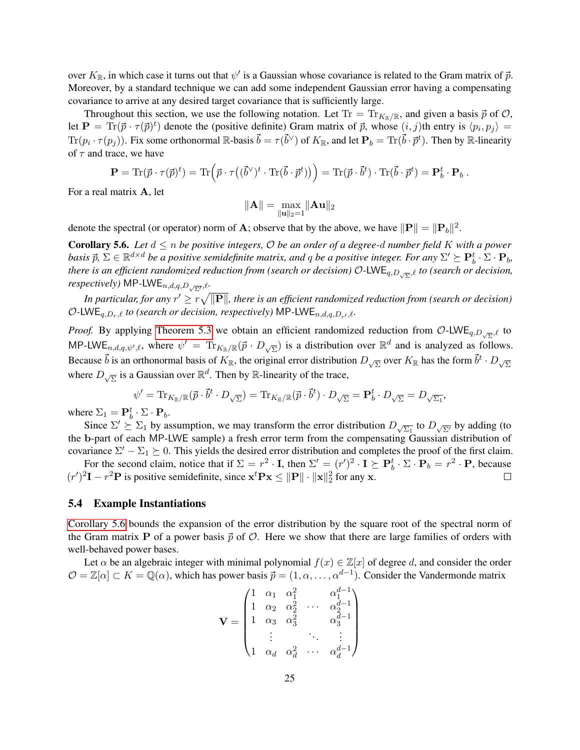over $K_{\mathbb{R}}$, in which case it turns out that $\psi'$ is a Gaussian whose covariance is related to the Gram matrix of $\vec{p}$. Moreover, by a standard technique we can add some independent Gaussian error having a compensating covariance to arrive at any desired target covariance that is sufficiently large.

Throughout this section, we use the following notation. Let $\mathrm{Tr} = \mathrm{Tr}_{K_{\mathbb{R}}/\mathbb{R}}$, and given a basis $\vec{p}$ of $\mathcal{O}$, let $\mathbf{P} = \mathrm{Tr}(\vec{p} \cdot \tau(\vec{p})^t)$ denote the (positive definite) Gram matrix of $\vec{p}$, whose $(i,j)$th entry is $\langle p_i, p_j \rangle = \mathrm{Tr}(p_i \cdot \tau(p_j))$. Fix some orthonormal $\mathbb{R}$-basis $\vec{b} = \tau(\vec{b}^\vee)$ of $K_{\mathbb{R}}$, and let $\mathbf{P}_b = \mathrm{Tr}(\vec{b} \cdot \vec{p}^t)$. Then by $\mathbb{R}$-linearity of $\tau$ and trace, we have

$$\mathbf{P} = \mathrm{Tr}(\vec{p} \cdot \tau(\vec{p})^t) = \mathrm{Tr}\Big(\vec{p} \cdot \tau\big((\vec{b}^\vee)^t \cdot \mathrm{Tr}(\vec{b} \cdot \vec{p}^t)\big)\Big) = \mathrm{Tr}(\vec{p} \cdot \vec{b}^t) \cdot \mathrm{Tr}(\vec{b} \cdot \vec{p}^t) = \mathbf{P}_b^t \cdot \mathbf{P}_b \ .$$

For a real matrix $\mathbf{A}$, let

$$\|\mathbf{A}\| = \max_{\|\mathbf{u}\|_2 = 1} \|\mathbf{A}\mathbf{u}\|_2$$

denote the spectral (or operator) norm of $\mathbf{A}$; observe that by the above, we have $\|\mathbf{P}\| = \|\mathbf{P}_b\|^2$.

**Corollary 5.6.** *Let $d \leq n$ be positive integers, $\mathcal{O}$ be an order of a degree-$d$ number field $K$ with a power basis $\vec{p}$, $\Sigma \in \mathbb{R}^{d \times d}$ be a positive semidefinite matrix, and $q$ be a positive integer. For any $\Sigma' \succeq \mathbf{P}_b^t \cdot \Sigma \cdot \mathbf{P}_b$, there is an efficient randomized reduction from (search or decision) $\mathcal{O}$-$\mathsf{LWE}_{q,D_{\sqrt{\Sigma}},\ell}$ to (search or decision, respectively) $\mathsf{MP}$-$\mathsf{LWE}_{n,d,q,D_{\sqrt{\Sigma'}},\ell}$.*

*In particular, for any $r' \geq r\sqrt{\|\mathbf{P}\|}$, there is an efficient randomized reduction from (search or decision) $\mathcal{O}$-$\mathsf{LWE}_{q,D_r,\ell}$ to (search or decision, respectively) $\mathsf{MP}$-$\mathsf{LWE}_{n,d,q,D_{r'},\ell}$.*

*Proof.* By applying Theorem 5.3 we obtain an efficient randomized reduction from $\mathcal{O}$-$\mathsf{LWE}_{q,D_{\sqrt{\Sigma}},\ell}$ to $\mathsf{MP}$-$\mathsf{LWE}_{n,d,q,\psi',\ell}$, where $\psi' = \mathrm{Tr}_{K_{\mathbb{R}}/\mathbb{R}}(\vec{p} \cdot D_{\sqrt{\Sigma}})$ is a distribution over $\mathbb{R}^d$ and is analyzed as follows. Because $\vec{b}$ is an orthonormal basis of $K_{\mathbb{R}}$, the original error distribution $D_{\sqrt{\Sigma}}$ over $K_{\mathbb{R}}$ has the form $\vec{b}^t \cdot D_{\sqrt{\Sigma}}$ where $D_{\sqrt{\Sigma}}$ is a Gaussian over $\mathbb{R}^d$. Then by $\mathbb{R}$-linearity of the trace,

$$\psi' = \mathrm{Tr}_{K_{\mathbb{R}}/\mathbb{R}}(\vec{p} \cdot \vec{b}^t \cdot D_{\sqrt{\Sigma}}) = \mathrm{Tr}_{K_{\mathbb{R}}/\mathbb{R}}(\vec{p} \cdot \vec{b}^t) \cdot D_{\sqrt{\Sigma}} = \mathbf{P}_b^t \cdot D_{\sqrt{\Sigma}} = D_{\sqrt{\Sigma_1}},$$

where $\Sigma_1 = \mathbf{P}_b^t \cdot \Sigma \cdot \mathbf{P}_b$.

Since $\Sigma' \succeq \Sigma_1$ by assumption, we may transform the error distribution $D_{\sqrt{\Sigma_1}}$ to $D_{\sqrt{\Sigma'}}$ by adding (to the $\mathbf{b}$-part of each $\mathsf{MP}$-$\mathsf{LWE}$ sample) a fresh error term from the compensating Gaussian distribution of covariance $\Sigma' - \Sigma_1 \succeq 0$. This yields the desired error distribution and completes the proof of the first claim.

For the second claim, notice that if $\Sigma = r^2 \cdot \mathbf{I}$, then $\Sigma' = (r')^2 \cdot \mathbf{I} \succeq \mathbf{P}_b^t \cdot \Sigma \cdot \mathbf{P}_b = r^2 \cdot \mathbf{P}$, because $(r')^2\mathbf{I} - r^2\mathbf{P}$ is positive semidefinite, since $\mathbf{x}^t\mathbf{P}\mathbf{x} \leq \|\mathbf{P}\| \cdot \|\mathbf{x}\|_2^2$ for any $\mathbf{x}$. ∎

### 5.4 Example Instantiations

Corollary 5.6 bounds the expansion of the error distribution by the square root of the spectral norm of the Gram matrix $\mathbf{P}$ of a power basis $\vec{p}$ of $\mathcal{O}$. Here we show that there are large families of orders with well-behaved power bases.

Let $\alpha$ be an algebraic integer with minimal polynomial $f(x) \in \mathbb{Z}[x]$ of degree $d$, and consider the order $\mathcal{O} = \mathbb{Z}[\alpha] \subset K = \mathbb{Q}(\alpha)$, which has power basis $\vec{p} = (1, \alpha, \ldots, \alpha^{d-1})$. Consider the Vandermonde matrix

$$\mathbf{V} = \begin{pmatrix} 1 & \alpha_1 & \alpha_1^2 & & \alpha_1^{d-1} \\ 1 & \alpha_2 & \alpha_2^2 & \cdots & \alpha_2^{d-1} \\ 1 & \alpha_3 & \alpha_3^2 & & \alpha_3^{d-1} \\ & \vdots & & \ddots & \vdots \\ 1 & \alpha_d & \alpha_d^2 & \cdots & \alpha_d^{d-1} \end{pmatrix}$$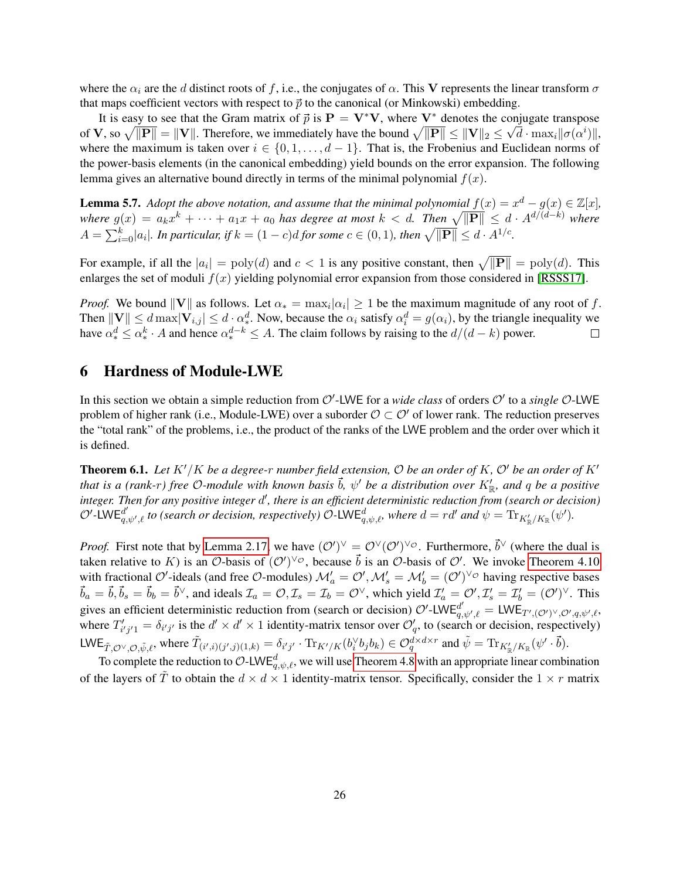where the $\alpha_i$ are the $d$ distinct roots of $f$, i.e., the conjugates of $\alpha$. This $\mathbf{V}$ represents the linear transform $\sigma$ that maps coefficient vectors with respect to $\vec{p}$ to the canonical (or Minkowski) embedding.

It is easy to see that the Gram matrix of $\vec{p}$ is $\mathbf{P} = \mathbf{V}^*\mathbf{V}$, where $\mathbf{V}^*$ denotes the conjugate transpose of $\mathbf{V}$, so $\sqrt{\|\mathbf{P}\|} = \|\mathbf{V}\|$. Therefore, we immediately have the bound $\sqrt{\|\mathbf{P}\|} \leq \|\mathbf{V}\|_2 \leq \sqrt{d} \cdot \max_i \|\sigma(\alpha^i)\|$, where the maximum is taken over $i \in \{0, 1, \ldots, d-1\}$. That is, the Frobenius and Euclidean norms of the power-basis elements (in the canonical embedding) yield bounds on the error expansion. The following lemma gives an alternative bound directly in terms of the minimal polynomial $f(x)$.

**Lemma 5.7.** *Adopt the above notation, and assume that the minimal polynomial $f(x) = x^d - g(x) \in \mathbb{Z}[x]$, where $g(x) = a_k x^k + \cdots + a_1 x + a_0$ has degree at most $k < d$. Then $\sqrt{\|\mathbf{P}\|} \leq d \cdot A^{d/(d-k)}$ where $A = \sum_{i=0}^{k} |a_i|$. In particular, if $k = (1-c)d$ for some $c \in (0, 1)$, then $\sqrt{\|\mathbf{P}\|} \leq d \cdot A^{1/c}$.*

For example, if all the $|a_i| = \mathrm{poly}(d)$ and $c < 1$ is any positive constant, then $\sqrt{\|\mathbf{P}\|} = \mathrm{poly}(d)$. This enlarges the set of moduli $f(x)$ yielding polynomial error expansion from those considered in [RSSS17].

*Proof.* We bound $\|\mathbf{V}\|$ as follows. Let $\alpha_* = \max_i |\alpha_i| \geq 1$ be the maximum magnitude of any root of $f$. Then $\|\mathbf{V}\| \leq d \max |\mathbf{V}_{i,j}| \leq d \cdot \alpha_*^d$. Now, because the $\alpha_i$ satisfy $\alpha_i^d = g(\alpha_i)$, by the triangle inequality we have $\alpha_*^d \leq \alpha_*^k \cdot A$ and hence $\alpha_*^{d-k} \leq A$. The claim follows by raising to the $d/(d-k)$ power. $\square$

# 6 Hardness of Module-LWE

In this section we obtain a simple reduction from $\mathcal{O}'$-LWE for a *wide class* of orders $\mathcal{O}'$ to a *single* $\mathcal{O}$-LWE problem of higher rank (i.e., Module-LWE) over a suborder $\mathcal{O} \subset \mathcal{O}'$ of lower rank. The reduction preserves the "total rank" of the problems, i.e., the product of the ranks of the LWE problem and the order over which it is defined.

**Theorem 6.1.** *Let $K'/K$ be a degree-$r$ number field extension, $\mathcal{O}$ be an order of $K$, $\mathcal{O}'$ be an order of $K'$ that is a (rank-$r$) free $\mathcal{O}$-module with known basis $\vec{b}$, $\psi'$ be a distribution over $K'_{\mathbb{R}}$, and $q$ be a positive integer. Then for any positive integer $d'$, there is an efficient deterministic reduction from (search or decision) $\mathcal{O}'$-$\mathsf{LWE}^{d'}_{q,\psi',\ell}$ to (search or decision, respectively) $\mathcal{O}$-$\mathsf{LWE}^{d}_{q,\psi,\ell}$, where $d = rd'$ and $\psi = \mathrm{Tr}_{K'_{\mathbb{R}}/K_{\mathbb{R}}}(\psi')$.*

*Proof.* First note that by Lemma 2.17, we have $(\mathcal{O}')^\vee = \mathcal{O}^\vee(\mathcal{O}')^{\vee_\mathcal{O}}$. Furthermore, $\vec{b}^\vee$ (where the dual is taken relative to $K$) is an $\mathcal{O}$-basis of $(\mathcal{O}')^{\vee_\mathcal{O}}$, because $\vec{b}$ is an $\mathcal{O}$-basis of $\mathcal{O}'$. We invoke Theorem 4.10 with fractional $\mathcal{O}'$-ideals (and free $\mathcal{O}$-modules) $\mathcal{M}'_a = \mathcal{O}', \mathcal{M}'_s = \mathcal{M}'_b = (\mathcal{O}')^{\vee_\mathcal{O}}$ having respective bases $\vec{b}_a = \vec{b}, \vec{b}_s = \vec{b}_b = \vec{b}^\vee$, and ideals $\mathcal{I}_a = \mathcal{O}, \mathcal{I}_s = \mathcal{I}_b = \mathcal{O}^\vee$, which yield $\mathcal{I}'_a = \mathcal{O}', \mathcal{I}'_s = \mathcal{I}'_b = (\mathcal{O}')^\vee$. This gives an efficient deterministic reduction from (search or decision) $\mathcal{O}'$-$\mathsf{LWE}^{d'}_{q,\psi',\ell} = \mathsf{LWE}_{T',(\mathcal{O}')^\vee,\mathcal{O}',q,\psi',\ell}$, where $T'_{i'j'1} = \delta_{i'j'}$ is the $d' \times d' \times 1$ identity-matrix tensor over $\mathcal{O}'_q$, to (search or decision, respectively) $\mathsf{LWE}_{\tilde{T},\mathcal{O}^\vee,\mathcal{O},\tilde{\psi},\ell}$, where $\tilde{T}_{(i',i)(j',j)(1,k)} = \delta_{i'j'} \cdot \mathrm{Tr}_{K'/K}(b_i^\vee b_j b_k) \in \mathcal{O}_q^{d \times d \times r}$ and $\tilde{\psi} = \mathrm{Tr}_{K'_{\mathbb{R}}/K_{\mathbb{R}}}(\psi' \cdot \vec{b})$.

To complete the reduction to $\mathcal{O}$-$\mathsf{LWE}^{d}_{q,\psi,\ell}$, we will use Theorem 4.8 with an appropriate linear combination of the layers of $\tilde{T}$ to obtain the $d \times d \times 1$ identity-matrix tensor. Specifically, consider the $1 \times r$ matrix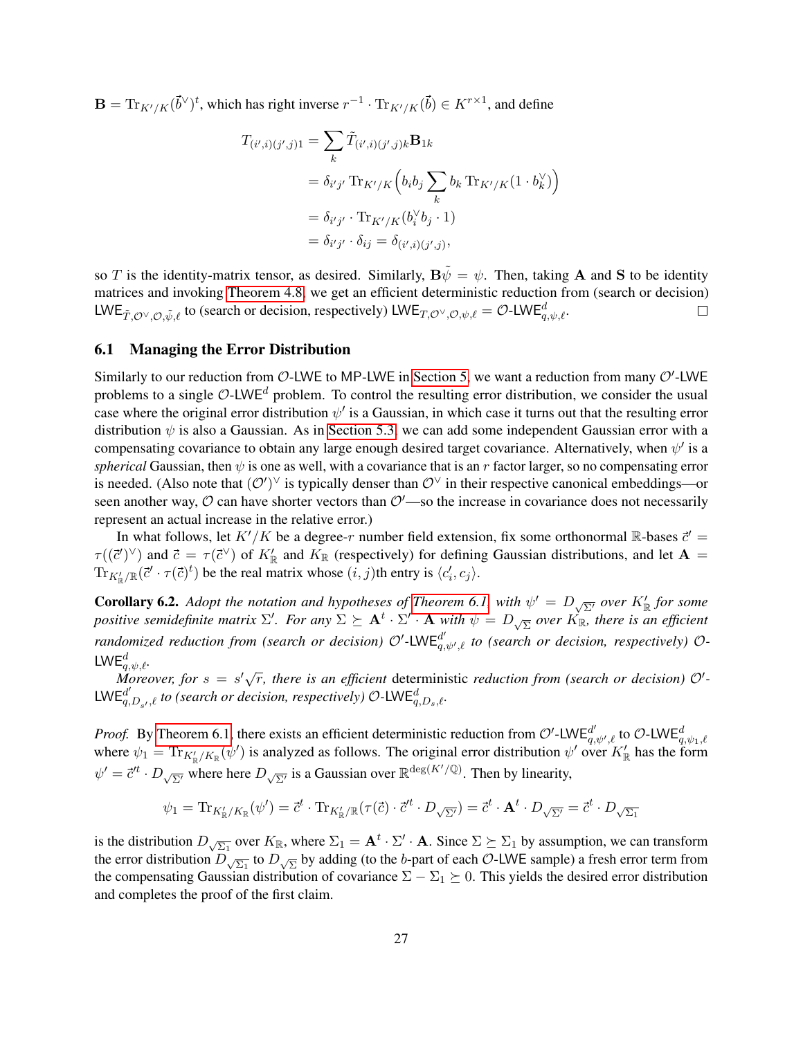$\mathbf{B} = \mathrm{Tr}_{K'/K}(\vec{b}^\vee)^t$, which has right inverse $r^{-1} \cdot \mathrm{Tr}_{K'/K}(\vec{b}) \in K^{r \times 1}$, and define

$$
\begin{aligned}
T_{(i',i)(j',j)1} &= \sum_k \tilde{T}_{(i',i)(j',j)k} \mathbf{B}_{1k} \\
&= \delta_{i'j'} \, \mathrm{Tr}_{K'/K}\Big( b_i b_j \sum_k b_k \, \mathrm{Tr}_{K'/K}(1 \cdot b_k^\vee) \Big) \\
&= \delta_{i'j'} \cdot \mathrm{Tr}_{K'/K}(b_i^\vee b_j \cdot 1) \\
&= \delta_{i'j'} \cdot \delta_{ij} = \delta_{(i',i)(j',j)},
\end{aligned}
$$

so $T$ is the identity-matrix tensor, as desired. Similarly, $\mathbf{B}\tilde{\psi} = \psi$. Then, taking $\mathbf{A}$ and $\mathbf{S}$ to be identity matrices and invoking Theorem 4.8, we get an efficient deterministic reduction from (search or decision) $\mathsf{LWE}_{\tilde{T},\mathcal{O}^\vee,\mathcal{O},\tilde{\psi},\ell}$ to (search or decision, respectively) $\mathsf{LWE}_{T,\mathcal{O}^\vee,\mathcal{O},\psi,\ell} = \mathcal{O}\text{-}\mathsf{LWE}^d_{q,\psi,\ell}$. ∎

## 6.1 Managing the Error Distribution

Similarly to our reduction from $\mathcal{O}$-LWE to MP-LWE in Section 5, we want a reduction from many $\mathcal{O}'$-LWE problems to a single $\mathcal{O}$-$\mathsf{LWE}^d$ problem. To control the resulting error distribution, we consider the usual case where the original error distribution $\psi'$ is a Gaussian, in which case it turns out that the resulting error distribution $\psi$ is also a Gaussian. As in Section 5.3, we can add some independent Gaussian error with a compensating covariance to obtain any large enough desired target covariance. Alternatively, when $\psi'$ is a *spherical* Gaussian, then $\psi$ is one as well, with a covariance that is an $r$ factor larger, so no compensating error is needed. (Also note that $(\mathcal{O}')^\vee$ is typically denser than $\mathcal{O}^\vee$ in their respective canonical embeddings—or seen another way, $\mathcal{O}$ can have shorter vectors than $\mathcal{O}'$—so the increase in covariance does not necessarily represent an actual increase in the relative error.)

In what follows, let $K'/K$ be a degree-$r$ number field extension, fix some orthonormal $\mathbb{R}$-bases $\vec{c}' = \tau((\vec{c}')^\vee)$ and $\vec{c} = \tau(\vec{c}^\vee)$ of $K'_\mathbb{R}$ and $K_\mathbb{R}$ (respectively) for defining Gaussian distributions, and let $\mathbf{A} = \mathrm{Tr}_{K'_\mathbb{R}/\mathbb{R}}(\vec{c}' \cdot \tau(\vec{c})^t)$ be the real matrix whose $(i,j)$th entry is $\langle c'_i, c_j \rangle$.

**Corollary 6.2.** *Adopt the notation and hypotheses of Theorem 6.1, with $\psi' = D_{\sqrt{\Sigma'}}$ over $K'_\mathbb{R}$ for some positive semidefinite matrix $\Sigma'$. For any $\Sigma \succeq \mathbf{A}^t \cdot \Sigma' \cdot \mathbf{A}$ with $\psi = D_{\sqrt{\Sigma}}$ over $K_\mathbb{R}$, there is an efficient randomized reduction from (search or decision) $\mathcal{O}'$-$\mathsf{LWE}^{d'}_{q,\psi',\ell}$ to (search or decision, respectively) $\mathcal{O}$-$\mathsf{LWE}^d_{q,\psi,\ell}$.*

*Moreover, for $s = s'\sqrt{r}$, there is an efficient* deterministic *reduction from (search or decision) $\mathcal{O}'$-$\mathsf{LWE}^{d'}_{q,D_{s'},\ell}$ to (search or decision, respectively) $\mathcal{O}$-$\mathsf{LWE}^d_{q,D_s,\ell}$.*

*Proof.* By Theorem 6.1, there exists an efficient deterministic reduction from $\mathcal{O}'$-$\mathsf{LWE}^{d'}_{q,\psi',\ell}$ to $\mathcal{O}$-$\mathsf{LWE}^d_{q,\psi_1,\ell}$ where $\psi_1 = \mathrm{Tr}_{K'_\mathbb{R}/K_\mathbb{R}}(\psi')$ is analyzed as follows. The original error distribution $\psi'$ over $K'_\mathbb{R}$ has the form $\psi' = \vec{c}'^t \cdot D_{\sqrt{\Sigma'}}$ where here $D_{\sqrt{\Sigma'}}$ is a Gaussian over $\mathbb{R}^{\deg(K'/\mathbb{Q})}$. Then by linearity,

$$
\psi_1 = \mathrm{Tr}_{K'_\mathbb{R}/K_\mathbb{R}}(\psi') = \vec{c}^t \cdot \mathrm{Tr}_{K'_\mathbb{R}/\mathbb{R}}(\tau(\vec{c}) \cdot \vec{c}'^t \cdot D_{\sqrt{\Sigma'}}) = \vec{c}^t \cdot \mathbf{A}^t \cdot D_{\sqrt{\Sigma'}} = \vec{c}^t \cdot D_{\sqrt{\Sigma_1}}
$$

is the distribution $D_{\sqrt{\Sigma_1}}$ over $K_\mathbb{R}$, where $\Sigma_1 = \mathbf{A}^t \cdot \Sigma' \cdot \mathbf{A}$. Since $\Sigma \succeq \Sigma_1$ by assumption, we can transform the error distribution $D_{\sqrt{\Sigma_1}}$ to $D_{\sqrt{\Sigma}}$ by adding (to the $b$-part of each $\mathcal{O}$-LWE sample) a fresh error term from the compensating Gaussian distribution of covariance $\Sigma - \Sigma_1 \succeq 0$. This yields the desired error distribution and completes the proof of the first claim.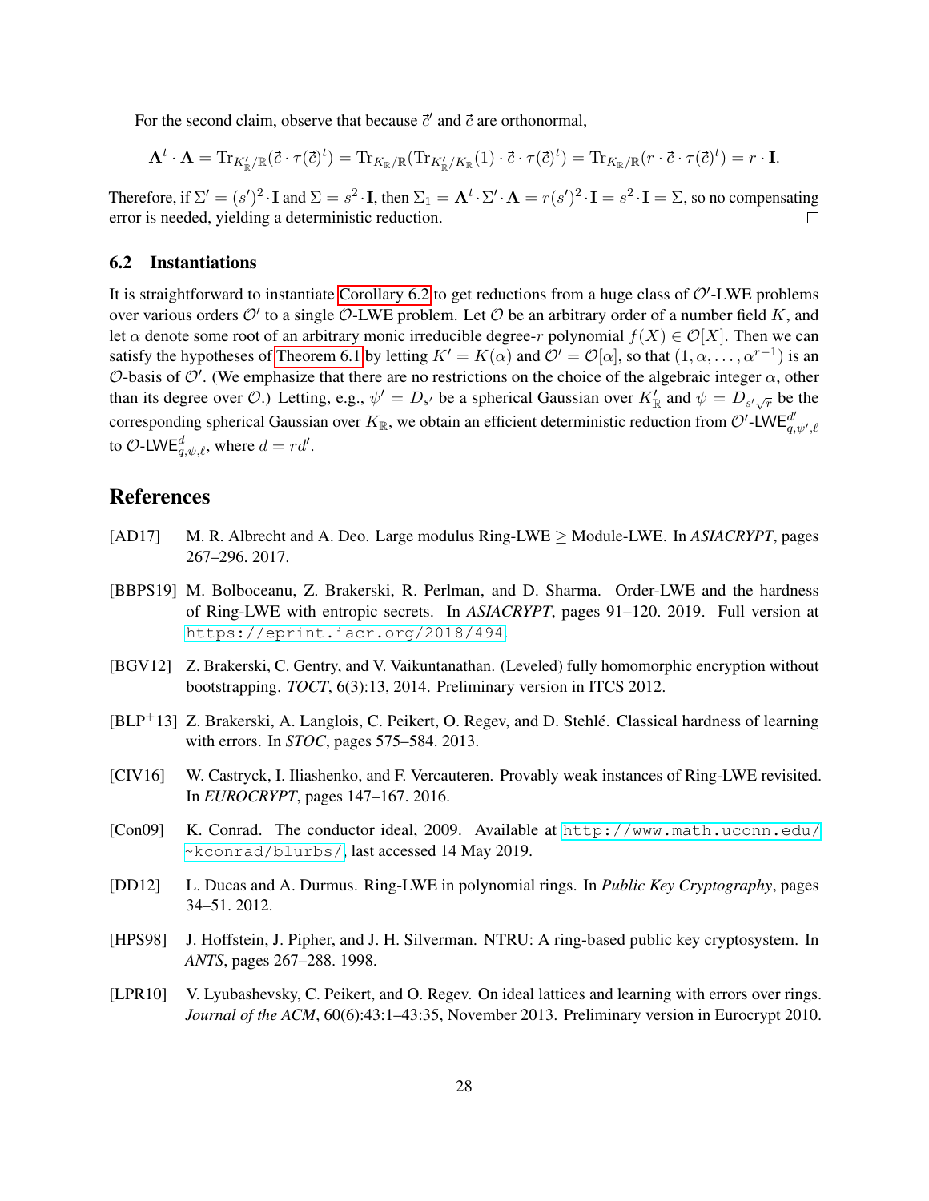For the second claim, observe that because $\vec{c}'$ and $\vec{c}$ are orthonormal,

$$\mathbf{A}^t \cdot \mathbf{A} = \mathrm{Tr}_{K'_{\mathbb{R}}/\mathbb{R}}(\vec{c} \cdot \tau(\vec{c})^t) = \mathrm{Tr}_{K_{\mathbb{R}}/\mathbb{R}}(\mathrm{Tr}_{K'_{\mathbb{R}}/K_{\mathbb{R}}}(1) \cdot \vec{c} \cdot \tau(\vec{c})^t) = \mathrm{Tr}_{K_{\mathbb{R}}/\mathbb{R}}(r \cdot \vec{c} \cdot \tau(\vec{c})^t) = r \cdot \mathbf{I}.$$

Therefore, if $\Sigma' = (s')^2 \cdot \mathbf{I}$ and $\Sigma = s^2 \cdot \mathbf{I}$, then $\Sigma_1 = \mathbf{A}^t \cdot \Sigma' \cdot \mathbf{A} = r(s')^2 \cdot \mathbf{I} = s^2 \cdot \mathbf{I} = \Sigma$, so no compensating error is needed, yielding a deterministic reduction. □

### 6.2 Instantiations

It is straightforward to instantiate Corollary 6.2 to get reductions from a huge class of $\mathcal{O}'$-LWE problems over various orders $\mathcal{O}'$ to a single $\mathcal{O}$-LWE problem. Let $\mathcal{O}$ be an arbitrary order of a number field $K$, and let $\alpha$ denote some root of an arbitrary monic irreducible degree-$r$ polynomial $f(X) \in \mathcal{O}[X]$. Then we can satisfy the hypotheses of Theorem 6.1 by letting $K' = K(\alpha)$ and $\mathcal{O}' = \mathcal{O}[\alpha]$, so that $(1, \alpha, \ldots, \alpha^{r-1})$ is an $\mathcal{O}$-basis of $\mathcal{O}'$. (We emphasize that there are no restrictions on the choice of the algebraic integer $\alpha$, other than its degree over $\mathcal{O}$.) Letting, e.g., $\psi' = D_{s'}$ be a spherical Gaussian over $K'_{\mathbb{R}}$ and $\psi = D_{s'\sqrt{r}}$ be the corresponding spherical Gaussian over $K_{\mathbb{R}}$, we obtain an efficient deterministic reduction from $\mathcal{O}'\text{-LWE}^{d'}_{q,\psi',\ell}$ to $\mathcal{O}\text{-LWE}^{d}_{q,\psi,\ell}$, where $d = rd'$.

## References

[AD17] M. R. Albrecht and A. Deo. Large modulus Ring-LWE ≥ Module-LWE. In *ASIACRYPT*, pages 267–296. 2017.

[BBPS19] M. Bolboceanu, Z. Brakerski, R. Perlman, and D. Sharma. Order-LWE and the hardness of Ring-LWE with entropic secrets. In *ASIACRYPT*, pages 91–120. 2019. Full version at https://eprint.iacr.org/2018/494.

[BGV12] Z. Brakerski, C. Gentry, and V. Vaikuntanathan. (Leveled) fully homomorphic encryption without bootstrapping. *TOCT*, 6(3):13, 2014. Preliminary version in ITCS 2012.

[BLP+13] Z. Brakerski, A. Langlois, C. Peikert, O. Regev, and D. Stehlé. Classical hardness of learning with errors. In *STOC*, pages 575–584. 2013.

[CIV16] W. Castryck, I. Iliashenko, and F. Vercauteren. Provably weak instances of Ring-LWE revisited. In *EUROCRYPT*, pages 147–167. 2016.

[Con09] K. Conrad. The conductor ideal, 2009. Available at http://www.math.uconn.edu/~kconrad/blurbs/, last accessed 14 May 2019.

[DD12] L. Ducas and A. Durmus. Ring-LWE in polynomial rings. In *Public Key Cryptography*, pages 34–51. 2012.

[HPS98] J. Hoffstein, J. Pipher, and J. H. Silverman. NTRU: A ring-based public key cryptosystem. In *ANTS*, pages 267–288. 1998.

[LPR10] V. Lyubashevsky, C. Peikert, and O. Regev. On ideal lattices and learning with errors over rings. *Journal of the ACM*, 60(6):43:1–43:35, November 2013. Preliminary version in Eurocrypt 2010.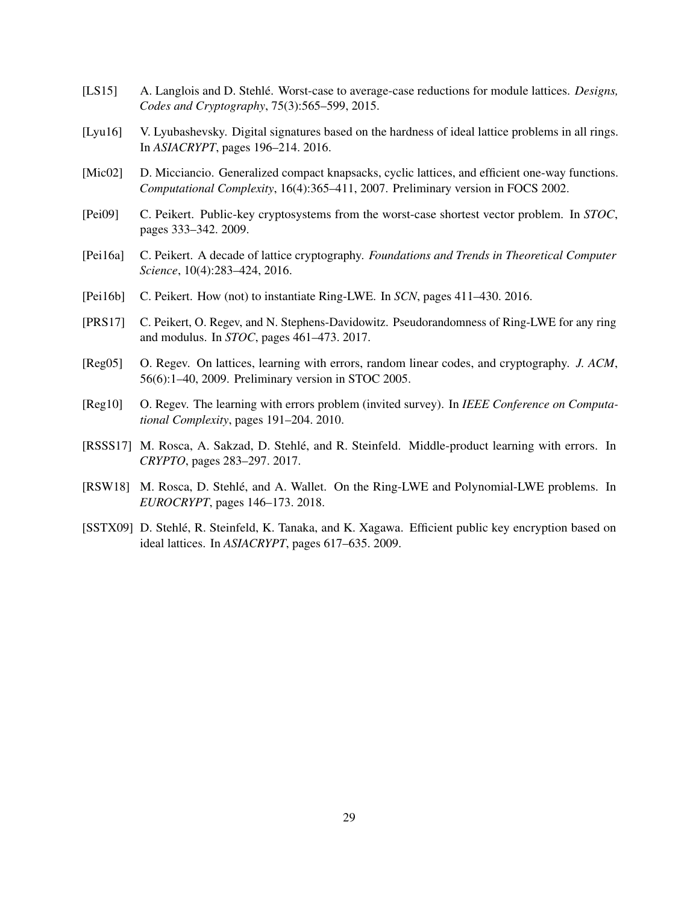[LS15] A. Langlois and D. Stehlé. Worst-case to average-case reductions for module lattices. *Designs, Codes and Cryptography*, 75(3):565–599, 2015.

[Lyu16] V. Lyubashevsky. Digital signatures based on the hardness of ideal lattice problems in all rings. In *ASIACRYPT*, pages 196–214. 2016.

[Mic02] D. Micciancio. Generalized compact knapsacks, cyclic lattices, and efficient one-way functions. *Computational Complexity*, 16(4):365–411, 2007. Preliminary version in FOCS 2002.

[Pei09] C. Peikert. Public-key cryptosystems from the worst-case shortest vector problem. In *STOC*, pages 333–342. 2009.

[Pei16a] C. Peikert. A decade of lattice cryptography. *Foundations and Trends in Theoretical Computer Science*, 10(4):283–424, 2016.

[Pei16b] C. Peikert. How (not) to instantiate Ring-LWE. In *SCN*, pages 411–430. 2016.

[PRS17] C. Peikert, O. Regev, and N. Stephens-Davidowitz. Pseudorandomness of Ring-LWE for any ring and modulus. In *STOC*, pages 461–473. 2017.

[Reg05] O. Regev. On lattices, learning with errors, random linear codes, and cryptography. *J. ACM*, 56(6):1–40, 2009. Preliminary version in STOC 2005.

[Reg10] O. Regev. The learning with errors problem (invited survey). In *IEEE Conference on Computational Complexity*, pages 191–204. 2010.

[RSSS17] M. Rosca, A. Sakzad, D. Stehlé, and R. Steinfeld. Middle-product learning with errors. In *CRYPTO*, pages 283–297. 2017.

[RSW18] M. Rosca, D. Stehlé, and A. Wallet. On the Ring-LWE and Polynomial-LWE problems. In *EUROCRYPT*, pages 146–173. 2018.

[SSTX09] D. Stehlé, R. Steinfeld, K. Tanaka, and K. Xagawa. Efficient public key encryption based on ideal lattices. In *ASIACRYPT*, pages 617–635. 2009.